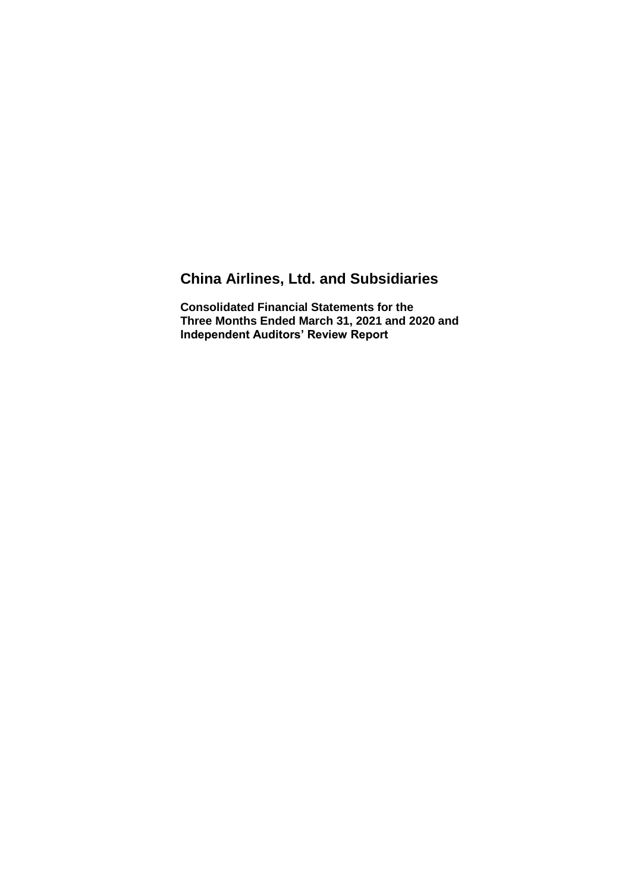# China Airlines, Ltd. and Subsidiaries

**Consolidated Financial Statements for the Three Months Ended March 31, 2021 and 2020 and Independent Auditors' Review Report**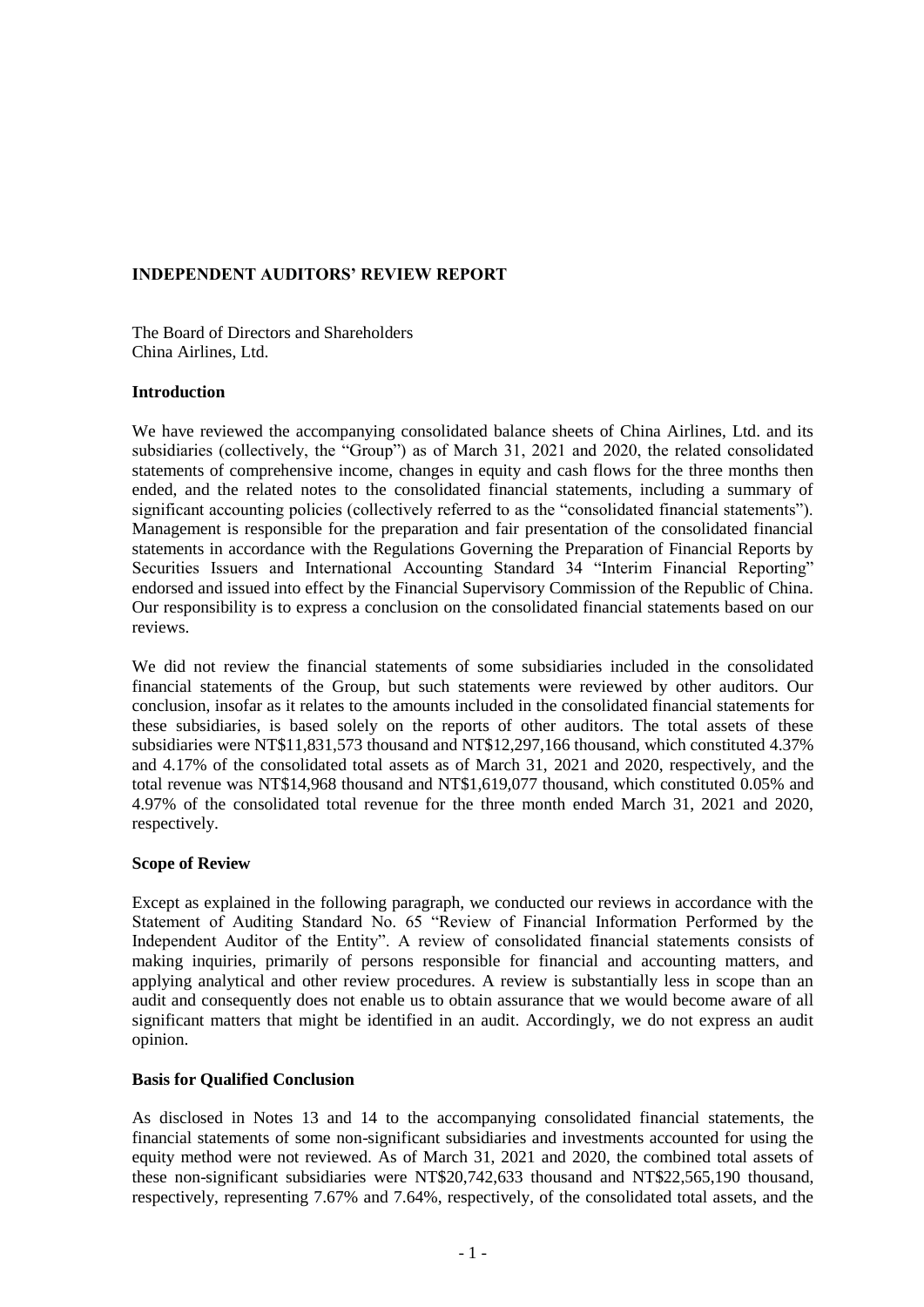## INDEPENDENT AUDITORS' REVIEW REPORT

The Board of Directors and Shareholders
China Airlines, Ltd.

### Introduction

We have reviewed the accompanying consolidated balance sheets of China Airlines, Ltd. and its subsidiaries (collectively, the "Group") as of March 31, 2021 and 2020, the related consolidated statements of comprehensive income, changes in equity and cash flows for the three months then ended, and the related notes to the consolidated financial statements, including a summary of significant accounting policies (collectively referred to as the "consolidated financial statements"). Management is responsible for the preparation and fair presentation of the consolidated financial statements in accordance with the Regulations Governing the Preparation of Financial Reports by Securities Issuers and International Accounting Standard 34 "Interim Financial Reporting" endorsed and issued into effect by the Financial Supervisory Commission of the Republic of China. Our responsibility is to express a conclusion on the consolidated financial statements based on our reviews.

We did not review the financial statements of some subsidiaries included in the consolidated financial statements of the Group, but such statements were reviewed by other auditors. Our conclusion, insofar as it relates to the amounts included in the consolidated financial statements for these subsidiaries, is based solely on the reports of other auditors. The total assets of these subsidiaries were NT$11,831,573 thousand and NT$12,297,166 thousand, which constituted 4.37% and 4.17% of the consolidated total assets as of March 31, 2021 and 2020, respectively, and the total revenue was NT$14,968 thousand and NT$1,619,077 thousand, which constituted 0.05% and 4.97% of the consolidated total revenue for the three month ended March 31, 2021 and 2020, respectively.

### Scope of Review

Except as explained in the following paragraph, we conducted our reviews in accordance with the Statement of Auditing Standard No. 65 "Review of Financial Information Performed by the Independent Auditor of the Entity". A review of consolidated financial statements consists of making inquiries, primarily of persons responsible for financial and accounting matters, and applying analytical and other review procedures. A review is substantially less in scope than an audit and consequently does not enable us to obtain assurance that we would become aware of all significant matters that might be identified in an audit. Accordingly, we do not express an audit opinion.

### Basis for Qualified Conclusion

As disclosed in Notes 13 and 14 to the accompanying consolidated financial statements, the financial statements of some non-significant subsidiaries and investments accounted for using the equity method were not reviewed. As of March 31, 2021 and 2020, the combined total assets of these non-significant subsidiaries were NT$20,742,633 thousand and NT$22,565,190 thousand, respectively, representing 7.67% and 7.64%, respectively, of the consolidated total assets, and the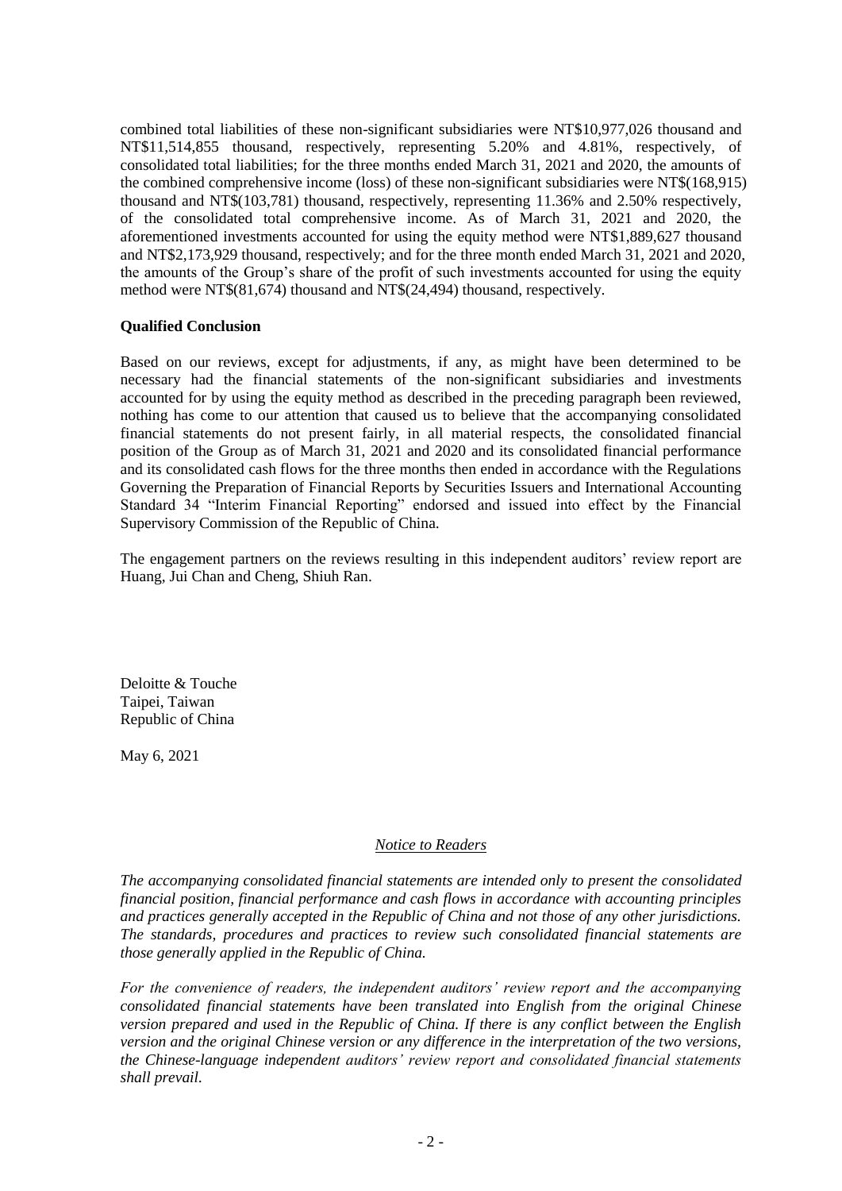combined total liabilities of these non-significant subsidiaries were NT$10,977,026 thousand and NT$11,514,855 thousand, respectively, representing 5.20% and 4.81%, respectively, of consolidated total liabilities; for the three months ended March 31, 2021 and 2020, the amounts of the combined comprehensive income (loss) of these non-significant subsidiaries were NT$(168,915) thousand and NT$(103,781) thousand, respectively, representing 11.36% and 2.50% respectively, of the consolidated total comprehensive income. As of March 31, 2021 and 2020, the aforementioned investments accounted for using the equity method were NT$1,889,627 thousand and NT$2,173,929 thousand, respectively; and for the three month ended March 31, 2021 and 2020, the amounts of the Group's share of the profit of such investments accounted for using the equity method were NT$(81,674) thousand and NT$(24,494) thousand, respectively.

**Qualified Conclusion**

Based on our reviews, except for adjustments, if any, as might have been determined to be necessary had the financial statements of the non-significant subsidiaries and investments accounted for by using the equity method as described in the preceding paragraph been reviewed, nothing has come to our attention that caused us to believe that the accompanying consolidated financial statements do not present fairly, in all material respects, the consolidated financial position of the Group as of March 31, 2021 and 2020 and its consolidated financial performance and its consolidated cash flows for the three months then ended in accordance with the Regulations Governing the Preparation of Financial Reports by Securities Issuers and International Accounting Standard 34 "Interim Financial Reporting" endorsed and issued into effect by the Financial Supervisory Commission of the Republic of China.

The engagement partners on the reviews resulting in this independent auditors' review report are Huang, Jui Chan and Cheng, Shiuh Ran.

Deloitte & Touche
Taipei, Taiwan
Republic of China

May 6, 2021

*Notice to Readers*

*The accompanying consolidated financial statements are intended only to present the consolidated financial position, financial performance and cash flows in accordance with accounting principles and practices generally accepted in the Republic of China and not those of any other jurisdictions. The standards, procedures and practices to review such consolidated financial statements are those generally applied in the Republic of China.*

*For the convenience of readers, the independent auditors' review report and the accompanying consolidated financial statements have been translated into English from the original Chinese version prepared and used in the Republic of China. If there is any conflict between the English version and the original Chinese version or any difference in the interpretation of the two versions, the Chinese-language independent auditors' review report and consolidated financial statements shall prevail.*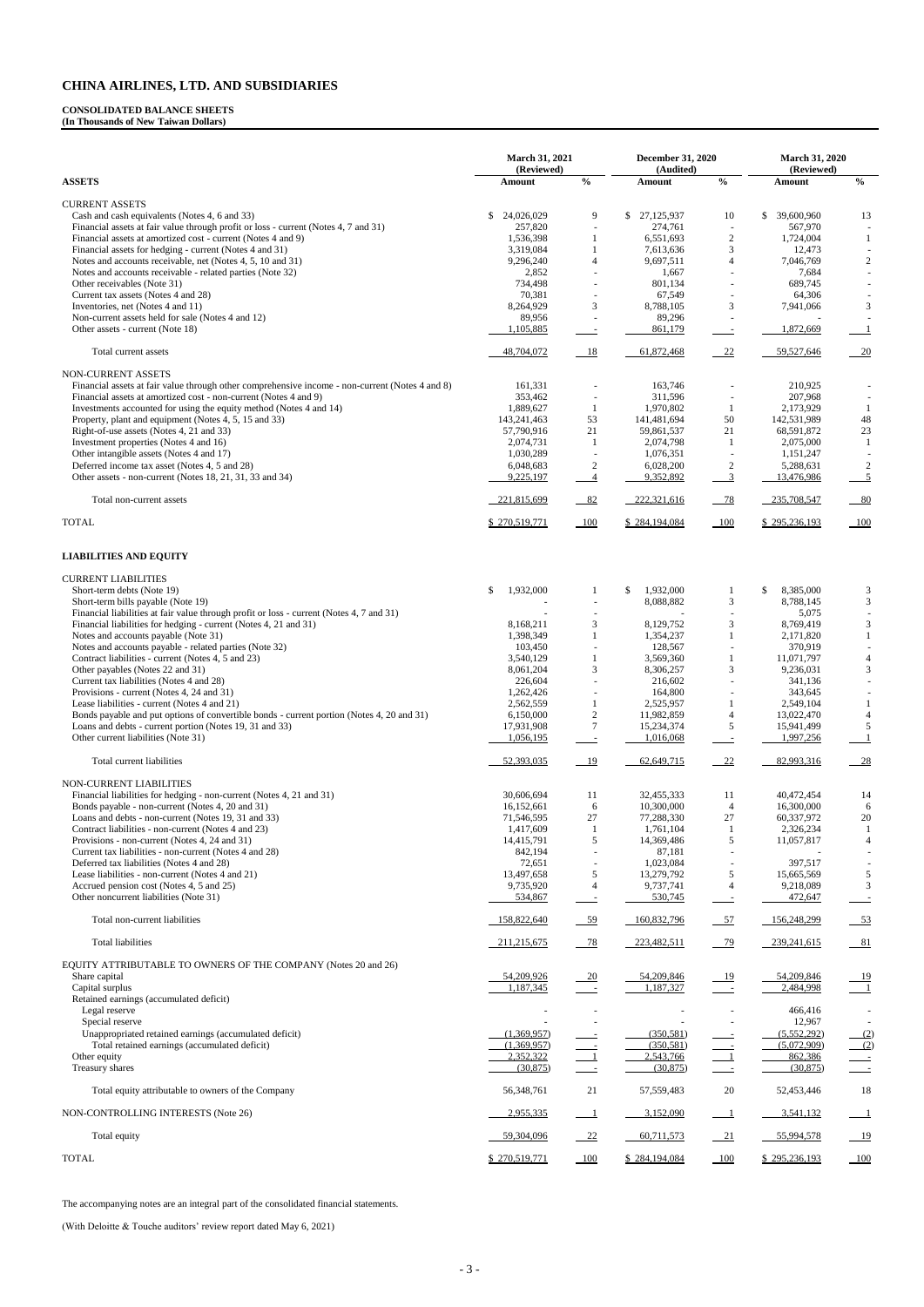# CHINA AIRLINES, LTD. AND SUBSIDIARIES

**CONSOLIDATED BALANCE SHEETS**
**(In Thousands of New Taiwan Dollars)**

| | March 31, 2021 (Reviewed) | | December 31, 2020 (Audited) | | March 31, 2020 (Reviewed) | |
|---|---|---|---|---|---|---|
| **ASSETS** | **Amount** | **%** | **Amount** | **%** | **Amount** | **%** |
| CURRENT ASSETS | | | | | | |
| Cash and cash equivalents (Notes 4, 6 and 33) | $ 24,026,029 | 9 | $ 27,125,937 | 10 | $ 39,600,960 | 13 |
| Financial assets at fair value through profit or loss - current (Notes 4, 7 and 31) | 257,820 | - | 274,761 | - | 567,970 | - |
| Financial assets at amortized cost - current (Notes 4 and 9) | 1,536,398 | 1 | 6,551,693 | 2 | 1,724,004 | 1 |
| Financial assets for hedging - current (Notes 4 and 31) | 3,319,084 | 1 | 7,613,636 | 3 | 12,473 | - |
| Notes and accounts receivable, net (Notes 4, 5, 10 and 31) | 9,296,240 | 4 | 9,697,511 | 4 | 7,046,769 | 2 |
| Notes and accounts receivable - related parties (Note 32) | 2,852 | - | 1,667 | - | 7,684 | - |
| Other receivables (Note 31) | 734,498 | - | 801,134 | - | 689,745 | - |
| Current tax assets (Notes 4 and 28) | 70,381 | - | 67,549 | - | 64,306 | - |
| Inventories, net (Notes 4 and 11) | 8,264,929 | 3 | 8,788,105 | 3 | 7,941,066 | 3 |
| Non-current assets held for sale (Notes 4 and 12) | 89,956 | - | 89,296 | - | - | - |
| Other assets - current (Note 18) | 1,105,885 | - | 861,179 | - | 1,872,669 | 1 |
| Total current assets | 48,704,072 | 18 | 61,872,468 | 22 | 59,527,646 | 20 |
| NON-CURRENT ASSETS | | | | | | |
| Financial assets at fair value through other comprehensive income - non-current (Notes 4 and 8) | 161,331 | - | 163,746 | - | 210,925 | - |
| Financial assets at amortized cost - non-current (Notes 4 and 9) | 353,462 | - | 311,596 | - | 207,968 | - |
| Investments accounted for using the equity method (Notes 4 and 14) | 1,889,627 | 1 | 1,970,802 | 1 | 2,173,929 | 1 |
| Property, plant and equipment (Notes 4, 5, 15 and 33) | 143,241,463 | 53 | 141,481,694 | 50 | 142,531,989 | 48 |
| Right-of-use assets (Notes 4, 21 and 33) | 57,790,916 | 21 | 59,861,537 | 21 | 68,591,872 | 23 |
| Investment properties (Notes 4 and 16) | 2,074,731 | 1 | 2,074,798 | 1 | 2,075,000 | 1 |
| Other intangible assets (Notes 4 and 17) | 1,030,289 | - | 1,076,351 | - | 1,151,247 | - |
| Deferred income tax asset (Notes 4, 5 and 28) | 6,048,683 | 2 | 6,028,200 | 2 | 5,288,631 | 2 |
| Other assets - non-current (Notes 18, 21, 31, 33 and 34) | 9,225,197 | 4 | 9,352,892 | 3 | 13,476,986 | 5 |
| Total non-current assets | 221,815,699 | 82 | 222,321,616 | 78 | 235,708,547 | 80 |
| TOTAL | $ 270,519,771 | 100 | $ 284,194,084 | 100 | $ 295,236,193 | 100 |
| **LIABILITIES AND EQUITY** | | | | | | |
| CURRENT LIABILITIES | | | | | | |
| Short-term debts (Note 19) | $ 1,932,000 | 1 | $ 1,932,000 | 1 | $ 8,385,000 | 3 |
| Short-term bills payable (Note 19) | - | - | 8,088,882 | 3 | 8,788,145 | 3 |
| Financial liabilities at fair value through profit or loss - current (Notes 4, 7 and 31) | - | - | - | - | 5,075 | - |
| Financial liabilities for hedging - current (Notes 4, 21 and 31) | 8,168,211 | 3 | 8,129,752 | 3 | 8,769,419 | 3 |
| Notes and accounts payable (Note 31) | 1,398,349 | 1 | 1,354,237 | 1 | 2,171,820 | 1 |
| Notes and accounts payable - related parties (Note 32) | 103,450 | - | 128,567 | - | 370,919 | - |
| Contract liabilities - current (Notes 4, 5 and 23) | 3,540,129 | 1 | 3,569,360 | 1 | 11,071,797 | 4 |
| Other payables (Notes 22 and 31) | 8,061,204 | 3 | 8,306,257 | 3 | 9,236,031 | 3 |
| Current tax liabilities (Notes 4 and 28) | 226,604 | - | 216,602 | - | 341,136 | - |
| Provisions - current (Notes 4, 24 and 31) | 1,262,426 | - | 164,800 | - | 343,645 | - |
| Lease liabilities - current (Notes 4 and 21) | 2,562,559 | 1 | 2,525,957 | 1 | 2,549,104 | 1 |
| Bonds payable and put options of convertible bonds - current portion (Notes 4, 20 and 31) | 6,150,000 | 2 | 11,982,859 | 4 | 13,022,470 | 4 |
| Loans and debts - current portion (Notes 19, 31 and 33) | 17,931,908 | 7 | 15,234,374 | 5 | 15,941,499 | 5 |
| Other current liabilities (Note 31) | 1,056,195 | - | 1,016,068 | - | 1,997,256 | 1 |
| Total current liabilities | 52,393,035 | 19 | 62,649,715 | 22 | 82,993,316 | 28 |
| NON-CURRENT LIABILITIES | | | | | | |
| Financial liabilities for hedging - non-current (Notes 4, 21 and 31) | 30,606,694 | 11 | 32,455,333 | 11 | 40,472,454 | 14 |
| Bonds payable - non-current (Notes 4, 20 and 31) | 16,152,661 | 6 | 10,300,000 | 4 | 16,300,000 | 6 |
| Loans and debts - non-current (Notes 19, 31 and 33) | 71,546,595 | 27 | 77,288,330 | 27 | 60,337,972 | 20 |
| Contract liabilities - non-current (Notes 4 and 23) | 1,417,609 | 1 | 1,761,104 | 1 | 2,326,234 | 1 |
| Provisions - non-current (Notes 4, 24 and 31) | 14,415,791 | 5 | 14,369,486 | 5 | 11,057,817 | 4 |
| Current tax liabilities - non-current (Notes 4 and 28) | 842,194 | - | 87,181 | - | - | - |
| Deferred tax liabilities (Notes 4 and 28) | 72,651 | - | 1,023,084 | - | 397,517 | - |
| Lease liabilities - non-current (Notes 4 and 21) | 13,497,658 | 5 | 13,279,792 | 5 | 15,665,569 | 5 |
| Accrued pension cost (Notes 4, 5 and 25) | 9,735,920 | 4 | 9,737,741 | 4 | 9,218,089 | 3 |
| Other noncurrent liabilities (Note 31) | 534,867 | - | 530,745 | - | 472,647 | - |
| Total non-current liabilities | 158,822,640 | 59 | 160,832,796 | 57 | 156,248,299 | 53 |
| Total liabilities | 211,215,675 | 78 | 223,482,511 | 79 | 239,241,615 | 81 |
| EQUITY ATTRIBUTABLE TO OWNERS OF THE COMPANY (Notes 20 and 26) | | | | | | |
| Share capital | 54,209,926 | 20 | 54,209,846 | 19 | 54,209,846 | 19 |
| Capital surplus | 1,187,345 | - | 1,187,327 | - | 2,484,998 | 1 |
| Retained earnings (accumulated deficit) | | | | | | |
| Legal reserve | - | - | - | - | 466,416 | - |
| Special reserve | - | - | - | - | 12,967 | - |
| Unappropriated retained earnings (accumulated deficit) | (1,369,957) | - | (350,581) | - | (5,552,292) | (2) |
| Total retained earnings (accumulated deficit) | (1,369,957) | - | (350,581) | - | (5,072,909) | (2) |
| Other equity | 2,352,322 | 1 | 2,543,766 | 1 | 862,386 | - |
| Treasury shares | (30,875) | - | (30,875) | - | (30,875) | - |
| Total equity attributable to owners of the Company | 56,348,761 | 21 | 57,559,483 | 20 | 52,453,446 | 18 |
| NON-CONTROLLING INTERESTS (Note 26) | 2,955,335 | 1 | 3,152,090 | 1 | 3,541,132 | 1 |
| Total equity | 59,304,096 | 22 | 60,711,573 | 21 | 55,994,578 | 19 |
| TOTAL | $ 270,519,771 | 100 | $ 284,194,084 | 100 | $ 295,236,193 | 100 |

The accompanying notes are an integral part of the consolidated financial statements.

(With Deloitte & Touche auditors' review report dated May 6, 2021)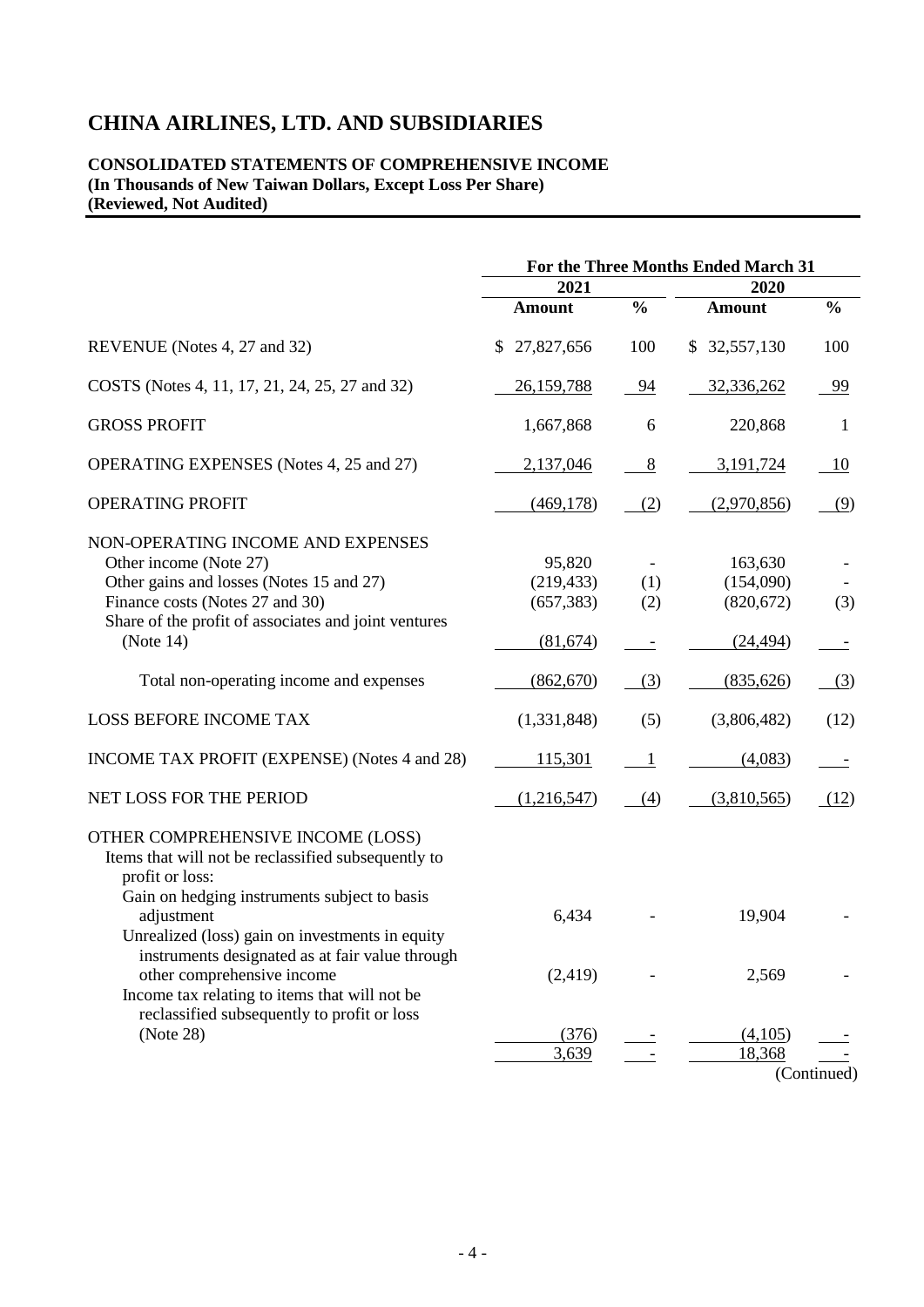# CHINA AIRLINES, LTD. AND SUBSIDIARIES

**CONSOLIDATED STATEMENTS OF COMPREHENSIVE INCOME**
**(In Thousands of New Taiwan Dollars, Except Loss Per Share)**
**(Reviewed, Not Audited)**

| | For the Three Months Ended March 31 | | | |
|---|---|---|---|---|
| | 2021 | | 2020 | |
| | Amount | % | Amount | % |
| REVENUE (Notes 4, 27 and 32) | $ 27,827,656 | 100 | $ 32,557,130 | 100 |
| COSTS (Notes 4, 11, 17, 21, 24, 25, 27 and 32) | 26,159,788 | 94 | 32,336,262 | 99 |
| GROSS PROFIT | 1,667,868 | 6 | 220,868 | 1 |
| OPERATING EXPENSES (Notes 4, 25 and 27) | 2,137,046 | 8 | 3,191,724 | 10 |
| OPERATING PROFIT | (469,178) | (2) | (2,970,856) | (9) |
| NON-OPERATING INCOME AND EXPENSES | | | | |
| Other income (Note 27) | 95,820 | - | 163,630 | - |
| Other gains and losses (Notes 15 and 27) | (219,433) | (1) | (154,090) | - |
| Finance costs (Notes 27 and 30) | (657,383) | (2) | (820,672) | (3) |
| Share of the profit of associates and joint ventures (Note 14) | (81,674) | - | (24,494) | - |
| Total non-operating income and expenses | (862,670) | (3) | (835,626) | (3) |
| LOSS BEFORE INCOME TAX | (1,331,848) | (5) | (3,806,482) | (12) |
| INCOME TAX PROFIT (EXPENSE) (Notes 4 and 28) | 115,301 | 1 | (4,083) | - |
| NET LOSS FOR THE PERIOD | (1,216,547) | (4) | (3,810,565) | (12) |
| OTHER COMPREHENSIVE INCOME (LOSS) | | | | |
| Items that will not be reclassified subsequently to profit or loss: | | | | |
| Gain on hedging instruments subject to basis adjustment | 6,434 | - | 19,904 | - |
| Unrealized (loss) gain on investments in equity instruments designated as at fair value through other comprehensive income | (2,419) | - | 2,569 | - |
| Income tax relating to items that will not be reclassified subsequently to profit or loss (Note 28) | (376) | - | (4,105) | - |
| | 3,639 | - | 18,368 | - |

(Continued)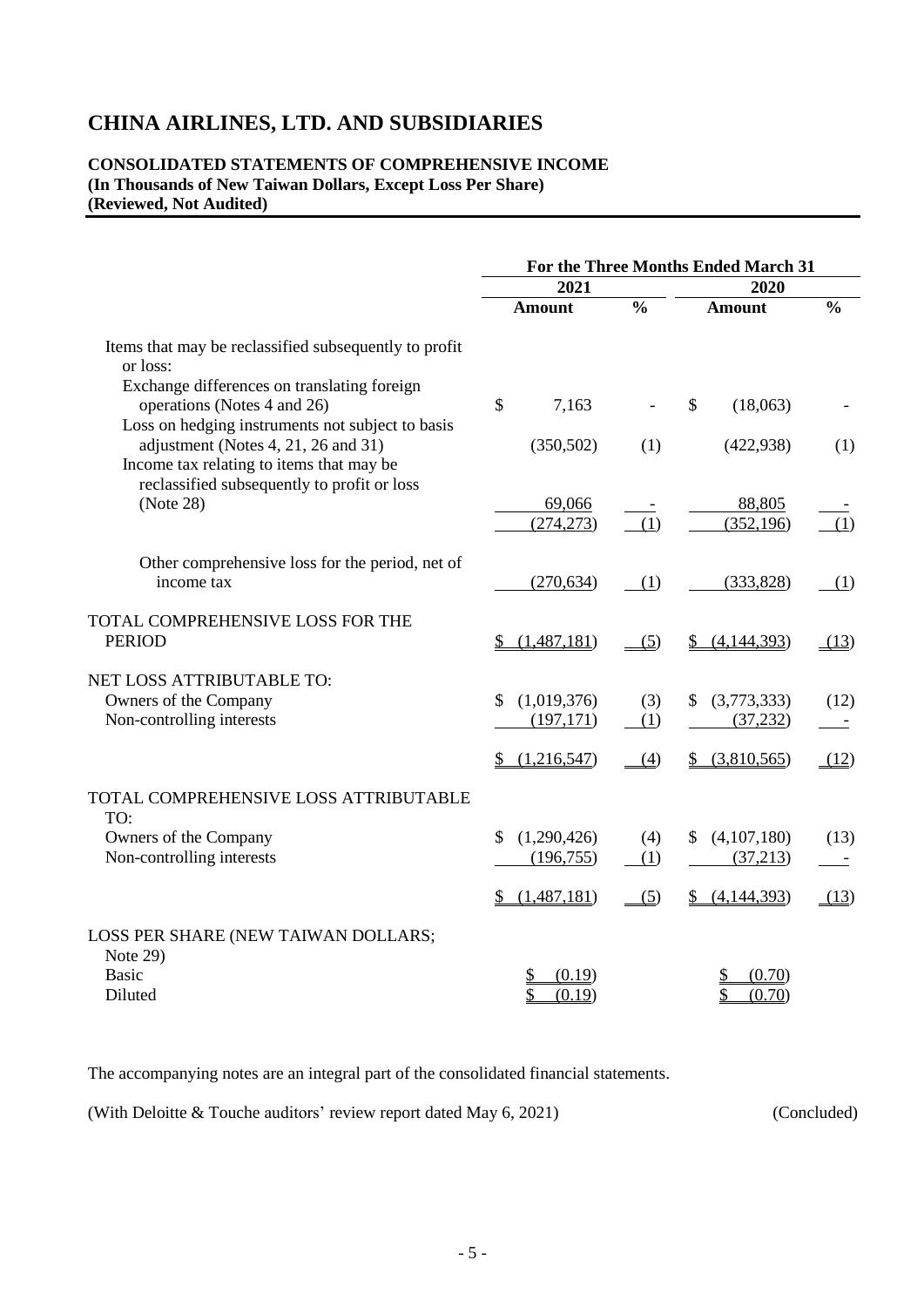# CHINA AIRLINES, LTD. AND SUBSIDIARIES

**CONSOLIDATED STATEMENTS OF COMPREHENSIVE INCOME**
**(In Thousands of New Taiwan Dollars, Except Loss Per Share)**
**(Reviewed, Not Audited)**

| | For the Three Months Ended March 31 | | | |
|---|---|---|---|---|
| | 2021 | | 2020 | |
| | Amount | % | Amount | % |
| Items that may be reclassified subsequently to profit or loss: | | | | |
| Exchange differences on translating foreign operations (Notes 4 and 26) | $ 7,163 | - | $ (18,063) | - |
| Loss on hedging instruments not subject to basis adjustment (Notes 4, 21, 26 and 31) | (350,502) | (1) | (422,938) | (1) |
| Income tax relating to items that may be reclassified subsequently to profit or loss (Note 28) | 69,066 | - | 88,805 | - |
| | (274,273) | (1) | (352,196) | (1) |
| Other comprehensive loss for the period, net of income tax | (270,634) | (1) | (333,828) | (1) |
| TOTAL COMPREHENSIVE LOSS FOR THE PERIOD | $ (1,487,181) | (5) | $ (4,144,393) | (13) |
| NET LOSS ATTRIBUTABLE TO: | | | | |
| Owners of the Company | $ (1,019,376) | (3) | $ (3,773,333) | (12) |
| Non-controlling interests | (197,171) | (1) | (37,232) | - |
| | $ (1,216,547) | (4) | $ (3,810,565) | (12) |
| TOTAL COMPREHENSIVE LOSS ATTRIBUTABLE TO: | | | | |
| Owners of the Company | $ (1,290,426) | (4) | $ (4,107,180) | (13) |
| Non-controlling interests | (196,755) | (1) | (37,213) | - |
| | $ (1,487,181) | (5) | $ (4,144,393) | (13) |
| LOSS PER SHARE (NEW TAIWAN DOLLARS; Note 29) | | | | |
| Basic | $ (0.19) | | $ (0.70) | |
| Diluted | $ (0.19) | | $ (0.70) | |

The accompanying notes are an integral part of the consolidated financial statements.

(With Deloitte & Touche auditors' review report dated May 6, 2021) (Concluded)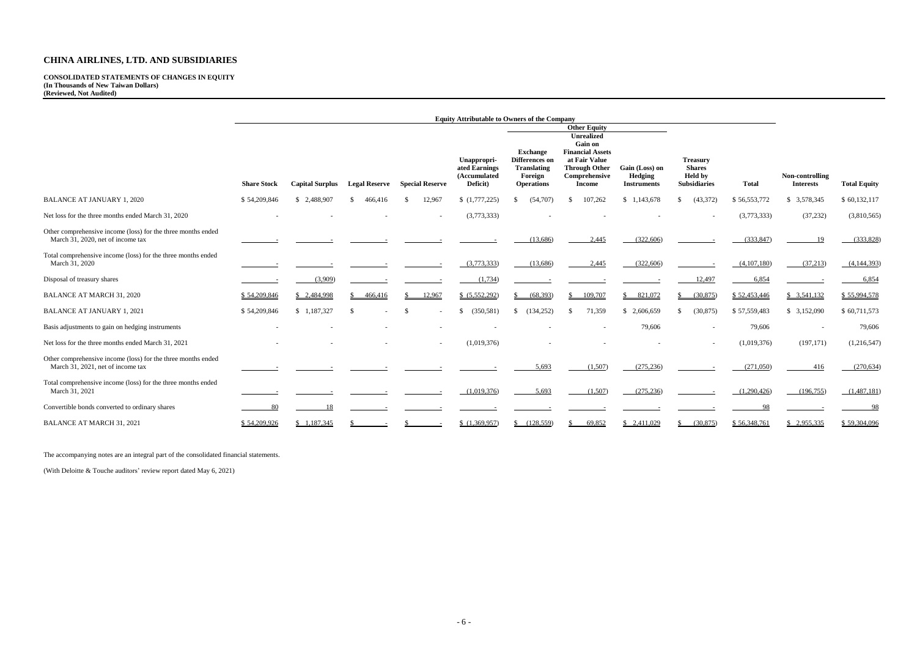# CHINA AIRLINES, LTD. AND SUBSIDIARIES

**CONSOLIDATED STATEMENTS OF CHANGES IN EQUITY**
**(In Thousands of New Taiwan Dollars)**
**(Reviewed, Not Audited)**

| | Equity Attributable to Owners of the Company | | | | | | | | | | | |
|---|---|---|---|---|---|---|---|---|---|---|---|---|
| | | | | | | Other Equity | | | | | | |
| | Share Stock | Capital Surplus | Legal Reserve | Special Reserve | Unappropriated Earnings (Accumulated Deficit) | Exchange Differences on Translating Foreign Operations | Unrealized Gain on Financial Assets at Fair Value Through Other Comprehensive Income | Gain (Loss) on Hedging Instruments | Treasury Shares Held by Subsidiaries | Total | Non-controlling Interests | Total Equity |
| BALANCE AT JANUARY 1, 2020 | $ 54,209,846 | $ 2,488,907 | $ 466,416 | $ 12,967 | $ (1,777,225) | $ (54,707) | $ 107,262 | $ 1,143,678 | $ (43,372) | $ 56,553,772 | $ 3,578,345 | $ 60,132,117 |
| Net loss for the three months ended March 31, 2020 | - | - | - | - | (3,773,333) | - | - | - | - | (3,773,333) | (37,232) | (3,810,565) |
| Other comprehensive income (loss) for the three months ended March 31, 2020, net of income tax | - | - | - | - | - | (13,686) | 2,445 | (322,606) | - | (333,847) | 19 | (333,828) |
| Total comprehensive income (loss) for the three months ended March 31, 2020 | - | - | - | - | (3,773,333) | (13,686) | 2,445 | (322,606) | - | (4,107,180) | (37,213) | (4,144,393) |
| Disposal of treasury shares | - | (3,909) | - | - | (1,734) | - | - | - | 12,497 | 6,854 | - | 6,854 |
| BALANCE AT MARCH 31, 2020 | $ 54,209,846 | $ 2,484,998 | $ 466,416 | $ 12,967 | $ (5,552,292) | $ (68,393) | $ 109,707 | $ 821,072 | $ (30,875) | $ 52,453,446 | $ 3,541,132 | $ 55,994,578 |
| BALANCE AT JANUARY 1, 2021 | $ 54,209,846 | $ 1,187,327 | $ - | $ - | $ (350,581) | $ (134,252) | $ 71,359 | $ 2,606,659 | $ (30,875) | $ 57,559,483 | $ 3,152,090 | $ 60,711,573 |
| Basis adjustments to gain on hedging instruments | - | - | - | - | - | - | - | 79,606 | - | 79,606 | - | 79,606 |
| Net loss for the three months ended March 31, 2021 | - | - | - | - | (1,019,376) | - | - | - | - | (1,019,376) | (197,171) | (1,216,547) |
| Other comprehensive income (loss) for the three months ended March 31, 2021, net of income tax | - | - | - | - | - | 5,693 | (1,507) | (275,236) | - | (271,050) | 416 | (270,634) |
| Total comprehensive income (loss) for the three months ended March 31, 2021 | - | - | - | - | (1,019,376) | 5,693 | (1,507) | (275,236) | - | (1,290,426) | (196,755) | (1,487,181) |
| Convertible bonds converted to ordinary shares | 80 | 18 | - | - | - | - | - | - | - | 98 | - | 98 |
| BALANCE AT MARCH 31, 2021 | $ 54,209,926 | $ 1,187,345 | $ - | $ - | $ (1,369,957) | $ (128,559) | $ 69,852 | $ 2,411,029 | $ (30,875) | $ 56,348,761 | $ 2,955,335 | $ 59,304,096 |

The accompanying notes are an integral part of the consolidated financial statements.

(With Deloitte & Touche auditors' review report dated May 6, 2021)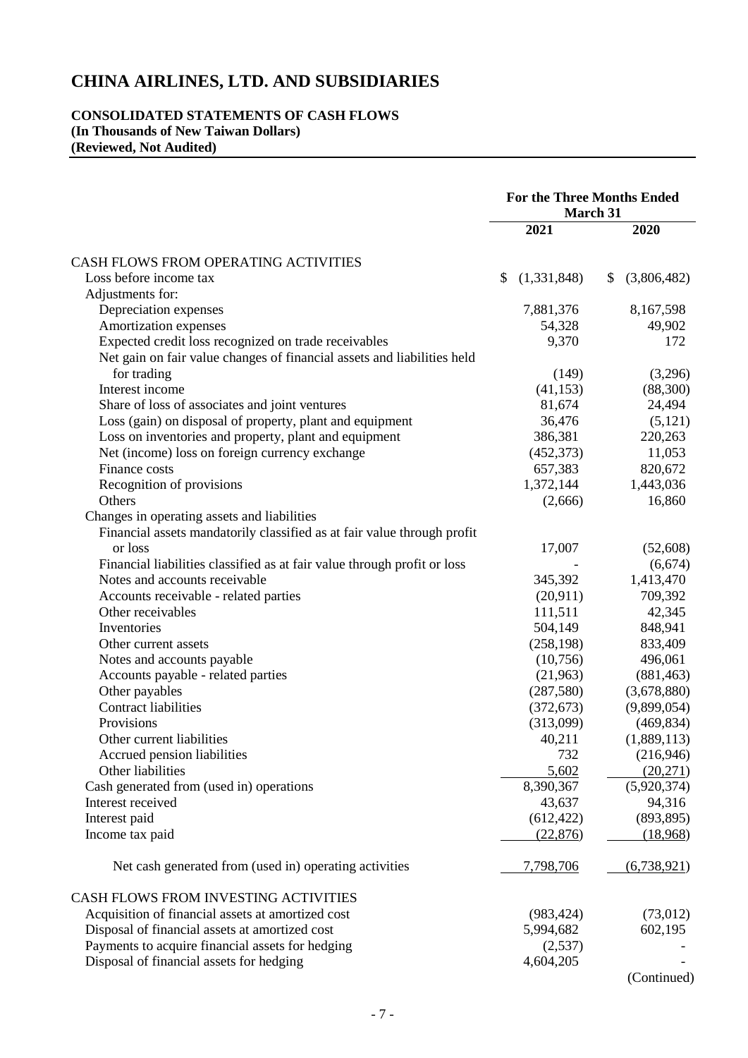# CHINA AIRLINES, LTD. AND SUBSIDIARIES

**CONSOLIDATED STATEMENTS OF CASH FLOWS**
**(In Thousands of New Taiwan Dollars)**
**(Reviewed, Not Audited)**

| | For the Three Months Ended March 31 | |
|---|---|---|
| | **2021** | **2020** |
| CASH FLOWS FROM OPERATING ACTIVITIES | | |
| Loss before income tax | $ (1,331,848) | $ (3,806,482) |
| Adjustments for: | | |
| Depreciation expenses | 7,881,376 | 8,167,598 |
| Amortization expenses | 54,328 | 49,902 |
| Expected credit loss recognized on trade receivables | 9,370 | 172 |
| Net gain on fair value changes of financial assets and liabilities held for trading | (149) | (3,296) |
| Interest income | (41,153) | (88,300) |
| Share of loss of associates and joint ventures | 81,674 | 24,494 |
| Loss (gain) on disposal of property, plant and equipment | 36,476 | (5,121) |
| Loss on inventories and property, plant and equipment | 386,381 | 220,263 |
| Net (income) loss on foreign currency exchange | (452,373) | 11,053 |
| Finance costs | 657,383 | 820,672 |
| Recognition of provisions | 1,372,144 | 1,443,036 |
| Others | (2,666) | 16,860 |
| Changes in operating assets and liabilities | | |
| Financial assets mandatorily classified as at fair value through profit or loss | 17,007 | (52,608) |
| Financial liabilities classified as at fair value through profit or loss | - | (6,674) |
| Notes and accounts receivable | 345,392 | 1,413,470 |
| Accounts receivable - related parties | (20,911) | 709,392 |
| Other receivables | 111,511 | 42,345 |
| Inventories | 504,149 | 848,941 |
| Other current assets | (258,198) | 833,409 |
| Notes and accounts payable | (10,756) | 496,061 |
| Accounts payable - related parties | (21,963) | (881,463) |
| Other payables | (287,580) | (3,678,880) |
| Contract liabilities | (372,673) | (9,899,054) |
| Provisions | (313,099) | (469,834) |
| Other current liabilities | 40,211 | (1,889,113) |
| Accrued pension liabilities | 732 | (216,946) |
| Other liabilities | 5,602 | (20,271) |
| Cash generated from (used in) operations | 8,390,367 | (5,920,374) |
| Interest received | 43,637 | 94,316 |
| Interest paid | (612,422) | (893,895) |
| Income tax paid | (22,876) | (18,968) |
| Net cash generated from (used in) operating activities | 7,798,706 | (6,738,921) |
| CASH FLOWS FROM INVESTING ACTIVITIES | | |
| Acquisition of financial assets at amortized cost | (983,424) | (73,012) |
| Disposal of financial assets at amortized cost | 5,994,682 | 602,195 |
| Payments to acquire financial assets for hedging | (2,537) | - |
| Disposal of financial assets for hedging | 4,604,205 | - |

(Continued)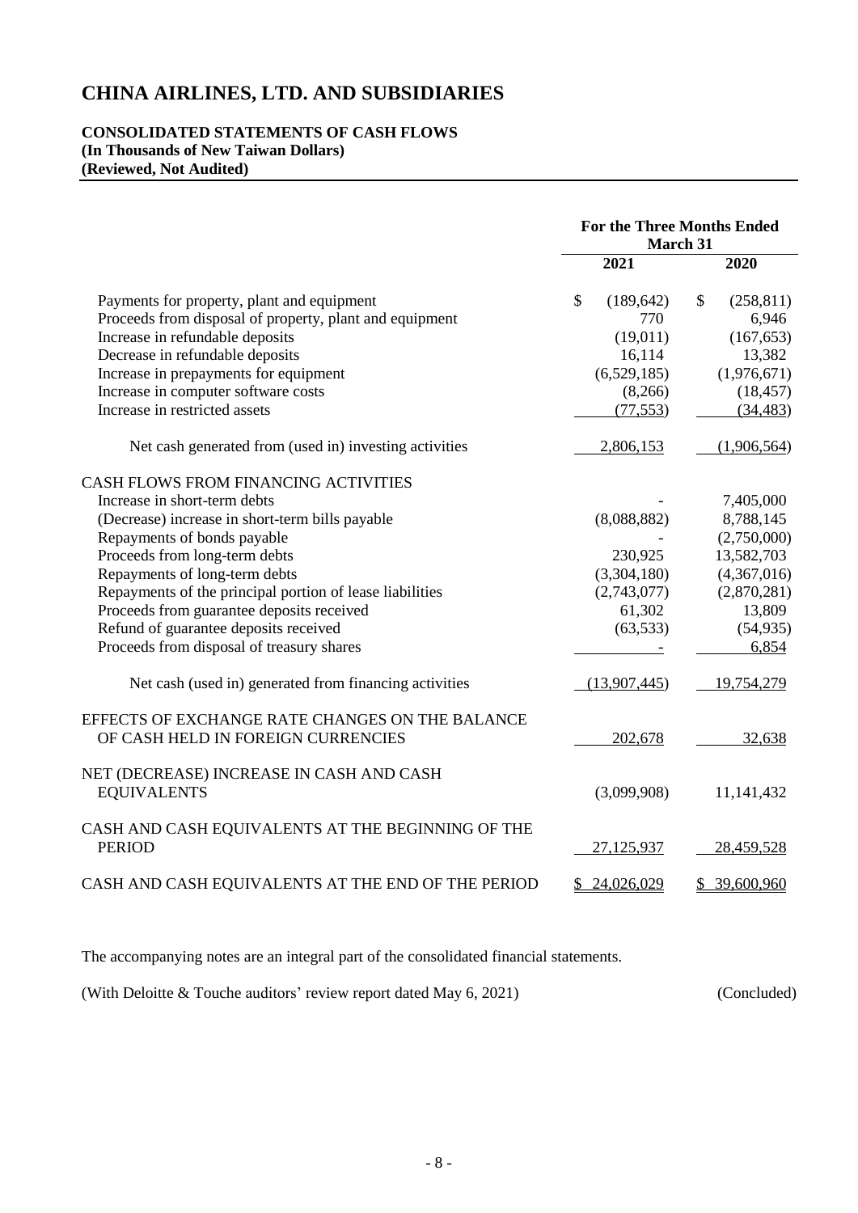# CHINA AIRLINES, LTD. AND SUBSIDIARIES

**CONSOLIDATED STATEMENTS OF CASH FLOWS**
**(In Thousands of New Taiwan Dollars)**
**(Reviewed, Not Audited)**

| | For the Three Months Ended March 31 | |
|---|---|---|
| | 2021 | 2020 |
| Payments for property, plant and equipment | $ (189,642) | $ (258,811) |
| Proceeds from disposal of property, plant and equipment | 770 | 6,946 |
| Increase in refundable deposits | (19,011) | (167,653) |
| Decrease in refundable deposits | 16,114 | 13,382 |
| Increase in prepayments for equipment | (6,529,185) | (1,976,671) |
| Increase in computer software costs | (8,266) | (18,457) |
| Increase in restricted assets | (77,553) | (34,483) |
| Net cash generated from (used in) investing activities | 2,806,153 | (1,906,564) |
| CASH FLOWS FROM FINANCING ACTIVITIES | | |
| Increase in short-term debts | - | 7,405,000 |
| (Decrease) increase in short-term bills payable | (8,088,882) | 8,788,145 |
| Repayments of bonds payable | - | (2,750,000) |
| Proceeds from long-term debts | 230,925 | 13,582,703 |
| Repayments of long-term debts | (3,304,180) | (4,367,016) |
| Repayments of the principal portion of lease liabilities | (2,743,077) | (2,870,281) |
| Proceeds from guarantee deposits received | 61,302 | 13,809 |
| Refund of guarantee deposits received | (63,533) | (54,935) |
| Proceeds from disposal of treasury shares | - | 6,854 |
| Net cash (used in) generated from financing activities | (13,907,445) | 19,754,279 |
| EFFECTS OF EXCHANGE RATE CHANGES ON THE BALANCE OF CASH HELD IN FOREIGN CURRENCIES | 202,678 | 32,638 |
| NET (DECREASE) INCREASE IN CASH AND CASH EQUIVALENTS | (3,099,908) | 11,141,432 |
| CASH AND CASH EQUIVALENTS AT THE BEGINNING OF THE PERIOD | 27,125,937 | 28,459,528 |
| CASH AND CASH EQUIVALENTS AT THE END OF THE PERIOD | $ 24,026,029 | $ 39,600,960 |

The accompanying notes are an integral part of the consolidated financial statements.

(With Deloitte & Touche auditors' review report dated May 6, 2021) (Concluded)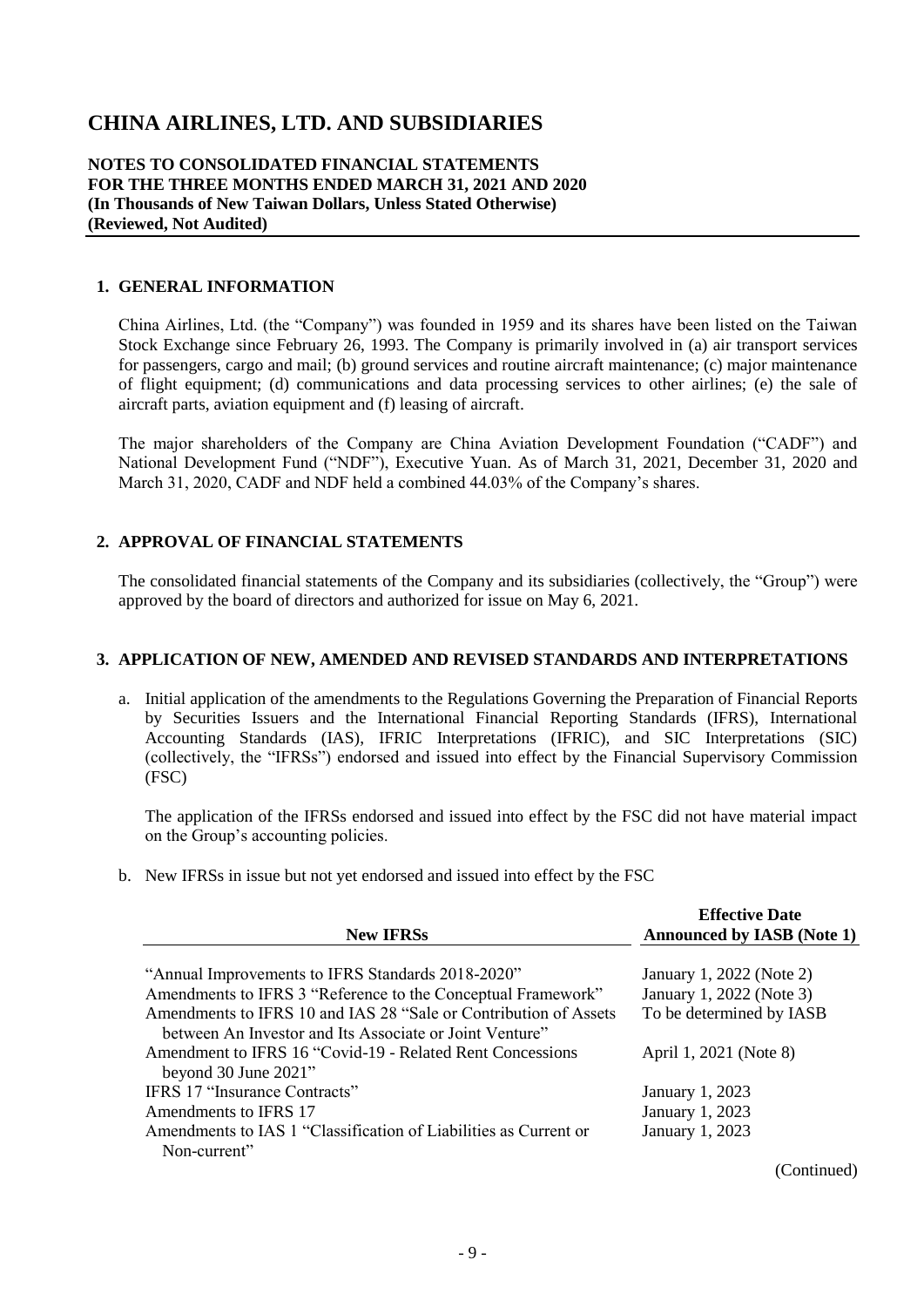# CHINA AIRLINES, LTD. AND SUBSIDIARIES

**NOTES TO CONSOLIDATED FINANCIAL STATEMENTS**
**FOR THE THREE MONTHS ENDED MARCH 31, 2021 AND 2020**
**(In Thousands of New Taiwan Dollars, Unless Stated Otherwise)**
**(Reviewed, Not Audited)**

## 1. GENERAL INFORMATION

China Airlines, Ltd. (the "Company") was founded in 1959 and its shares have been listed on the Taiwan Stock Exchange since February 26, 1993. The Company is primarily involved in (a) air transport services for passengers, cargo and mail; (b) ground services and routine aircraft maintenance; (c) major maintenance of flight equipment; (d) communications and data processing services to other airlines; (e) the sale of aircraft parts, aviation equipment and (f) leasing of aircraft.

The major shareholders of the Company are China Aviation Development Foundation ("CADF") and National Development Fund ("NDF"), Executive Yuan. As of March 31, 2021, December 31, 2020 and March 31, 2020, CADF and NDF held a combined 44.03% of the Company's shares.

## 2. APPROVAL OF FINANCIAL STATEMENTS

The consolidated financial statements of the Company and its subsidiaries (collectively, the "Group") were approved by the board of directors and authorized for issue on May 6, 2021.

## 3. APPLICATION OF NEW, AMENDED AND REVISED STANDARDS AND INTERPRETATIONS

a. Initial application of the amendments to the Regulations Governing the Preparation of Financial Reports by Securities Issuers and the International Financial Reporting Standards (IFRS), International Accounting Standards (IAS), IFRIC Interpretations (IFRIC), and SIC Interpretations (SIC) (collectively, the "IFRSs") endorsed and issued into effect by the Financial Supervisory Commission (FSC)

   The application of the IFRSs endorsed and issued into effect by the FSC did not have material impact on the Group's accounting policies.

b. New IFRSs in issue but not yet endorsed and issued into effect by the FSC

| New IFRSs | Effective Date Announced by IASB (Note 1) |
|---|---|
| "Annual Improvements to IFRS Standards 2018-2020" | January 1, 2022 (Note 2) |
| Amendments to IFRS 3 "Reference to the Conceptual Framework" | January 1, 2022 (Note 3) |
| Amendments to IFRS 10 and IAS 28 "Sale or Contribution of Assets between An Investor and Its Associate or Joint Venture" | To be determined by IASB |
| Amendment to IFRS 16 "Covid-19 - Related Rent Concessions beyond 30 June 2021" | April 1, 2021 (Note 8) |
| IFRS 17 "Insurance Contracts" | January 1, 2023 |
| Amendments to IFRS 17 | January 1, 2023 |
| Amendments to IAS 1 "Classification of Liabilities as Current or Non-current" | January 1, 2023 |

(Continued)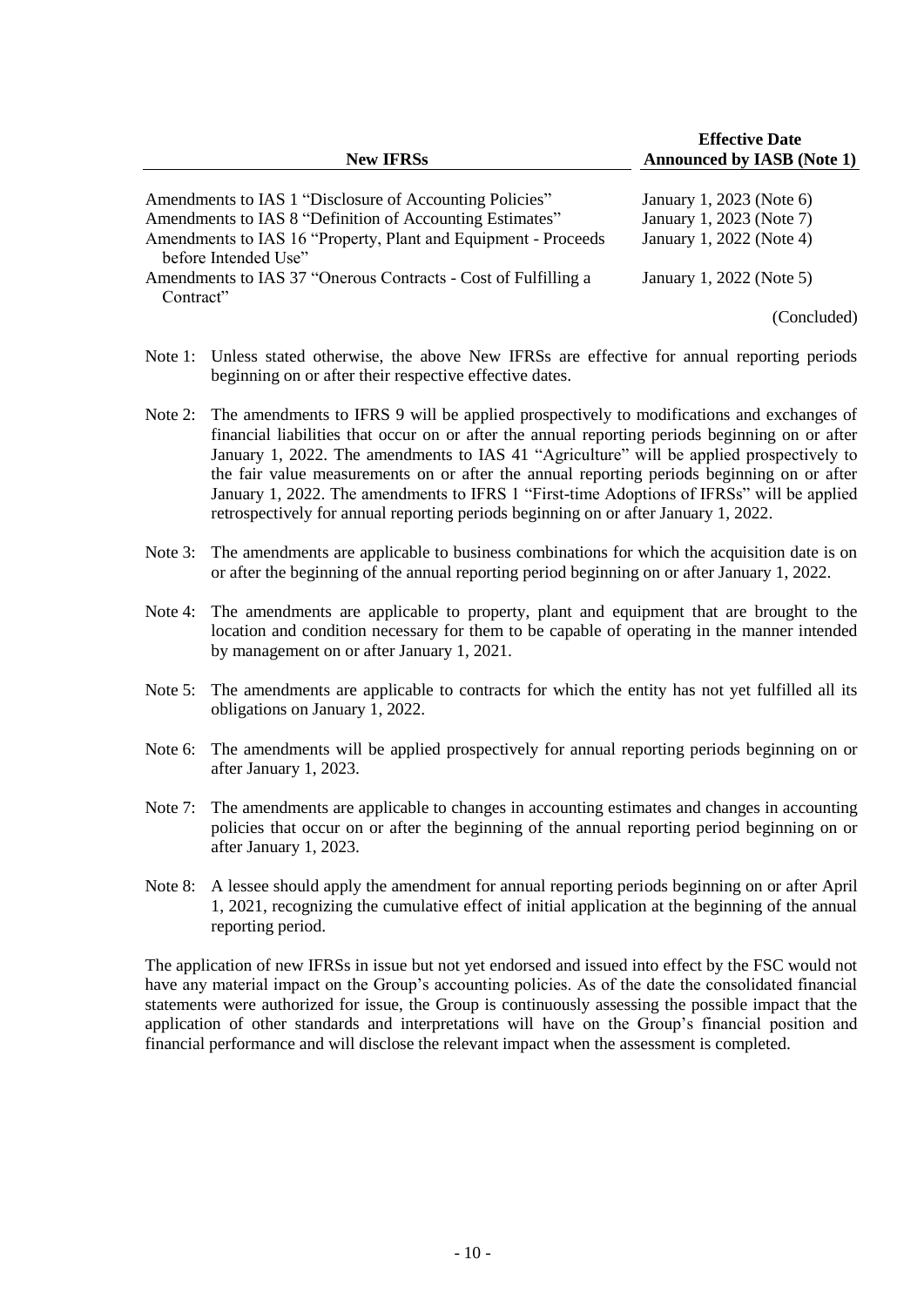| New IFRSs | Effective Date Announced by IASB (Note 1) |
|---|---|
| Amendments to IAS 1 "Disclosure of Accounting Policies" | January 1, 2023 (Note 6) |
| Amendments to IAS 8 "Definition of Accounting Estimates" | January 1, 2023 (Note 7) |
| Amendments to IAS 16 "Property, Plant and Equipment - Proceeds before Intended Use" | January 1, 2022 (Note 4) |
| Amendments to IAS 37 "Onerous Contracts - Cost of Fulfilling a Contract" | January 1, 2022 (Note 5) |

(Concluded)

Note 1: Unless stated otherwise, the above New IFRSs are effective for annual reporting periods beginning on or after their respective effective dates.

Note 2: The amendments to IFRS 9 will be applied prospectively to modifications and exchanges of financial liabilities that occur on or after the annual reporting periods beginning on or after January 1, 2022. The amendments to IAS 41 "Agriculture" will be applied prospectively to the fair value measurements on or after the annual reporting periods beginning on or after January 1, 2022. The amendments to IFRS 1 "First-time Adoptions of IFRSs" will be applied retrospectively for annual reporting periods beginning on or after January 1, 2022.

Note 3: The amendments are applicable to business combinations for which the acquisition date is on or after the beginning of the annual reporting period beginning on or after January 1, 2022.

Note 4: The amendments are applicable to property, plant and equipment that are brought to the location and condition necessary for them to be capable of operating in the manner intended by management on or after January 1, 2021.

Note 5: The amendments are applicable to contracts for which the entity has not yet fulfilled all its obligations on January 1, 2022.

Note 6: The amendments will be applied prospectively for annual reporting periods beginning on or after January 1, 2023.

Note 7: The amendments are applicable to changes in accounting estimates and changes in accounting policies that occur on or after the beginning of the annual reporting period beginning on or after January 1, 2023.

Note 8: A lessee should apply the amendment for annual reporting periods beginning on or after April 1, 2021, recognizing the cumulative effect of initial application at the beginning of the annual reporting period.

The application of new IFRSs in issue but not yet endorsed and issued into effect by the FSC would not have any material impact on the Group's accounting policies. As of the date the consolidated financial statements were authorized for issue, the Group is continuously assessing the possible impact that the application of other standards and interpretations will have on the Group's financial position and financial performance and will disclose the relevant impact when the assessment is completed.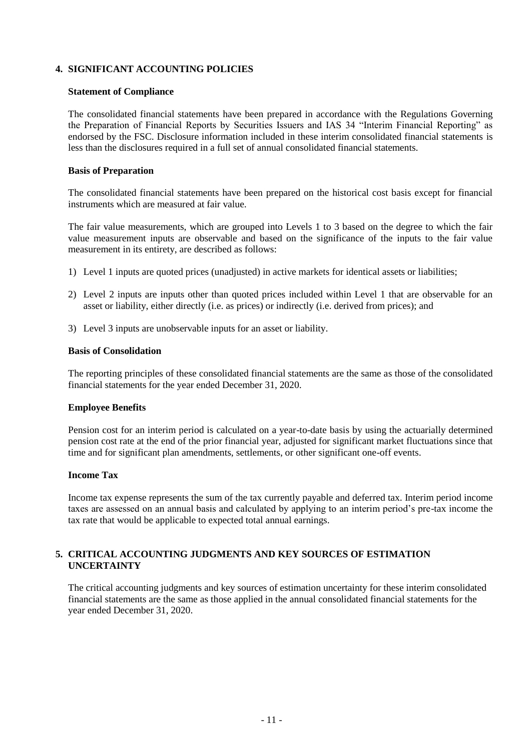## 4. SIGNIFICANT ACCOUNTING POLICIES

### Statement of Compliance

The consolidated financial statements have been prepared in accordance with the Regulations Governing the Preparation of Financial Reports by Securities Issuers and IAS 34 "Interim Financial Reporting" as endorsed by the FSC. Disclosure information included in these interim consolidated financial statements is less than the disclosures required in a full set of annual consolidated financial statements.

### Basis of Preparation

The consolidated financial statements have been prepared on the historical cost basis except for financial instruments which are measured at fair value.

The fair value measurements, which are grouped into Levels 1 to 3 based on the degree to which the fair value measurement inputs are observable and based on the significance of the inputs to the fair value measurement in its entirety, are described as follows:

1) Level 1 inputs are quoted prices (unadjusted) in active markets for identical assets or liabilities;

2) Level 2 inputs are inputs other than quoted prices included within Level 1 that are observable for an asset or liability, either directly (i.e. as prices) or indirectly (i.e. derived from prices); and

3) Level 3 inputs are unobservable inputs for an asset or liability.

### Basis of Consolidation

The reporting principles of these consolidated financial statements are the same as those of the consolidated financial statements for the year ended December 31, 2020.

### Employee Benefits

Pension cost for an interim period is calculated on a year-to-date basis by using the actuarially determined pension cost rate at the end of the prior financial year, adjusted for significant market fluctuations since that time and for significant plan amendments, settlements, or other significant one-off events.

### Income Tax

Income tax expense represents the sum of the tax currently payable and deferred tax. Interim period income taxes are assessed on an annual basis and calculated by applying to an interim period's pre-tax income the tax rate that would be applicable to expected total annual earnings.

## 5. CRITICAL ACCOUNTING JUDGMENTS AND KEY SOURCES OF ESTIMATION UNCERTAINTY

The critical accounting judgments and key sources of estimation uncertainty for these interim consolidated financial statements are the same as those applied in the annual consolidated financial statements for the year ended December 31, 2020.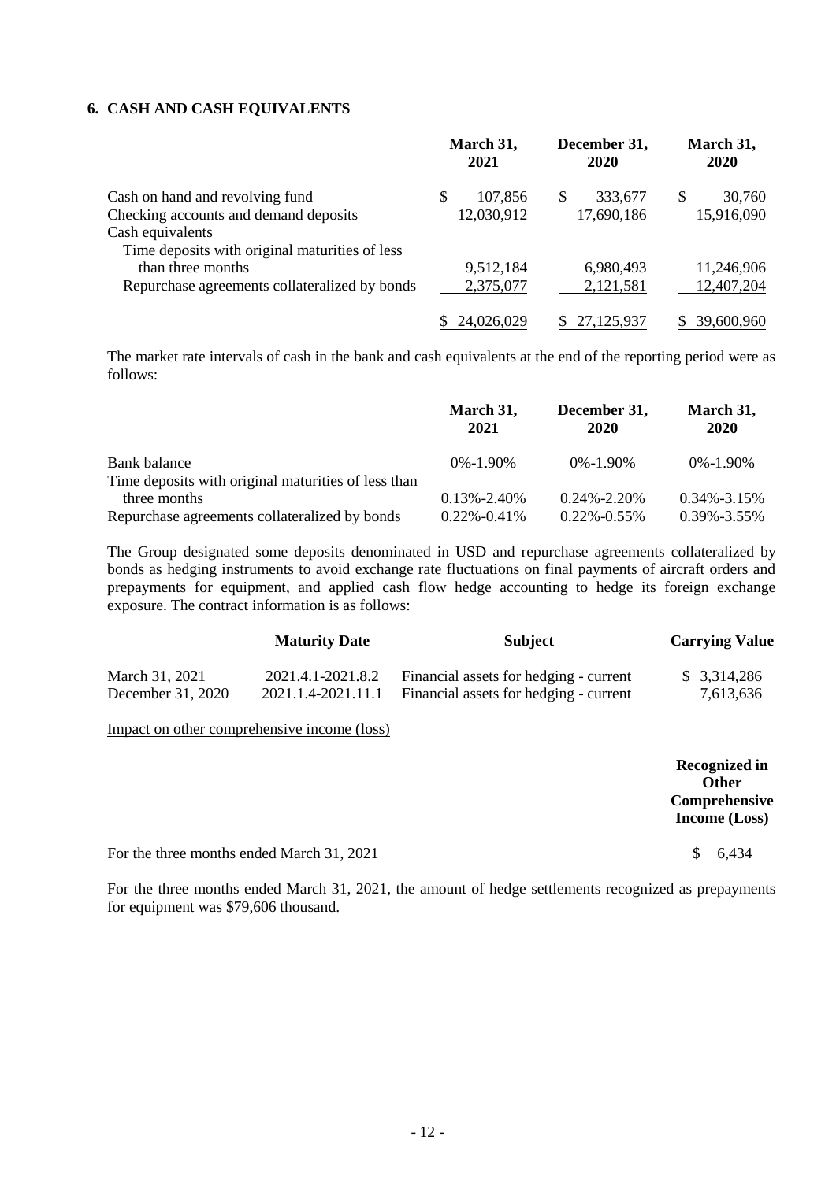## 6. CASH AND CASH EQUIVALENTS

| | March 31, 2021 | December 31, 2020 | March 31, 2020 |
|---|---|---|---|
| Cash on hand and revolving fund | $ 107,856 | $ 333,677 | $ 30,760 |
| Checking accounts and demand deposits | 12,030,912 | 17,690,186 | 15,916,090 |
| Cash equivalents | | | |
| Time deposits with original maturities of less than three months | 9,512,184 | 6,980,493 | 11,246,906 |
| Repurchase agreements collateralized by bonds | 2,375,077 | 2,121,581 | 12,407,204 |
| | $ 24,026,029 | $ 27,125,937 | $ 39,600,960 |

The market rate intervals of cash in the bank and cash equivalents at the end of the reporting period were as follows:

| | March 31, 2021 | December 31, 2020 | March 31, 2020 |
|---|---|---|---|
| Bank balance | 0%-1.90% | 0%-1.90% | 0%-1.90% |
| Time deposits with original maturities of less than three months | 0.13%-2.40% | 0.24%-2.20% | 0.34%-3.15% |
| Repurchase agreements collateralized by bonds | 0.22%-0.41% | 0.22%-0.55% | 0.39%-3.55% |

The Group designated some deposits denominated in USD and repurchase agreements collateralized by bonds as hedging instruments to avoid exchange rate fluctuations on final payments of aircraft orders and prepayments for equipment, and applied cash flow hedge accounting to hedge its foreign exchange exposure. The contract information is as follows:

| | Maturity Date | Subject | Carrying Value |
|---|---|---|---|
| March 31, 2021 | 2021.4.1-2021.8.2 | Financial assets for hedging - current | $ 3,314,286 |
| December 31, 2020 | 2021.1.4-2021.11.1 | Financial assets for hedging - current | 7,613,636 |

Impact on other comprehensive income (loss)

| | Recognized in Other Comprehensive Income (Loss) |
|---|---|
| For the three months ended March 31, 2021 | $ 6,434 |

For the three months ended March 31, 2021, the amount of hedge settlements recognized as prepayments for equipment was $79,606 thousand.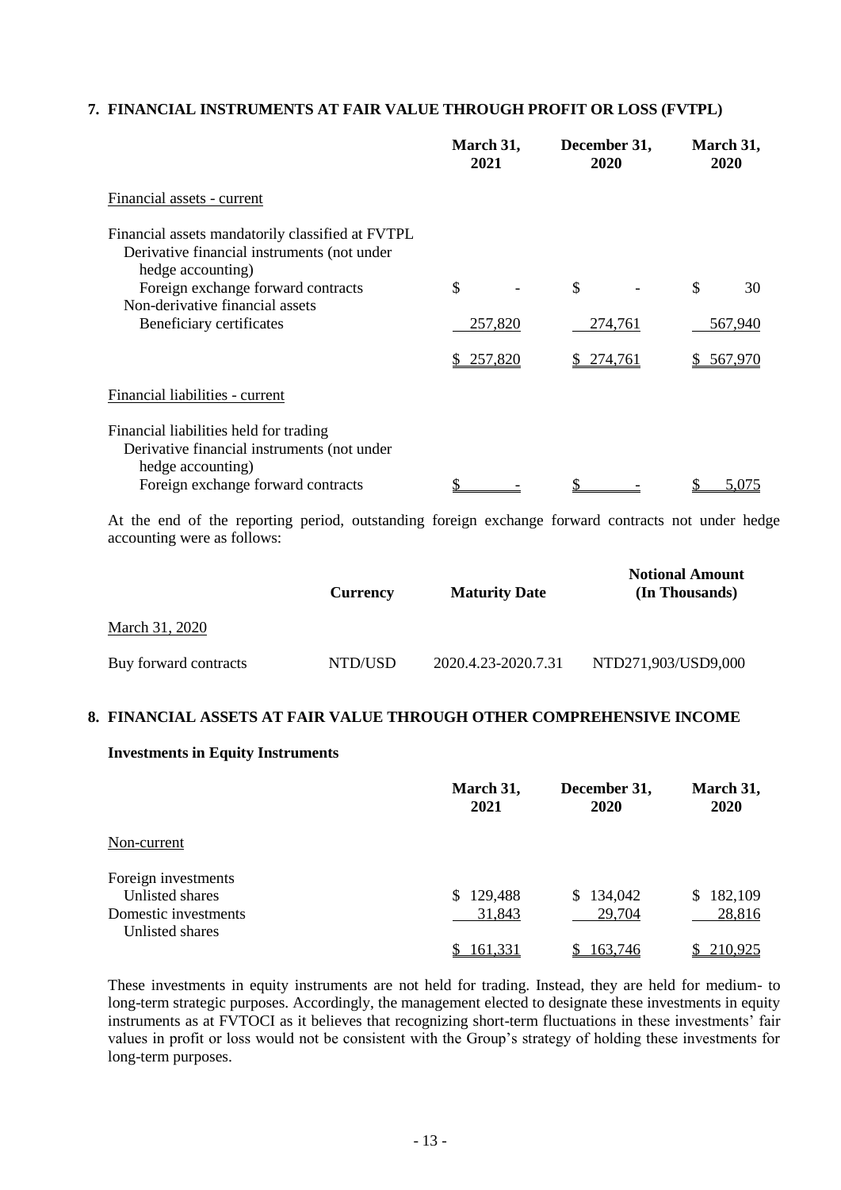## 7. FINANCIAL INSTRUMENTS AT FAIR VALUE THROUGH PROFIT OR LOSS (FVTPL)

| | March 31, 2021 | December 31, 2020 | March 31, 2020 |
|---|---|---|---|
| Financial assets - current | | | |
| Financial assets mandatorily classified at FVTPL | | | |
| Derivative financial instruments (not under hedge accounting) | | | |
| Foreign exchange forward contracts | $ - | $ - | $ 30 |
| Non-derivative financial assets | | | |
| Beneficiary certificates | 257,820 | 274,761 | 567,940 |
| | $ 257,820 | $ 274,761 | $ 567,970 |
| Financial liabilities - current | | | |
| Financial liabilities held for trading | | | |
| Derivative financial instruments (not under hedge accounting) | | | |
| Foreign exchange forward contracts | $ - | $ - | $ 5,075 |

At the end of the reporting period, outstanding foreign exchange forward contracts not under hedge accounting were as follows:

| | Currency | Maturity Date | Notional Amount (In Thousands) |
|---|---|---|---|
| March 31, 2020 | | | |
| Buy forward contracts | NTD/USD | 2020.4.23-2020.7.31 | NTD271,903/USD9,000 |

## 8. FINANCIAL ASSETS AT FAIR VALUE THROUGH OTHER COMPREHENSIVE INCOME

**Investments in Equity Instruments**

| | March 31, 2021 | December 31, 2020 | March 31, 2020 |
|---|---|---|---|
| Non-current | | | |
| Foreign investments | | | |
| Unlisted shares | $ 129,488 | $ 134,042 | $ 182,109 |
| Domestic investments | | | |
| Unlisted shares | 31,843 | 29,704 | 28,816 |
| | $ 161,331 | $ 163,746 | $ 210,925 |

These investments in equity instruments are not held for trading. Instead, they are held for medium- to long-term strategic purposes. Accordingly, the management elected to designate these investments in equity instruments as at FVTOCI as it believes that recognizing short-term fluctuations in these investments' fair values in profit or loss would not be consistent with the Group's strategy of holding these investments for long-term purposes.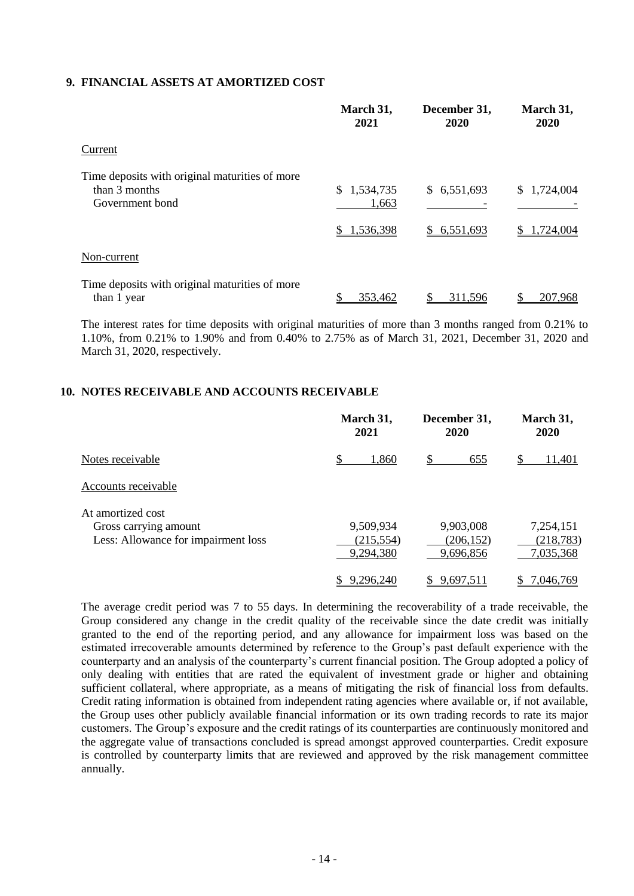## 9. FINANCIAL ASSETS AT AMORTIZED COST

| | March 31, 2021 | December 31, 2020 | March 31, 2020 |
|---|---|---|---|
| Current | | | |
| Time deposits with original maturities of more than 3 months | $ 1,534,735 | $ 6,551,693 | $ 1,724,004 |
| Government bond | 1,663 | - | - |
| | $ 1,536,398 | $ 6,551,693 | $ 1,724,004 |
| Non-current | | | |
| Time deposits with original maturities of more than 1 year | $ 353,462 | $ 311,596 | $ 207,968 |

The interest rates for time deposits with original maturities of more than 3 months ranged from 0.21% to 1.10%, from 0.21% to 1.90% and from 0.40% to 2.75% as of March 31, 2021, December 31, 2020 and March 31, 2020, respectively.

## 10. NOTES RECEIVABLE AND ACCOUNTS RECEIVABLE

| | March 31, 2021 | December 31, 2020 | March 31, 2020 |
|---|---|---|---|
| Notes receivable | $ 1,860 | $ 655 | $ 11,401 |
| Accounts receivable | | | |
| At amortized cost | | | |
| Gross carrying amount | 9,509,934 | 9,903,008 | 7,254,151 |
| Less: Allowance for impairment loss | (215,554) | (206,152) | (218,783) |
| | 9,294,380 | 9,696,856 | 7,035,368 |
| | $ 9,296,240 | $ 9,697,511 | $ 7,046,769 |

The average credit period was 7 to 55 days. In determining the recoverability of a trade receivable, the Group considered any change in the credit quality of the receivable since the date credit was initially granted to the end of the reporting period, and any allowance for impairment loss was based on the estimated irrecoverable amounts determined by reference to the Group's past default experience with the counterparty and an analysis of the counterparty's current financial position. The Group adopted a policy of only dealing with entities that are rated the equivalent of investment grade or higher and obtaining sufficient collateral, where appropriate, as a means of mitigating the risk of financial loss from defaults. Credit rating information is obtained from independent rating agencies where available or, if not available, the Group uses other publicly available financial information or its own trading records to rate its major customers. The Group's exposure and the credit ratings of its counterparties are continuously monitored and the aggregate value of transactions concluded is spread amongst approved counterparties. Credit exposure is controlled by counterparty limits that are reviewed and approved by the risk management committee annually.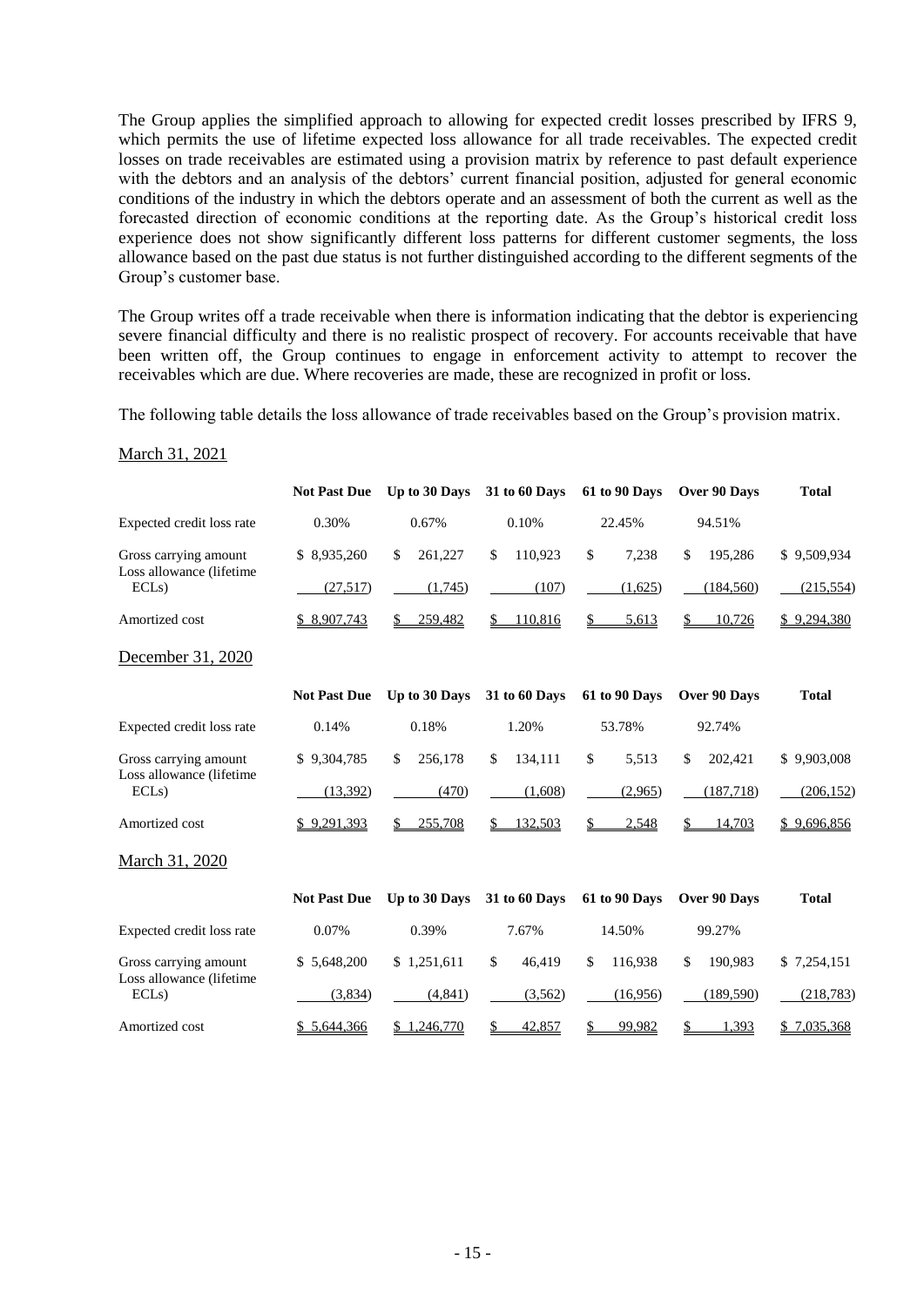The Group applies the simplified approach to allowing for expected credit losses prescribed by IFRS 9, which permits the use of lifetime expected loss allowance for all trade receivables. The expected credit losses on trade receivables are estimated using a provision matrix by reference to past default experience with the debtors and an analysis of the debtors' current financial position, adjusted for general economic conditions of the industry in which the debtors operate and an assessment of both the current as well as the forecasted direction of economic conditions at the reporting date. As the Group's historical credit loss experience does not show significantly different loss patterns for different customer segments, the loss allowance based on the past due status is not further distinguished according to the different segments of the Group's customer base.

The Group writes off a trade receivable when there is information indicating that the debtor is experiencing severe financial difficulty and there is no realistic prospect of recovery. For accounts receivable that have been written off, the Group continues to engage in enforcement activity to attempt to recover the receivables which are due. Where recoveries are made, these are recognized in profit or loss.

The following table details the loss allowance of trade receivables based on the Group's provision matrix.

March 31, 2021

| | Not Past Due | Up to 30 Days | 31 to 60 Days | 61 to 90 Days | Over 90 Days | Total |
|---|---|---|---|---|---|---|
| Expected credit loss rate | 0.30% | 0.67% | 0.10% | 22.45% | 94.51% | |
| Gross carrying amount | $ 8,935,260 | $ 261,227 | $ 110,923 | $ 7,238 | $ 195,286 | $ 9,509,934 |
| Loss allowance (lifetime ECLs) | (27,517) | (1,745) | (107) | (1,625) | (184,560) | (215,554) |
| Amortized cost | $ 8,907,743 | $ 259,482 | $ 110,816 | $ 5,613 | $ 10,726 | $ 9,294,380 |

December 31, 2020

| | Not Past Due | Up to 30 Days | 31 to 60 Days | 61 to 90 Days | Over 90 Days | Total |
|---|---|---|---|---|---|---|
| Expected credit loss rate | 0.14% | 0.18% | 1.20% | 53.78% | 92.74% | |
| Gross carrying amount | $ 9,304,785 | $ 256,178 | $ 134,111 | $ 5,513 | $ 202,421 | $ 9,903,008 |
| Loss allowance (lifetime ECLs) | (13,392) | (470) | (1,608) | (2,965) | (187,718) | (206,152) |
| Amortized cost | $ 9,291,393 | $ 255,708 | $ 132,503 | $ 2,548 | $ 14,703 | $ 9,696,856 |

March 31, 2020

| | Not Past Due | Up to 30 Days | 31 to 60 Days | 61 to 90 Days | Over 90 Days | Total |
|---|---|---|---|---|---|---|
| Expected credit loss rate | 0.07% | 0.39% | 7.67% | 14.50% | 99.27% | |
| Gross carrying amount | $ 5,648,200 | $ 1,251,611 | $ 46,419 | $ 116,938 | $ 190,983 | $ 7,254,151 |
| Loss allowance (lifetime ECLs) | (3,834) | (4,841) | (3,562) | (16,956) | (189,590) | (218,783) |
| Amortized cost | $ 5,644,366 | $ 1,246,770 | $ 42,857 | $ 99,982 | $ 1,393 | $ 7,035,368 |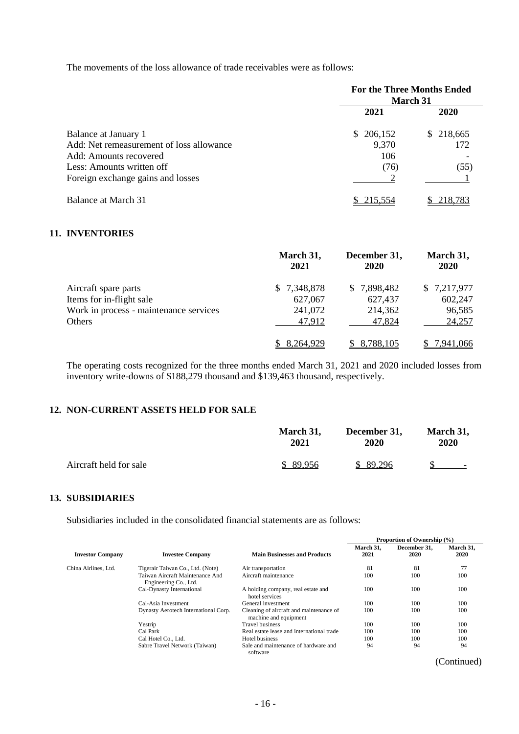The movements of the loss allowance of trade receivables were as follows:

| | For the Three Months Ended March 31 | |
|---|---|---|
| | 2021 | 2020 |
| Balance at January 1 | $ 206,152 | $ 218,665 |
| Add: Net remeasurement of loss allowance | 9,370 | 172 |
| Add: Amounts recovered | 106 | - |
| Less: Amounts written off | (76) | (55) |
| Foreign exchange gains and losses | 2 | 1 |
| Balance at March 31 | $ 215,554 | $ 218,783 |

## 11. INVENTORIES

| | March 31, 2021 | December 31, 2020 | March 31, 2020 |
|---|---|---|---|
| Aircraft spare parts | $ 7,348,878 | $ 7,898,482 | $ 7,217,977 |
| Items for in-flight sale | 627,067 | 627,437 | 602,247 |
| Work in process - maintenance services | 241,072 | 214,362 | 96,585 |
| Others | 47,912 | 47,824 | 24,257 |
| | $ 8,264,929 | $ 8,788,105 | $ 7,941,066 |

The operating costs recognized for the three months ended March 31, 2021 and 2020 included losses from inventory write-downs of $188,279 thousand and $139,463 thousand, respectively.

## 12. NON-CURRENT ASSETS HELD FOR SALE

| | March 31, 2021 | December 31, 2020 | March 31, 2020 |
|---|---|---|---|
| Aircraft held for sale | $ 89,956 | $ 89,296 | $ - |

## 13. SUBSIDIARIES

Subsidiaries included in the consolidated financial statements are as follows:

| | | | Proportion of Ownership (%) | | |
|---|---|---|---|---|---|
| Investor Company | Investee Company | Main Businesses and Products | March 31, 2021 | December 31, 2020 | March 31, 2020 |
| China Airlines, Ltd. | Tigerair Taiwan Co., Ltd. (Note) | Air transportation | 81 | 81 | 77 |
| | Taiwan Aircraft Maintenance And Engineering Co., Ltd. | Aircraft maintenance | 100 | 100 | 100 |
| | Cal-Dynasty International | A holding company, real estate and hotel services | 100 | 100 | 100 |
| | Cal-Asia Investment | General investment | 100 | 100 | 100 |
| | Dynasty Aerotech International Corp. | Cleaning of aircraft and maintenance of machine and equipment | 100 | 100 | 100 |
| | Yestrip | Travel business | 100 | 100 | 100 |
| | Cal Park | Real estate lease and international trade | 100 | 100 | 100 |
| | Cal Hotel Co., Ltd. | Hotel business | 100 | 100 | 100 |
| | Sabre Travel Network (Taiwan) | Sale and maintenance of hardware and software | 94 | 94 | 94 |

(Continued)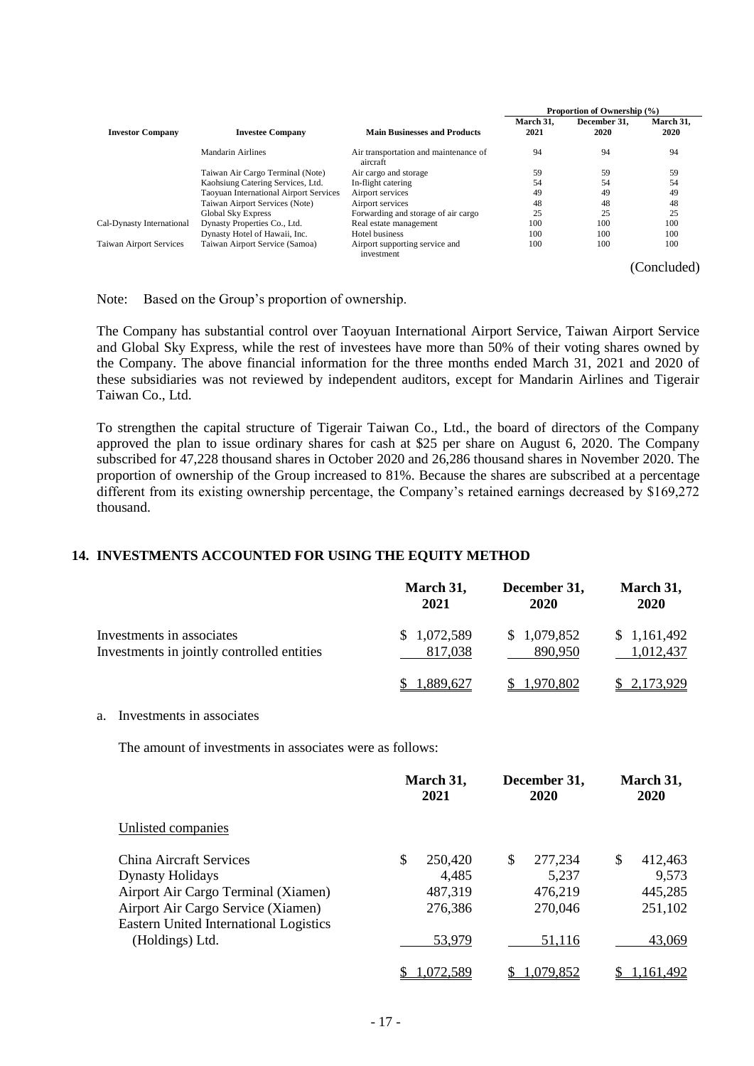| Investor Company | Investee Company | Main Businesses and Products | Proportion of Ownership (%) | | |
|---|---|---|---|---|---|
| | | | March 31, 2021 | December 31, 2020 | March 31, 2020 |
| | Mandarin Airlines | Air transportation and maintenance of aircraft | 94 | 94 | 94 |
| | Taiwan Air Cargo Terminal (Note) | Air cargo and storage | 59 | 59 | 59 |
| | Kaohsiung Catering Services, Ltd. | In-flight catering | 54 | 54 | 54 |
| | Taoyuan International Airport Services | Airport services | 49 | 49 | 49 |
| | Taiwan Airport Services (Note) | Airport services | 48 | 48 | 48 |
| | Global Sky Express | Forwarding and storage of air cargo | 25 | 25 | 25 |
| Cal-Dynasty International | Dynasty Properties Co., Ltd. | Real estate management | 100 | 100 | 100 |
| | Dynasty Hotel of Hawaii, Inc. | Hotel business | 100 | 100 | 100 |
| Taiwan Airport Services | Taiwan Airport Service (Samoa) | Airport supporting service and investment | 100 | 100 | 100 |

(Concluded)

Note: Based on the Group's proportion of ownership.

The Company has substantial control over Taoyuan International Airport Service, Taiwan Airport Service and Global Sky Express, while the rest of investees have more than 50% of their voting shares owned by the Company. The above financial information for the three months ended March 31, 2021 and 2020 of these subsidiaries was not reviewed by independent auditors, except for Mandarin Airlines and Tigerair Taiwan Co., Ltd.

To strengthen the capital structure of Tigerair Taiwan Co., Ltd., the board of directors of the Company approved the plan to issue ordinary shares for cash at $25 per share on August 6, 2020. The Company subscribed for 47,228 thousand shares in October 2020 and 26,286 thousand shares in November 2020. The proportion of ownership of the Group increased to 81%. Because the shares are subscribed at a percentage different from its existing ownership percentage, the Company's retained earnings decreased by $169,272 thousand.

## 14. INVESTMENTS ACCOUNTED FOR USING THE EQUITY METHOD

| | March 31, 2021 | December 31, 2020 | March 31, 2020 |
|---|---|---|---|
| Investments in associates | $ 1,072,589 | $ 1,079,852 | $ 1,161,492 |
| Investments in jointly controlled entities | 817,038 | 890,950 | 1,012,437 |
| | $ 1,889,627 | $ 1,970,802 | $ 2,173,929 |

a. Investments in associates

The amount of investments in associates were as follows:

| | March 31, 2021 | December 31, 2020 | March 31, 2020 |
|---|---|---|---|
| Unlisted companies | | | |
| China Aircraft Services | $ 250,420 | $ 277,234 | $ 412,463 |
| Dynasty Holidays | 4,485 | 5,237 | 9,573 |
| Airport Air Cargo Terminal (Xiamen) | 487,319 | 476,219 | 445,285 |
| Airport Air Cargo Service (Xiamen) | 276,386 | 270,046 | 251,102 |
| Eastern United International Logistics (Holdings) Ltd. | 53,979 | 51,116 | 43,069 |
| | $ 1,072,589 | $ 1,079,852 | $ 1,161,492 |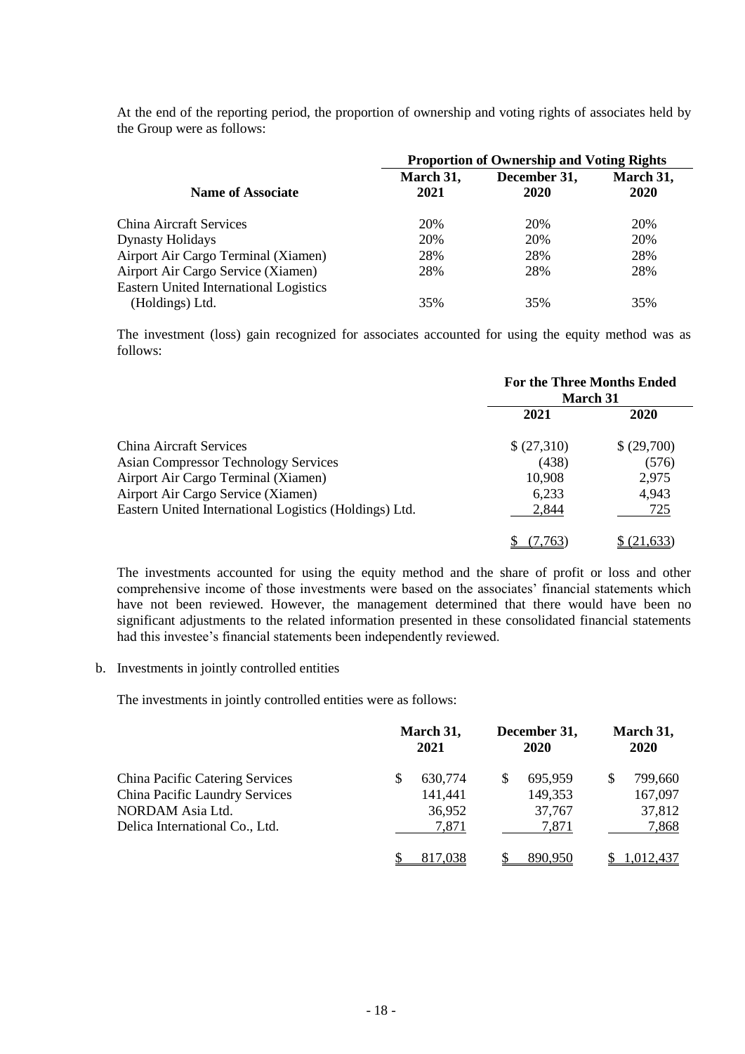At the end of the reporting period, the proportion of ownership and voting rights of associates held by the Group were as follows:

| Name of Associate | Proportion of Ownership and Voting Rights | | |
|---|---|---|---|
| | March 31, 2021 | December 31, 2020 | March 31, 2020 |
| China Aircraft Services | 20% | 20% | 20% |
| Dynasty Holidays | 20% | 20% | 20% |
| Airport Air Cargo Terminal (Xiamen) | 28% | 28% | 28% |
| Airport Air Cargo Service (Xiamen) | 28% | 28% | 28% |
| Eastern United International Logistics (Holdings) Ltd. | 35% | 35% | 35% |

The investment (loss) gain recognized for associates accounted for using the equity method was as follows:

| | For the Three Months Ended March 31 | |
|---|---|---|
| | 2021 | 2020 |
| China Aircraft Services | $ (27,310) | $ (29,700) |
| Asian Compressor Technology Services | (438) | (576) |
| Airport Air Cargo Terminal (Xiamen) | 10,908 | 2,975 |
| Airport Air Cargo Service (Xiamen) | 6,233 | 4,943 |
| Eastern United International Logistics (Holdings) Ltd. | 2,844 | 725 |
| | $ (7,763) | $ (21,633) |

The investments accounted for using the equity method and the share of profit or loss and other comprehensive income of those investments were based on the associates' financial statements which have not been reviewed. However, the management determined that there would have been no significant adjustments to the related information presented in these consolidated financial statements had this investee's financial statements been independently reviewed.

b. Investments in jointly controlled entities

The investments in jointly controlled entities were as follows:

| | March 31, 2021 | December 31, 2020 | March 31, 2020 |
|---|---|---|---|
| China Pacific Catering Services | $ 630,774 | $ 695,959 | $ 799,660 |
| China Pacific Laundry Services | 141,441 | 149,353 | 167,097 |
| NORDAM Asia Ltd. | 36,952 | 37,767 | 37,812 |
| Delica International Co., Ltd. | 7,871 | 7,871 | 7,868 |
| | $ 817,038 | $ 890,950 | $ 1,012,437 |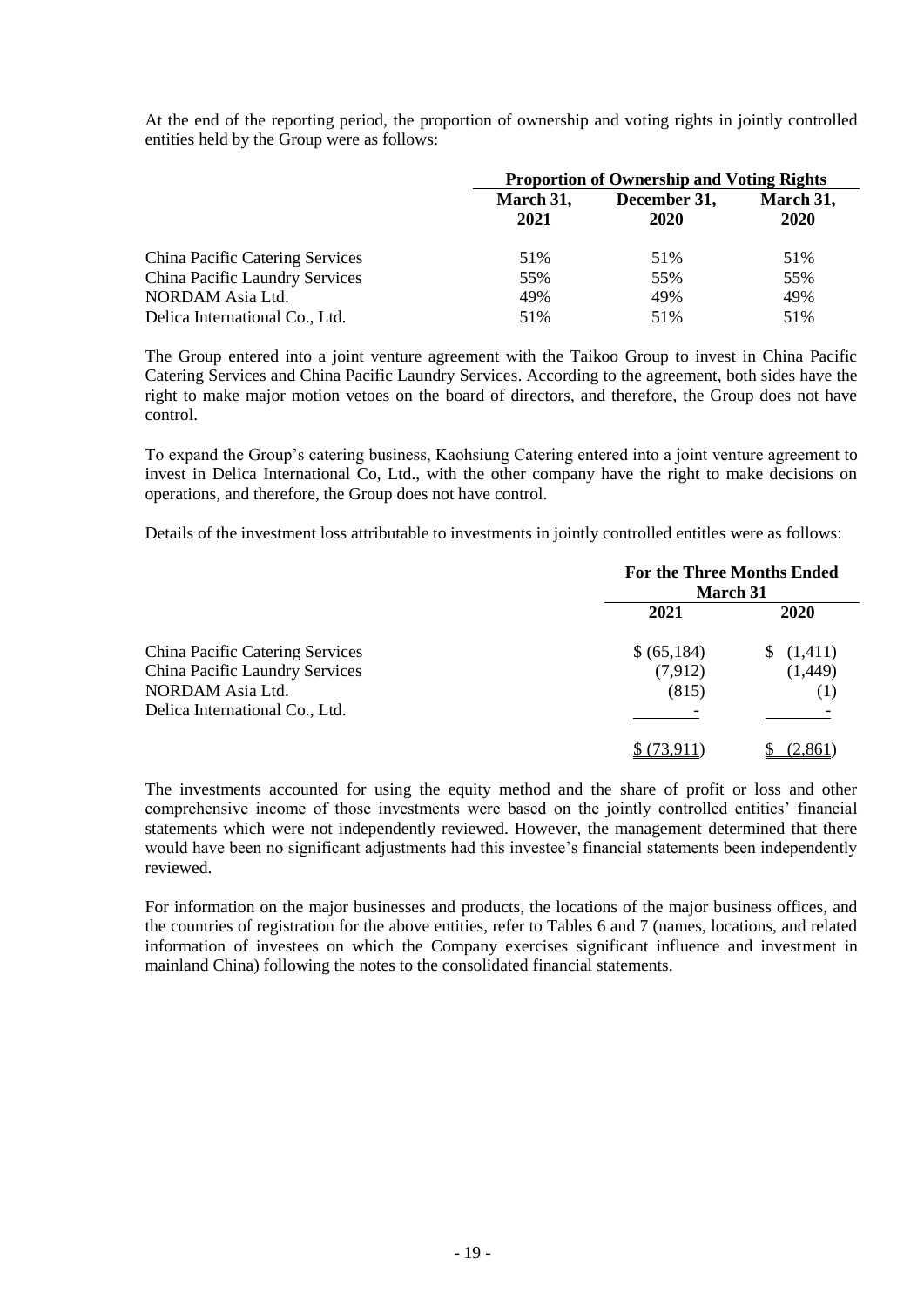At the end of the reporting period, the proportion of ownership and voting rights in jointly controlled entities held by the Group were as follows:

| | Proportion of Ownership and Voting Rights | | |
|---|---|---|---|
| | March 31, 2021 | December 31, 2020 | March 31, 2020 |
| China Pacific Catering Services | 51% | 51% | 51% |
| China Pacific Laundry Services | 55% | 55% | 55% |
| NORDAM Asia Ltd. | 49% | 49% | 49% |
| Delica International Co., Ltd. | 51% | 51% | 51% |

The Group entered into a joint venture agreement with the Taikoo Group to invest in China Pacific Catering Services and China Pacific Laundry Services. According to the agreement, both sides have the right to make major motion vetoes on the board of directors, and therefore, the Group does not have control.

To expand the Group's catering business, Kaohsiung Catering entered into a joint venture agreement to invest in Delica International Co, Ltd., with the other company have the right to make decisions on operations, and therefore, the Group does not have control.

Details of the investment loss attributable to investments in jointly controlled entitles were as follows:

| | For the Three Months Ended March 31 | |
|---|---|---|
| | 2021 | 2020 |
| China Pacific Catering Services | $ (65,184) | $ (1,411) |
| China Pacific Laundry Services | (7,912) | (1,449) |
| NORDAM Asia Ltd. | (815) | (1) |
| Delica International Co., Ltd. | - | - |
| | $ (73,911) | $ (2,861) |

The investments accounted for using the equity method and the share of profit or loss and other comprehensive income of those investments were based on the jointly controlled entities' financial statements which were not independently reviewed. However, the management determined that there would have been no significant adjustments had this investee's financial statements been independently reviewed.

For information on the major businesses and products, the locations of the major business offices, and the countries of registration for the above entities, refer to Tables 6 and 7 (names, locations, and related information of investees on which the Company exercises significant influence and investment in mainland China) following the notes to the consolidated financial statements.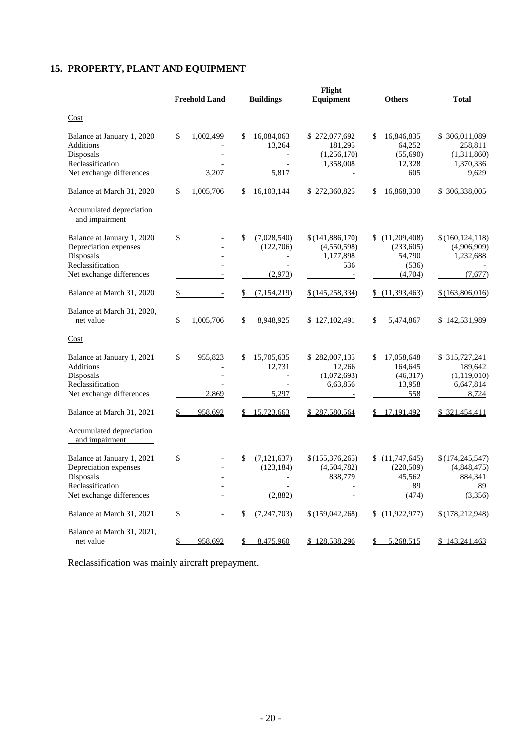## 15. PROPERTY, PLANT AND EQUIPMENT

| | Freehold Land | Buildings | Flight Equipment | Others | Total |
|---|---|---|---|---|---|
| Cost | | | | | |
| Balance at January 1, 2020 | $ 1,002,499 | $ 16,084,063 | $ 272,077,692 | $ 16,846,835 | $ 306,011,089 |
| Additions | - | 13,264 | 181,295 | 64,252 | 258,811 |
| Disposals | - | - | (1,256,170) | (55,690) | (1,311,860) |
| Reclassification | - | - | 1,358,008 | 12,328 | 1,370,336 |
| Net exchange differences | 3,207 | 5,817 | - | 605 | 9,629 |
| Balance at March 31, 2020 | $ 1,005,706 | $ 16,103,144 | $ 272,360,825 | $ 16,868,330 | $ 306,338,005 |
| Accumulated depreciation and impairment | | | | | |
| Balance at January 1, 2020 | $ - | $ (7,028,540) | $ (141,886,170) | $ (11,209,408) | $ (160,124,118) |
| Depreciation expenses | - | (122,706) | (4,550,598) | (233,605) | (4,906,909) |
| Disposals | - | - | 1,177,898 | 54,790 | 1,232,688 |
| Reclassification | - | - | 536 | (536) | - |
| Net exchange differences | - | (2,973) | - | (4,704) | (7,677) |
| Balance at March 31, 2020 | $ - | $ (7,154,219) | $ (145,258,334) | $ (11,393,463) | $ (163,806,016) |
| Balance at March 31, 2020, net value | $ 1,005,706 | $ 8,948,925 | $ 127,102,491 | $ 5,474,867 | $ 142,531,989 |
| Cost | | | | | |
| Balance at January 1, 2021 | $ 955,823 | $ 15,705,635 | $ 282,007,135 | $ 17,058,648 | $ 315,727,241 |
| Additions | - | 12,731 | 12,266 | 164,645 | 189,642 |
| Disposals | - | - | (1,072,693) | (46,317) | (1,119,010) |
| Reclassification | - | - | 6,63,856 | 13,958 | 6,647,814 |
| Net exchange differences | 2,869 | 5,297 | - | 558 | 8,724 |
| Balance at March 31, 2021 | $ 958,692 | $ 15,723,663 | $ 287,580,564 | $ 17,191,492 | $ 321,454,411 |
| Accumulated depreciation and impairment | | | | | |
| Balance at January 1, 2021 | $ - | $ (7,121,637) | $ (155,376,265) | $ (11,747,645) | $ (174,245,547) |
| Depreciation expenses | - | (123,184) | (4,504,782) | (220,509) | (4,848,475) |
| Disposals | - | - | 838,779 | 45,562 | 884,341 |
| Reclassification | - | - | - | 89 | 89 |
| Net exchange differences | - | (2,882) | - | (474) | (3,356) |
| Balance at March 31, 2021 | $ - | $ (7,247,703) | $ (159,042,268) | $ (11,922,977) | $ (178,212,948) |
| Balance at March 31, 2021, net value | $ 958,692 | $ 8,475,960 | $ 128,538,296 | $ 5,268,515 | $ 143,241,463 |

Reclassification was mainly aircraft prepayment.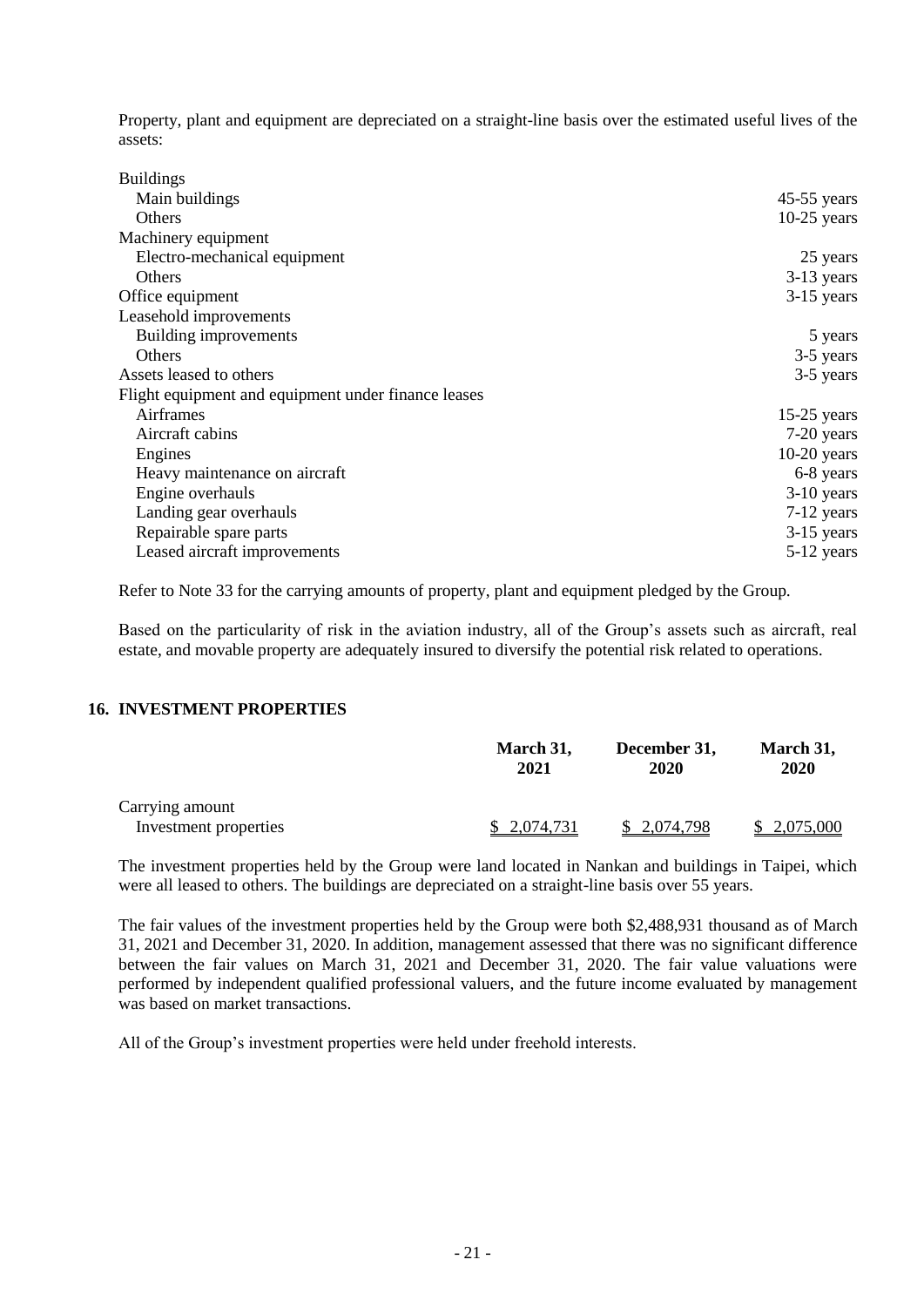Property, plant and equipment are depreciated on a straight-line basis over the estimated useful lives of the assets:

| | |
|---|---|
| Buildings | |
| Main buildings | 45-55 years |
| Others | 10-25 years |
| Machinery equipment | |
| Electro-mechanical equipment | 25 years |
| Others | 3-13 years |
| Office equipment | 3-15 years |
| Leasehold improvements | |
| Building improvements | 5 years |
| Others | 3-5 years |
| Assets leased to others | 3-5 years |
| Flight equipment and equipment under finance leases | |
| Airframes | 15-25 years |
| Aircraft cabins | 7-20 years |
| Engines | 10-20 years |
| Heavy maintenance on aircraft | 6-8 years |
| Engine overhauls | 3-10 years |
| Landing gear overhauls | 7-12 years |
| Repairable spare parts | 3-15 years |
| Leased aircraft improvements | 5-12 years |

Refer to Note 33 for the carrying amounts of property, plant and equipment pledged by the Group.

Based on the particularity of risk in the aviation industry, all of the Group's assets such as aircraft, real estate, and movable property are adequately insured to diversify the potential risk related to operations.

## 16. INVESTMENT PROPERTIES

| | March 31, 2021 | December 31, 2020 | March 31, 2020 |
|---|---|---|---|
| Carrying amount | | | |
| Investment properties | $ 2,074,731 | $ 2,074,798 | $ 2,075,000 |

The investment properties held by the Group were land located in Nankan and buildings in Taipei, which were all leased to others. The buildings are depreciated on a straight-line basis over 55 years.

The fair values of the investment properties held by the Group were both $2,488,931 thousand as of March 31, 2021 and December 31, 2020. In addition, management assessed that there was no significant difference between the fair values on March 31, 2021 and December 31, 2020. The fair value valuations were performed by independent qualified professional valuers, and the future income evaluated by management was based on market transactions.

All of the Group's investment properties were held under freehold interests.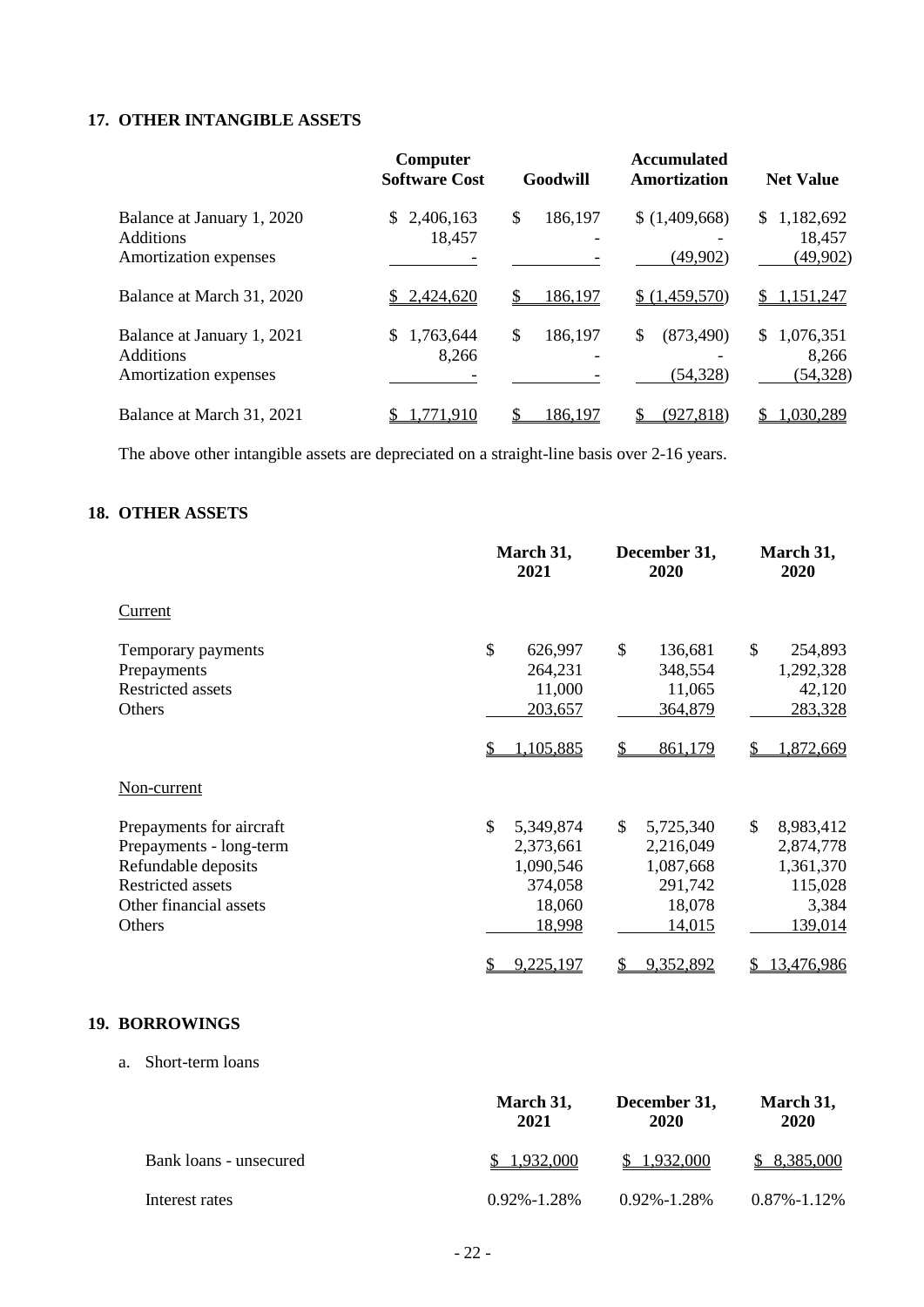## 17. OTHER INTANGIBLE ASSETS

| | Computer Software Cost | Goodwill | Accumulated Amortization | Net Value |
|---|---|---|---|---|
| Balance at January 1, 2020 | $ 2,406,163 | $ 186,197 | $ (1,409,668) | $ 1,182,692 |
| Additions | 18,457 | - | - | 18,457 |
| Amortization expenses | - | - | (49,902) | (49,902) |
| Balance at March 31, 2020 | $ 2,424,620 | $ 186,197 | $ (1,459,570) | $ 1,151,247 |
| Balance at January 1, 2021 | $ 1,763,644 | $ 186,197 | $ (873,490) | $ 1,076,351 |
| Additions | 8,266 | - | - | 8,266 |
| Amortization expenses | - | - | (54,328) | (54,328) |
| Balance at March 31, 2021 | $ 1,771,910 | $ 186,197 | $ (927,818) | $ 1,030,289 |

The above other intangible assets are depreciated on a straight-line basis over 2-16 years.

## 18. OTHER ASSETS

| | March 31, 2021 | December 31, 2020 | March 31, 2020 |
|---|---|---|---|
| Current | | | |
| Temporary payments | $ 626,997 | $ 136,681 | $ 254,893 |
| Prepayments | 264,231 | 348,554 | 1,292,328 |
| Restricted assets | 11,000 | 11,065 | 42,120 |
| Others | 203,657 | 364,879 | 283,328 |
| | $ 1,105,885 | $ 861,179 | $ 1,872,669 |
| Non-current | | | |
| Prepayments for aircraft | $ 5,349,874 | $ 5,725,340 | $ 8,983,412 |
| Prepayments - long-term | 2,373,661 | 2,216,049 | 2,874,778 |
| Refundable deposits | 1,090,546 | 1,087,668 | 1,361,370 |
| Restricted assets | 374,058 | 291,742 | 115,028 |
| Other financial assets | 18,060 | 18,078 | 3,384 |
| Others | 18,998 | 14,015 | 139,014 |
| | $ 9,225,197 | $ 9,352,892 | $ 13,476,986 |

## 19. BORROWINGS

a. Short-term loans

| | March 31, 2021 | December 31, 2020 | March 31, 2020 |
|---|---|---|---|
| Bank loans - unsecured | $ 1,932,000 | $ 1,932,000 | $ 8,385,000 |
| Interest rates | 0.92%-1.28% | 0.92%-1.28% | 0.87%-1.12% |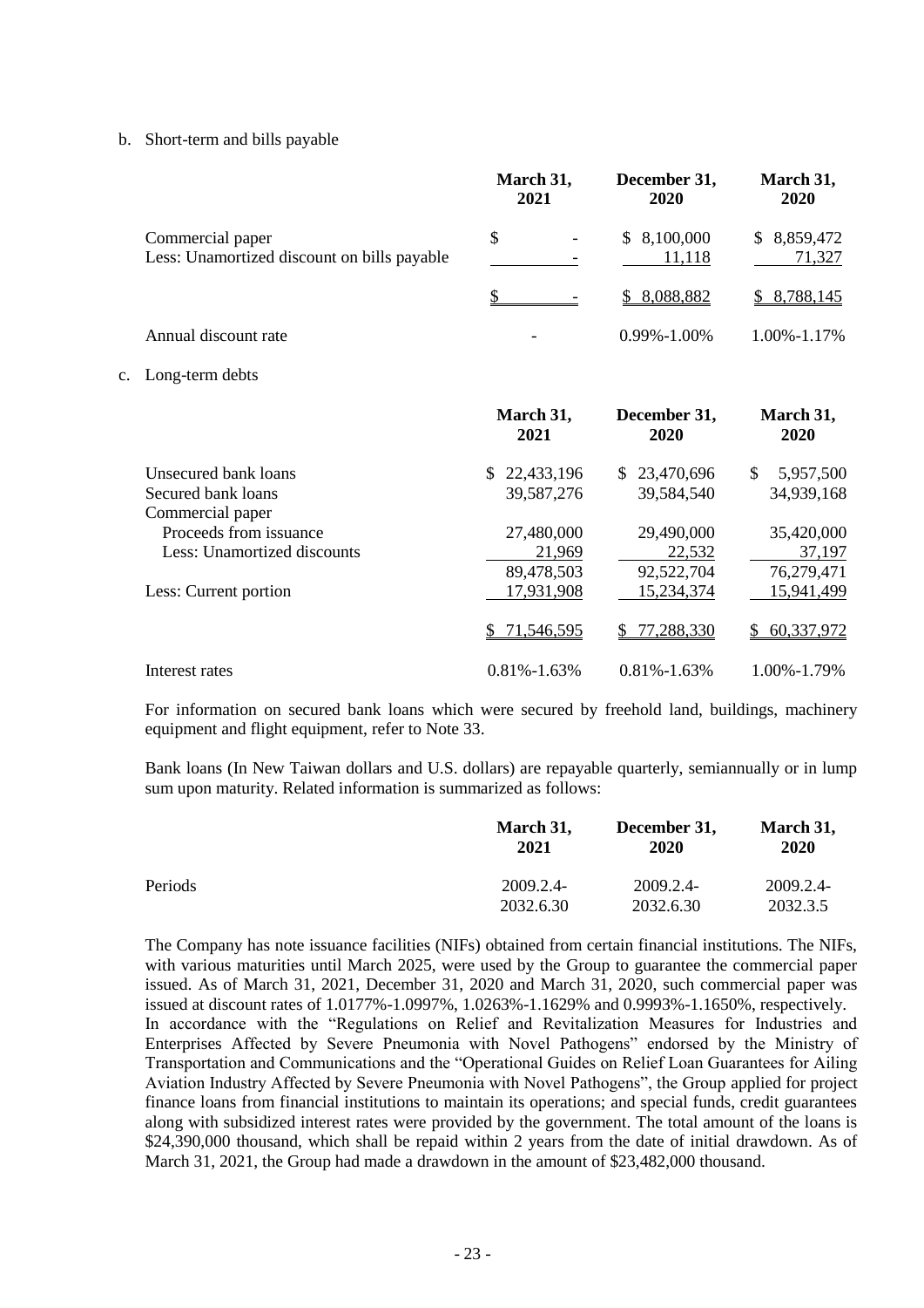b. Short-term and bills payable

| | March 31, 2021 | December 31, 2020 | March 31, 2020 |
|---|---|---|---|
| Commercial paper | $ - | $ 8,100,000 | $ 8,859,472 |
| Less: Unamortized discount on bills payable | - | 11,118 | 71,327 |
| | $ - | $ 8,088,882 | $ 8,788,145 |
| Annual discount rate | - | 0.99%-1.00% | 1.00%-1.17% |

c. Long-term debts

| | March 31, 2021 | December 31, 2020 | March 31, 2020 |
|---|---|---|---|
| Unsecured bank loans | $ 22,433,196 | $ 23,470,696 | $ 5,957,500 |
| Secured bank loans | 39,587,276 | 39,584,540 | 34,939,168 |
| Commercial paper | | | |
| Proceeds from issuance | 27,480,000 | 29,490,000 | 35,420,000 |
| Less: Unamortized discounts | 21,969 | 22,532 | 37,197 |
| | 89,478,503 | 92,522,704 | 76,279,471 |
| Less: Current portion | 17,931,908 | 15,234,374 | 15,941,499 |
| | $ 71,546,595 | $ 77,288,330 | $ 60,337,972 |
| Interest rates | 0.81%-1.63% | 0.81%-1.63% | 1.00%-1.79% |

For information on secured bank loans which were secured by freehold land, buildings, machinery equipment and flight equipment, refer to Note 33.

Bank loans (In New Taiwan dollars and U.S. dollars) are repayable quarterly, semiannually or in lump sum upon maturity. Related information is summarized as follows:

| | March 31, 2021 | December 31, 2020 | March 31, 2020 |
|---|---|---|---|
| Periods | 2009.2.4-2032.6.30 | 2009.2.4-2032.6.30 | 2009.2.4-2032.3.5 |

The Company has note issuance facilities (NIFs) obtained from certain financial institutions. The NIFs, with various maturities until March 2025, were used by the Group to guarantee the commercial paper issued. As of March 31, 2021, December 31, 2020 and March 31, 2020, such commercial paper was issued at discount rates of 1.0177%-1.0997%, 1.0263%-1.1629% and 0.9993%-1.1650%, respectively.

In accordance with the "Regulations on Relief and Revitalization Measures for Industries and Enterprises Affected by Severe Pneumonia with Novel Pathogens" endorsed by the Ministry of Transportation and Communications and the "Operational Guides on Relief Loan Guarantees for Ailing Aviation Industry Affected by Severe Pneumonia with Novel Pathogens", the Group applied for project finance loans from financial institutions to maintain its operations; and special funds, credit guarantees along with subsidized interest rates were provided by the government. The total amount of the loans is $24,390,000 thousand, which shall be repaid within 2 years from the date of initial drawdown. As of March 31, 2021, the Group had made a drawdown in the amount of $23,482,000 thousand.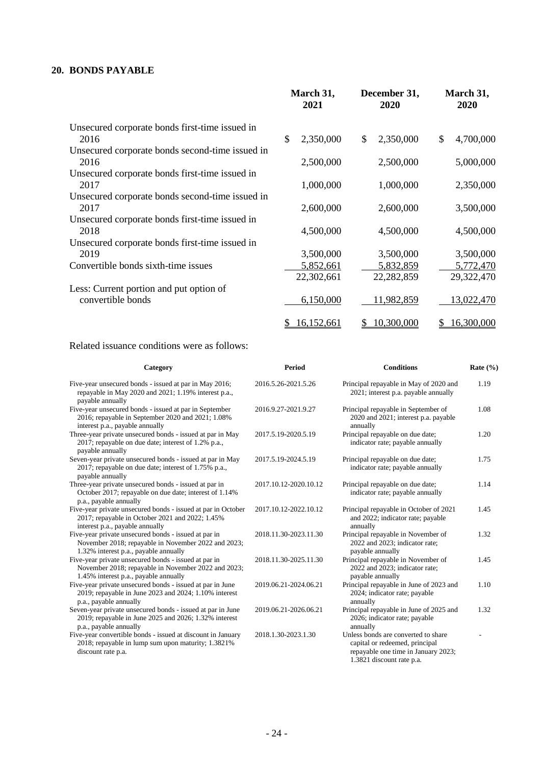## 20. BONDS PAYABLE

| | March 31, 2021 | December 31, 2020 | March 31, 2020 |
|---|---|---|---|
| Unsecured corporate bonds first-time issued in 2016 | $ 2,350,000 | $ 2,350,000 | $ 4,700,000 |
| Unsecured corporate bonds second-time issued in 2016 | 2,500,000 | 2,500,000 | 5,000,000 |
| Unsecured corporate bonds first-time issued in 2017 | 1,000,000 | 1,000,000 | 2,350,000 |
| Unsecured corporate bonds second-time issued in 2017 | 2,600,000 | 2,600,000 | 3,500,000 |
| Unsecured corporate bonds first-time issued in 2018 | 4,500,000 | 4,500,000 | 4,500,000 |
| Unsecured corporate bonds first-time issued in 2019 | 3,500,000 | 3,500,000 | 3,500,000 |
| Convertible bonds sixth-time issues | 5,852,661 | 5,832,859 | 5,772,470 |
| | 22,302,661 | 22,282,859 | 29,322,470 |
| Less: Current portion and put option of convertible bonds | 6,150,000 | 11,982,859 | 13,022,470 |
| | $ 16,152,661 | $ 10,300,000 | $ 16,300,000 |

Related issuance conditions were as follows:

| Category | Period | Conditions | Rate (%) |
|---|---|---|---|
| Five-year unsecured bonds - issued at par in May 2016; repayable in May 2020 and 2021; 1.19% interest p.a., payable annually | 2016.5.26-2021.5.26 | Principal repayable in May of 2020 and 2021; interest p.a. payable annually | 1.19 |
| Five-year unsecured bonds - issued at par in September 2016; repayable in September 2020 and 2021; 1.08% interest p.a., payable annually | 2016.9.27-2021.9.27 | Principal repayable in September of 2020 and 2021; interest p.a. payable annually | 1.08 |
| Three-year private unsecured bonds - issued at par in May 2017; repayable on due date; interest of 1.2% p.a., payable annually | 2017.5.19-2020.5.19 | Principal repayable on due date; indicator rate; payable annually | 1.20 |
| Seven-year private unsecured bonds - issued at par in May 2017; repayable on due date; interest of 1.75% p.a., payable annually | 2017.5.19-2024.5.19 | Principal repayable on due date; indicator rate; payable annually | 1.75 |
| Three-year private unsecured bonds - issued at par in October 2017; repayable on due date; interest of 1.14% p.a., payable annually | 2017.10.12-2020.10.12 | Principal repayable on due date; indicator rate; payable annually | 1.14 |
| Five-year private unsecured bonds - issued at par in October 2017; repayable in October 2021 and 2022; 1.45% interest p.a., payable annually | 2017.10.12-2022.10.12 | Principal repayable in October of 2021 and 2022; indicator rate; payable annually | 1.45 |
| Five-year private unsecured bonds - issued at par in November 2018; repayable in November 2022 and 2023; 1.32% interest p.a., payable annually | 2018.11.30-2023.11.30 | Principal repayable in November of 2022 and 2023; indicator rate; payable annually | 1.32 |
| Five-year private unsecured bonds - issued at par in November 2018; repayable in November 2022 and 2023; 1.45% interest p.a., payable annually | 2018.11.30-2025.11.30 | Principal repayable in November of 2022 and 2023; indicator rate; payable annually | 1.45 |
| Five-year private unsecured bonds - issued at par in June 2019; repayable in June 2023 and 2024; 1.10% interest p.a., payable annually | 2019.06.21-2024.06.21 | Principal repayable in June of 2023 and 2024; indicator rate; payable annually | 1.10 |
| Seven-year private unsecured bonds - issued at par in June 2019; repayable in June 2025 and 2026; 1.32% interest p.a., payable annually | 2019.06.21-2026.06.21 | Principal repayable in June of 2025 and 2026; indicator rate; payable annually | 1.32 |
| Five-year convertible bonds - issued at discount in January 2018; repayable in lump sum upon maturity; 1.3821% discount rate p.a. | 2018.1.30-2023.1.30 | Unless bonds are converted to share capital or redeemed, principal repayable one time in January 2023; 1.3821 discount rate p.a. | - |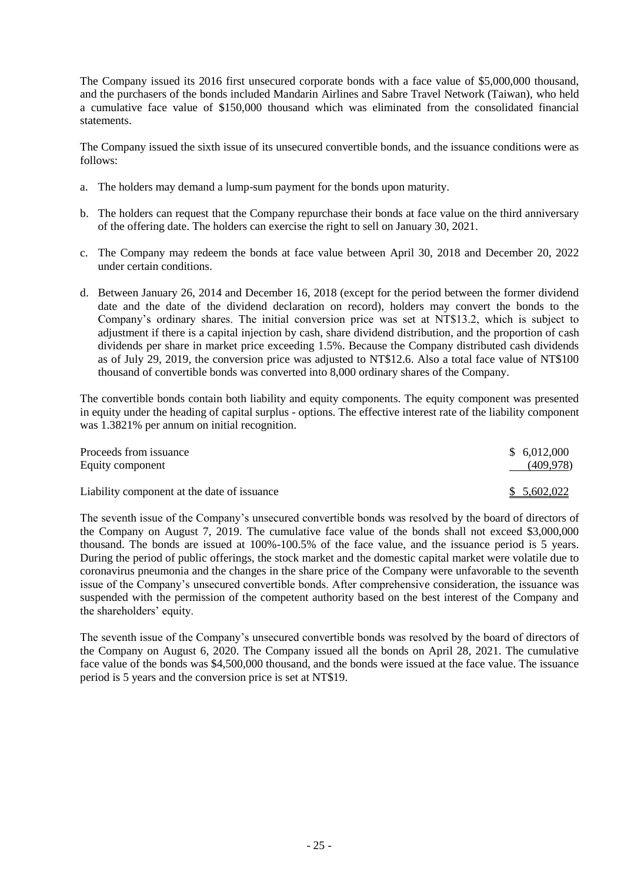The Company issued its 2016 first unsecured corporate bonds with a face value of $5,000,000 thousand, and the purchasers of the bonds included Mandarin Airlines and Sabre Travel Network (Taiwan), who held a cumulative face value of $150,000 thousand which was eliminated from the consolidated financial statements.

The Company issued the sixth issue of its unsecured convertible bonds, and the issuance conditions were as follows:

a. The holders may demand a lump-sum payment for the bonds upon maturity.

b. The holders can request that the Company repurchase their bonds at face value on the third anniversary of the offering date. The holders can exercise the right to sell on January 30, 2021.

c. The Company may redeem the bonds at face value between April 30, 2018 and December 20, 2022 under certain conditions.

d. Between January 26, 2014 and December 16, 2018 (except for the period between the former dividend date and the date of the dividend declaration on record), holders may convert the bonds to the Company's ordinary shares. The initial conversion price was set at NT$13.2, which is subject to adjustment if there is a capital injection by cash, share dividend distribution, and the proportion of cash dividends per share in market price exceeding 1.5%. Because the Company distributed cash dividends as of July 29, 2019, the conversion price was adjusted to NT$12.6. Also a total face value of NT$100 thousand of convertible bonds was converted into 8,000 ordinary shares of the Company.

The convertible bonds contain both liability and equity components. The equity component was presented in equity under the heading of capital surplus - options. The effective interest rate of the liability component was 1.3821% per annum on initial recognition.

| | |
|---|---|
| Proceeds from issuance | $ 6,012,000 |
| Equity component | (409,978) |
| Liability component at the date of issuance | $ 5,602,022 |

The seventh issue of the Company's unsecured convertible bonds was resolved by the board of directors of the Company on August 7, 2019. The cumulative face value of the bonds shall not exceed $3,000,000 thousand. The bonds are issued at 100%-100.5% of the face value, and the issuance period is 5 years. During the period of public offerings, the stock market and the domestic capital market were volatile due to coronavirus pneumonia and the changes in the share price of the Company were unfavorable to the seventh issue of the Company's unsecured convertible bonds. After comprehensive consideration, the issuance was suspended with the permission of the competent authority based on the best interest of the Company and the shareholders' equity.

The seventh issue of the Company's unsecured convertible bonds was resolved by the board of directors of the Company on August 6, 2020. The Company issued all the bonds on April 28, 2021. The cumulative face value of the bonds was $4,500,000 thousand, and the bonds were issued at the face value. The issuance period is 5 years and the conversion price is set at NT$19.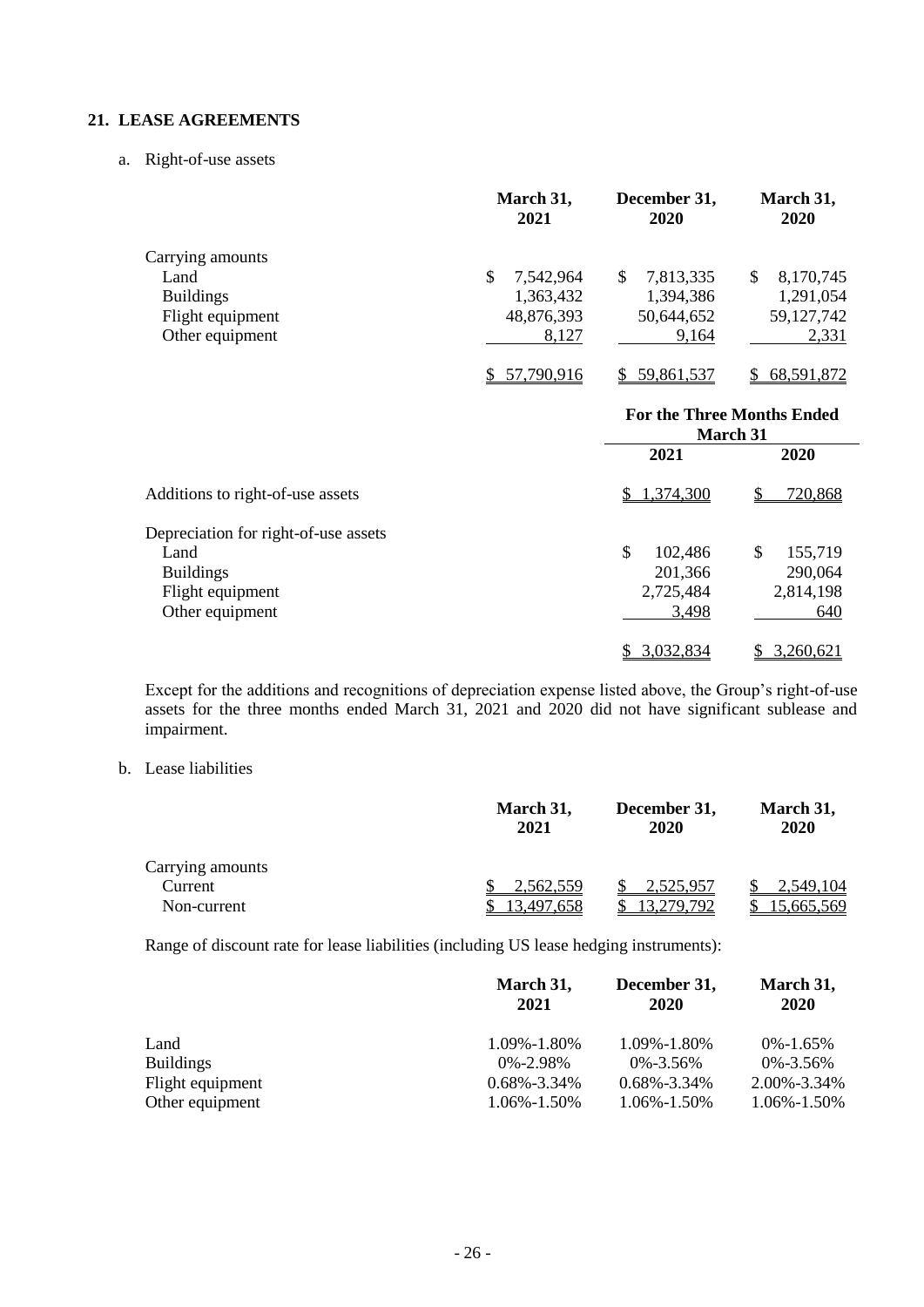## 21. LEASE AGREEMENTS

a. Right-of-use assets

| | March 31, 2021 | December 31, 2020 | March 31, 2020 |
|---|---|---|---|
| Carrying amounts | | | |
| Land | $ 7,542,964 | $ 7,813,335 | $ 8,170,745 |
| Buildings | 1,363,432 | 1,394,386 | 1,291,054 |
| Flight equipment | 48,876,393 | 50,644,652 | 59,127,742 |
| Other equipment | 8,127 | 9,164 | 2,331 |
| | $ 57,790,916 | $ 59,861,537 | $ 68,591,872 |

| | For the Three Months Ended March 31 | |
|---|---|---|
| | 2021 | 2020 |
| Additions to right-of-use assets | $ 1,374,300 | $ 720,868 |
| Depreciation for right-of-use assets | | |
| Land | $ 102,486 | $ 155,719 |
| Buildings | 201,366 | 290,064 |
| Flight equipment | 2,725,484 | 2,814,198 |
| Other equipment | 3,498 | 640 |
| | $ 3,032,834 | $ 3,260,621 |

Except for the additions and recognitions of depreciation expense listed above, the Group's right-of-use assets for the three months ended March 31, 2021 and 2020 did not have significant sublease and impairment.

b. Lease liabilities

| | March 31, 2021 | December 31, 2020 | March 31, 2020 |
|---|---|---|---|
| Carrying amounts | | | |
| Current | $ 2,562,559 | $ 2,525,957 | $ 2,549,104 |
| Non-current | $ 13,497,658 | $ 13,279,792 | $ 15,665,569 |

Range of discount rate for lease liabilities (including US lease hedging instruments):

| | March 31, 2021 | December 31, 2020 | March 31, 2020 |
|---|---|---|---|
| Land | 1.09%-1.80% | 1.09%-1.80% | 0%-1.65% |
| Buildings | 0%-2.98% | 0%-3.56% | 0%-3.56% |
| Flight equipment | 0.68%-3.34% | 0.68%-3.34% | 2.00%-3.34% |
| Other equipment | 1.06%-1.50% | 1.06%-1.50% | 1.06%-1.50% |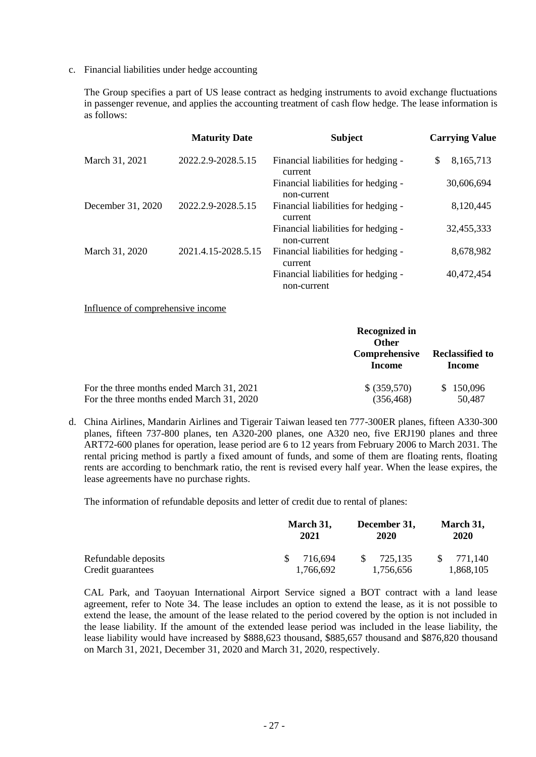c. Financial liabilities under hedge accounting

The Group specifies a part of US lease contract as hedging instruments to avoid exchange fluctuations in passenger revenue, and applies the accounting treatment of cash flow hedge. The lease information is as follows:

| | Maturity Date | Subject | Carrying Value |
|---|---|---|---|
| March 31, 2021 | 2022.2.9-2028.5.15 | Financial liabilities for hedging - current | $ 8,165,713 |
| | | Financial liabilities for hedging - non-current | 30,606,694 |
| December 31, 2020 | 2022.2.9-2028.5.15 | Financial liabilities for hedging - current | 8,120,445 |
| | | Financial liabilities for hedging - non-current | 32,455,333 |
| March 31, 2020 | 2021.4.15-2028.5.15 | Financial liabilities for hedging - current | 8,678,982 |
| | | Financial liabilities for hedging - non-current | 40,472,454 |

Influence of comprehensive income

| | Recognized in Other Comprehensive Income | Reclassified to Income |
|---|---|---|
| For the three months ended March 31, 2021 | $ (359,570) | $ 150,096 |
| For the three months ended March 31, 2020 | (356,468) | 50,487 |

d. China Airlines, Mandarin Airlines and Tigerair Taiwan leased ten 777-300ER planes, fifteen A330-300 planes, fifteen 737-800 planes, ten A320-200 planes, one A320 neo, five ERJ190 planes and three ART72-600 planes for operation, lease period are 6 to 12 years from February 2006 to March 2031. The rental pricing method is partly a fixed amount of funds, and some of them are floating rents, floating rents are according to benchmark ratio, the rent is revised every half year. When the lease expires, the lease agreements have no purchase rights.

The information of refundable deposits and letter of credit due to rental of planes:

| | March 31, 2021 | December 31, 2020 | March 31, 2020 |
|---|---|---|---|
| Refundable deposits | $ 716,694 | $ 725,135 | $ 771,140 |
| Credit guarantees | 1,766,692 | 1,756,656 | 1,868,105 |

CAL Park, and Taoyuan International Airport Service signed a BOT contract with a land lease agreement, refer to Note 34. The lease includes an option to extend the lease, as it is not possible to extend the lease, the amount of the lease related to the period covered by the option is not included in the lease liability. If the amount of the extended lease period was included in the lease liability, the lease liability would have increased by $888,623 thousand, $885,657 thousand and $876,820 thousand on March 31, 2021, December 31, 2020 and March 31, 2020, respectively.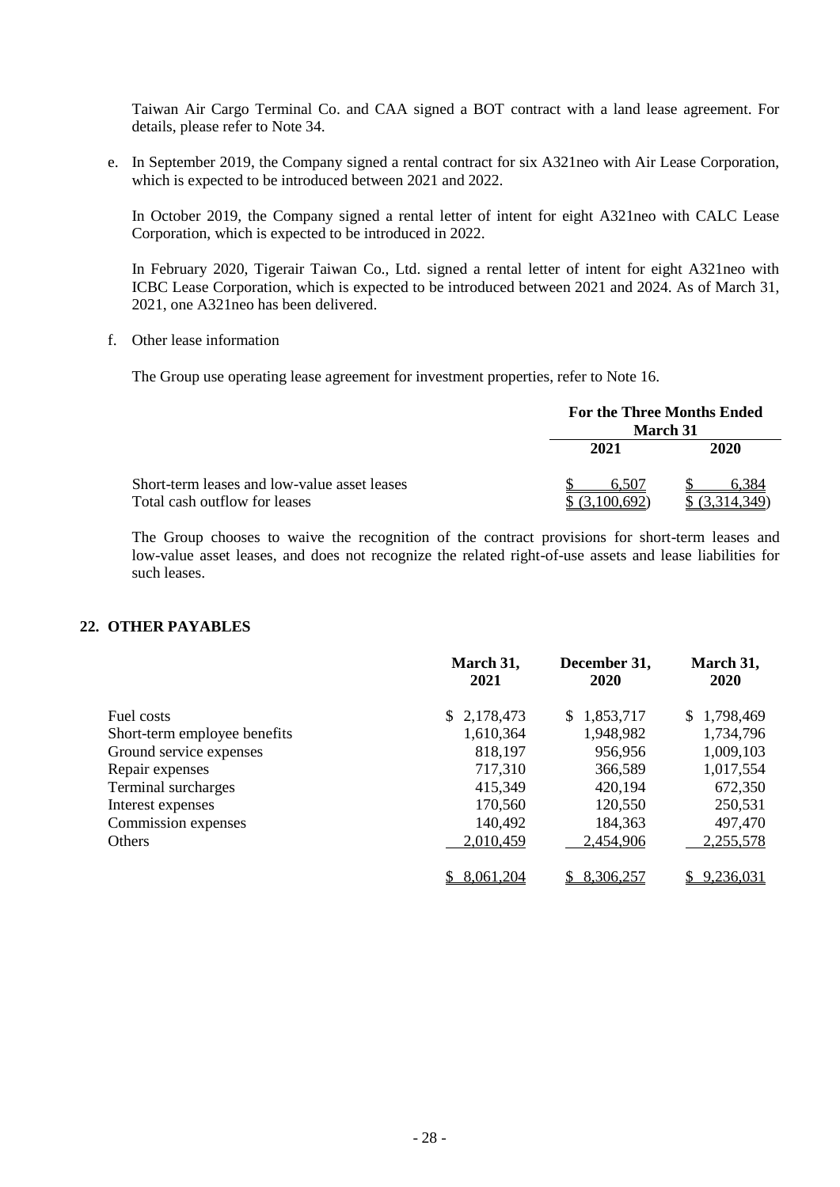Taiwan Air Cargo Terminal Co. and CAA signed a BOT contract with a land lease agreement. For details, please refer to Note 34.

e. In September 2019, the Company signed a rental contract for six A321neo with Air Lease Corporation, which is expected to be introduced between 2021 and 2022.

   In October 2019, the Company signed a rental letter of intent for eight A321neo with CALC Lease Corporation, which is expected to be introduced in 2022.

   In February 2020, Tigerair Taiwan Co., Ltd. signed a rental letter of intent for eight A321neo with ICBC Lease Corporation, which is expected to be introduced between 2021 and 2024. As of March 31, 2021, one A321neo has been delivered.

f. Other lease information

   The Group use operating lease agreement for investment properties, refer to Note 16.

| | For the Three Months Ended March 31 | |
|---|---|---|
| | 2021 | 2020 |
| Short-term leases and low-value asset leases | $ 6,507 | $ 6,384 |
| Total cash outflow for leases | $ (3,100,692) | $ (3,314,349) |

   The Group chooses to waive the recognition of the contract provisions for short-term leases and low-value asset leases, and does not recognize the related right-of-use assets and lease liabilities for such leases.

## 22. OTHER PAYABLES

| | March 31, 2021 | December 31, 2020 | March 31, 2020 |
|---|---|---|---|
| Fuel costs | $ 2,178,473 | $ 1,853,717 | $ 1,798,469 |
| Short-term employee benefits | 1,610,364 | 1,948,982 | 1,734,796 |
| Ground service expenses | 818,197 | 956,956 | 1,009,103 |
| Repair expenses | 717,310 | 366,589 | 1,017,554 |
| Terminal surcharges | 415,349 | 420,194 | 672,350 |
| Interest expenses | 170,560 | 120,550 | 250,531 |
| Commission expenses | 140,492 | 184,363 | 497,470 |
| Others | 2,010,459 | 2,454,906 | 2,255,578 |
| | $ 8,061,204 | $ 8,306,257 | $ 9,236,031 |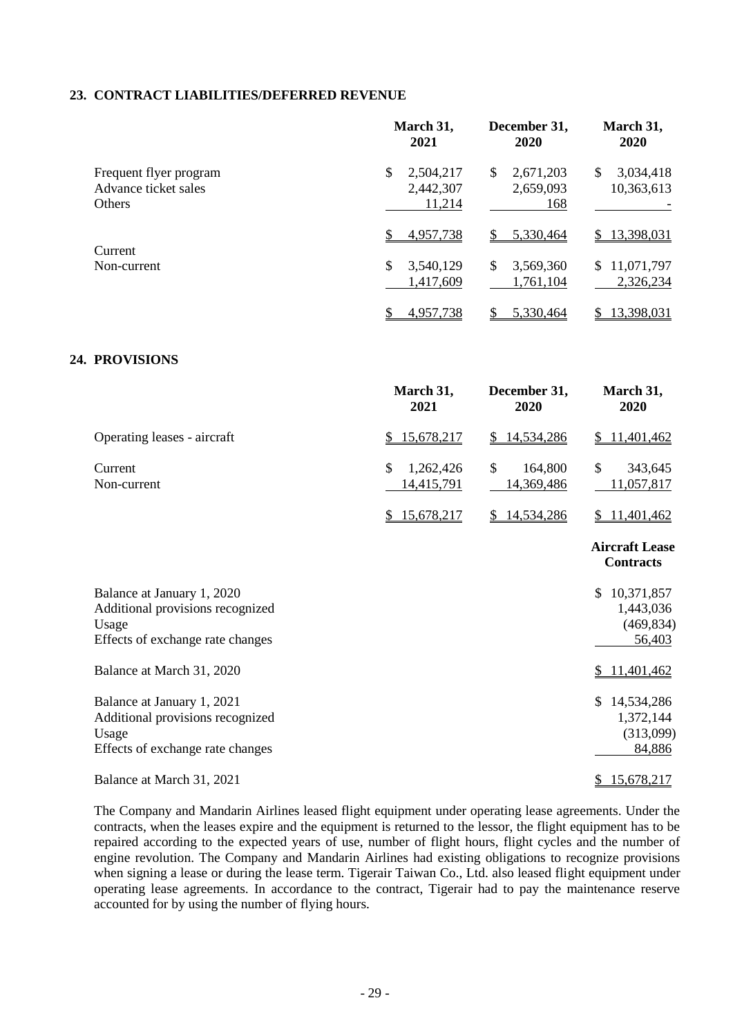## 23. CONTRACT LIABILITIES/DEFERRED REVENUE

| | March 31, 2021 | December 31, 2020 | March 31, 2020 |
|---|---|---|---|
| Frequent flyer program | $ 2,504,217 | $ 2,671,203 | $ 3,034,418 |
| Advance ticket sales | 2,442,307 | 2,659,093 | 10,363,613 |
| Others | 11,214 | 168 | - |
| | $ 4,957,738 | $ 5,330,464 | $ 13,398,031 |
| Current | $ 3,540,129 | $ 3,569,360 | $ 11,071,797 |
| Non-current | 1,417,609 | 1,761,104 | 2,326,234 |
| | $ 4,957,738 | $ 5,330,464 | $ 13,398,031 |

## 24. PROVISIONS

| | March 31, 2021 | December 31, 2020 | March 31, 2020 |
|---|---|---|---|
| Operating leases - aircraft | $ 15,678,217 | $ 14,534,286 | $ 11,401,462 |
| Current | $ 1,262,426 | $ 164,800 | $ 343,645 |
| Non-current | 14,415,791 | 14,369,486 | 11,057,817 |
| | $ 15,678,217 | $ 14,534,286 | $ 11,401,462 |

| | Aircraft Lease Contracts |
|---|---|
| Balance at January 1, 2020 | $ 10,371,857 |
| Additional provisions recognized | 1,443,036 |
| Usage | (469,834) |
| Effects of exchange rate changes | 56,403 |
| Balance at March 31, 2020 | $ 11,401,462 |
| Balance at January 1, 2021 | $ 14,534,286 |
| Additional provisions recognized | 1,372,144 |
| Usage | (313,099) |
| Effects of exchange rate changes | 84,886 |
| Balance at March 31, 2021 | $ 15,678,217 |

The Company and Mandarin Airlines leased flight equipment under operating lease agreements. Under the contracts, when the leases expire and the equipment is returned to the lessor, the flight equipment has to be repaired according to the expected years of use, number of flight hours, flight cycles and the number of engine revolution. The Company and Mandarin Airlines had existing obligations to recognize provisions when signing a lease or during the lease term. Tigerair Taiwan Co., Ltd. also leased flight equipment under operating lease agreements. In accordance to the contract, Tigerair had to pay the maintenance reserve accounted for by using the number of flying hours.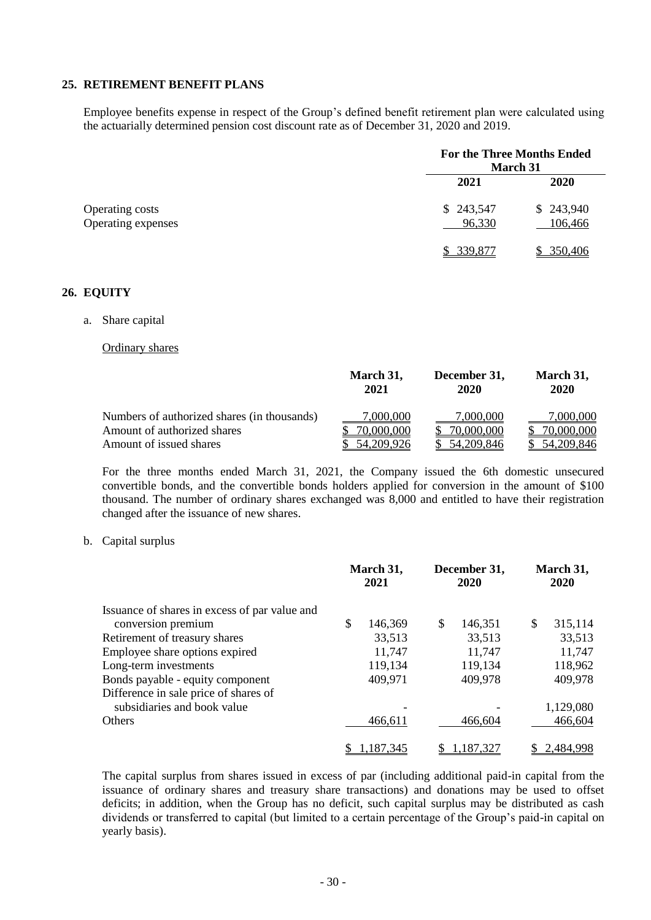## 25. RETIREMENT BENEFIT PLANS

Employee benefits expense in respect of the Group's defined benefit retirement plan were calculated using the actuarially determined pension cost discount rate as of December 31, 2020 and 2019.

| | For the Three Months Ended March 31 | |
|---|---|---|
| | 2021 | 2020 |
| Operating costs | $ 243,547 | $ 243,940 |
| Operating expenses | 96,330 | 106,466 |
| | $ 339,877 | $ 350,406 |

## 26. EQUITY

a. Share capital

Ordinary shares

| | March 31, 2021 | December 31, 2020 | March 31, 2020 |
|---|---|---|---|
| Numbers of authorized shares (in thousands) | 7,000,000 | 7,000,000 | 7,000,000 |
| Amount of authorized shares | $ 70,000,000 | $ 70,000,000 | $ 70,000,000 |
| Amount of issued shares | $ 54,209,926 | $ 54,209,846 | $ 54,209,846 |

For the three months ended March 31, 2021, the Company issued the 6th domestic unsecured convertible bonds, and the convertible bonds holders applied for conversion in the amount of $100 thousand. The number of ordinary shares exchanged was 8,000 and entitled to have their registration changed after the issuance of new shares.

b. Capital surplus

| | March 31, 2021 | December 31, 2020 | March 31, 2020 |
|---|---|---|---|
| Issuance of shares in excess of par value and conversion premium | $ 146,369 | $ 146,351 | $ 315,114 |
| Retirement of treasury shares | 33,513 | 33,513 | 33,513 |
| Employee share options expired | 11,747 | 11,747 | 11,747 |
| Long-term investments | 119,134 | 119,134 | 118,962 |
| Bonds payable - equity component | 409,971 | 409,978 | 409,978 |
| Difference in sale price of shares of subsidiaries and book value | - | - | 1,129,080 |
| Others | 466,611 | 466,604 | 466,604 |
| | $ 1,187,345 | $ 1,187,327 | $ 2,484,998 |

The capital surplus from shares issued in excess of par (including additional paid-in capital from the issuance of ordinary shares and treasury share transactions) and donations may be used to offset deficits; in addition, when the Group has no deficit, such capital surplus may be distributed as cash dividends or transferred to capital (but limited to a certain percentage of the Group's paid-in capital on yearly basis).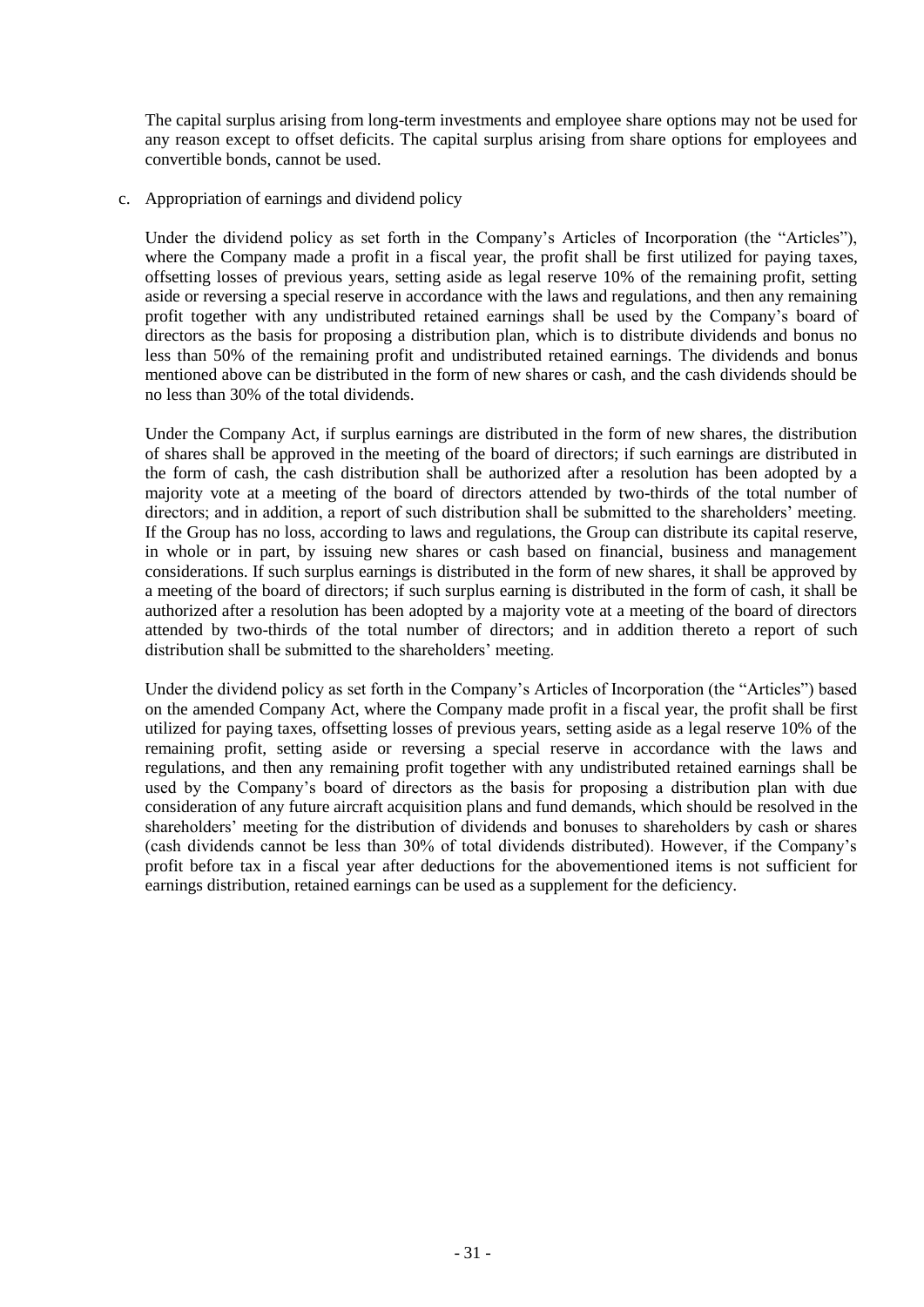The capital surplus arising from long-term investments and employee share options may not be used for any reason except to offset deficits. The capital surplus arising from share options for employees and convertible bonds, cannot be used.

c. Appropriation of earnings and dividend policy

Under the dividend policy as set forth in the Company's Articles of Incorporation (the "Articles"), where the Company made a profit in a fiscal year, the profit shall be first utilized for paying taxes, offsetting losses of previous years, setting aside as legal reserve 10% of the remaining profit, setting aside or reversing a special reserve in accordance with the laws and regulations, and then any remaining profit together with any undistributed retained earnings shall be used by the Company's board of directors as the basis for proposing a distribution plan, which is to distribute dividends and bonus no less than 50% of the remaining profit and undistributed retained earnings. The dividends and bonus mentioned above can be distributed in the form of new shares or cash, and the cash dividends should be no less than 30% of the total dividends.

Under the Company Act, if surplus earnings are distributed in the form of new shares, the distribution of shares shall be approved in the meeting of the board of directors; if such earnings are distributed in the form of cash, the cash distribution shall be authorized after a resolution has been adopted by a majority vote at a meeting of the board of directors attended by two-thirds of the total number of directors; and in addition, a report of such distribution shall be submitted to the shareholders' meeting. If the Group has no loss, according to laws and regulations, the Group can distribute its capital reserve, in whole or in part, by issuing new shares or cash based on financial, business and management considerations. If such surplus earnings is distributed in the form of new shares, it shall be approved by a meeting of the board of directors; if such surplus earning is distributed in the form of cash, it shall be authorized after a resolution has been adopted by a majority vote at a meeting of the board of directors attended by two-thirds of the total number of directors; and in addition thereto a report of such distribution shall be submitted to the shareholders' meeting.

Under the dividend policy as set forth in the Company's Articles of Incorporation (the "Articles") based on the amended Company Act, where the Company made profit in a fiscal year, the profit shall be first utilized for paying taxes, offsetting losses of previous years, setting aside as a legal reserve 10% of the remaining profit, setting aside or reversing a special reserve in accordance with the laws and regulations, and then any remaining profit together with any undistributed retained earnings shall be used by the Company's board of directors as the basis for proposing a distribution plan with due consideration of any future aircraft acquisition plans and fund demands, which should be resolved in the shareholders' meeting for the distribution of dividends and bonuses to shareholders by cash or shares (cash dividends cannot be less than 30% of total dividends distributed). However, if the Company's profit before tax in a fiscal year after deductions for the abovementioned items is not sufficient for earnings distribution, retained earnings can be used as a supplement for the deficiency.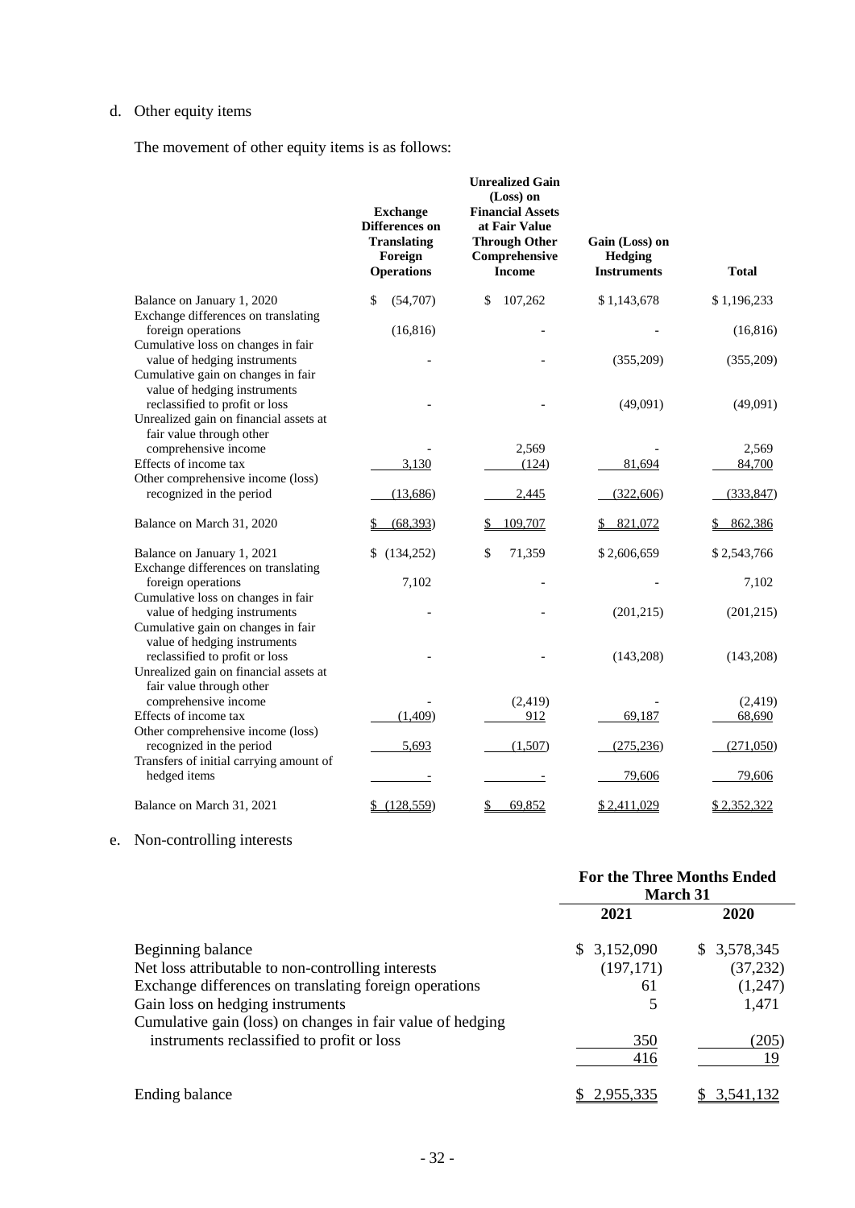d. Other equity items

The movement of other equity items is as follows:

| | Exchange Differences on Translating Foreign Operations | Unrealized Gain (Loss) on Financial Assets at Fair Value Through Other Comprehensive Income | Gain (Loss) on Hedging Instruments | Total |
|---|---|---|---|---|
| Balance on January 1, 2020 | $ (54,707) | $ 107,262 | $ 1,143,678 | $ 1,196,233 |
| Exchange differences on translating foreign operations | (16,816) | - | - | (16,816) |
| Cumulative loss on changes in fair value of hedging instruments | - | - | (355,209) | (355,209) |
| Cumulative gain on changes in fair value of hedging instruments reclassified to profit or loss | - | - | (49,091) | (49,091) |
| Unrealized gain on financial assets at fair value through other comprehensive income | - | 2,569 | - | 2,569 |
| Effects of income tax | 3,130 | (124) | 81,694 | 84,700 |
| Other comprehensive income (loss) recognized in the period | (13,686) | 2,445 | (322,606) | (333,847) |
| Balance on March 31, 2020 | $ (68,393) | $ 109,707 | $ 821,072 | $ 862,386 |
| Balance on January 1, 2021 | $ (134,252) | $ 71,359 | $ 2,606,659 | $ 2,543,766 |
| Exchange differences on translating foreign operations | 7,102 | - | - | 7,102 |
| Cumulative loss on changes in fair value of hedging instruments | - | - | (201,215) | (201,215) |
| Cumulative gain on changes in fair value of hedging instruments reclassified to profit or loss | - | - | (143,208) | (143,208) |
| Unrealized gain on financial assets at fair value through other comprehensive income | - | (2,419) | - | (2,419) |
| Effects of income tax | (1,409) | 912 | 69,187 | 68,690 |
| Other comprehensive income (loss) recognized in the period | 5,693 | (1,507) | (275,236) | (271,050) |
| Transfers of initial carrying amount of hedged items | - | - | 79,606 | 79,606 |
| Balance on March 31, 2021 | $ (128,559) | $ 69,852 | $ 2,411,029 | $ 2,352,322 |

e. Non-controlling interests

| | For the Three Months Ended March 31 | |
|---|---|---|
| | 2021 | 2020 |
| Beginning balance | $ 3,152,090 | $ 3,578,345 |
| Net loss attributable to non-controlling interests | (197,171) | (37,232) |
| Exchange differences on translating foreign operations | 61 | (1,247) |
| Gain loss on hedging instruments | 5 | 1,471 |
| Cumulative gain (loss) on changes in fair value of hedging instruments reclassified to profit or loss | 350 | (205) |
| | 416 | 19 |
| Ending balance | $ 2,955,335 | $ 3,541,132 |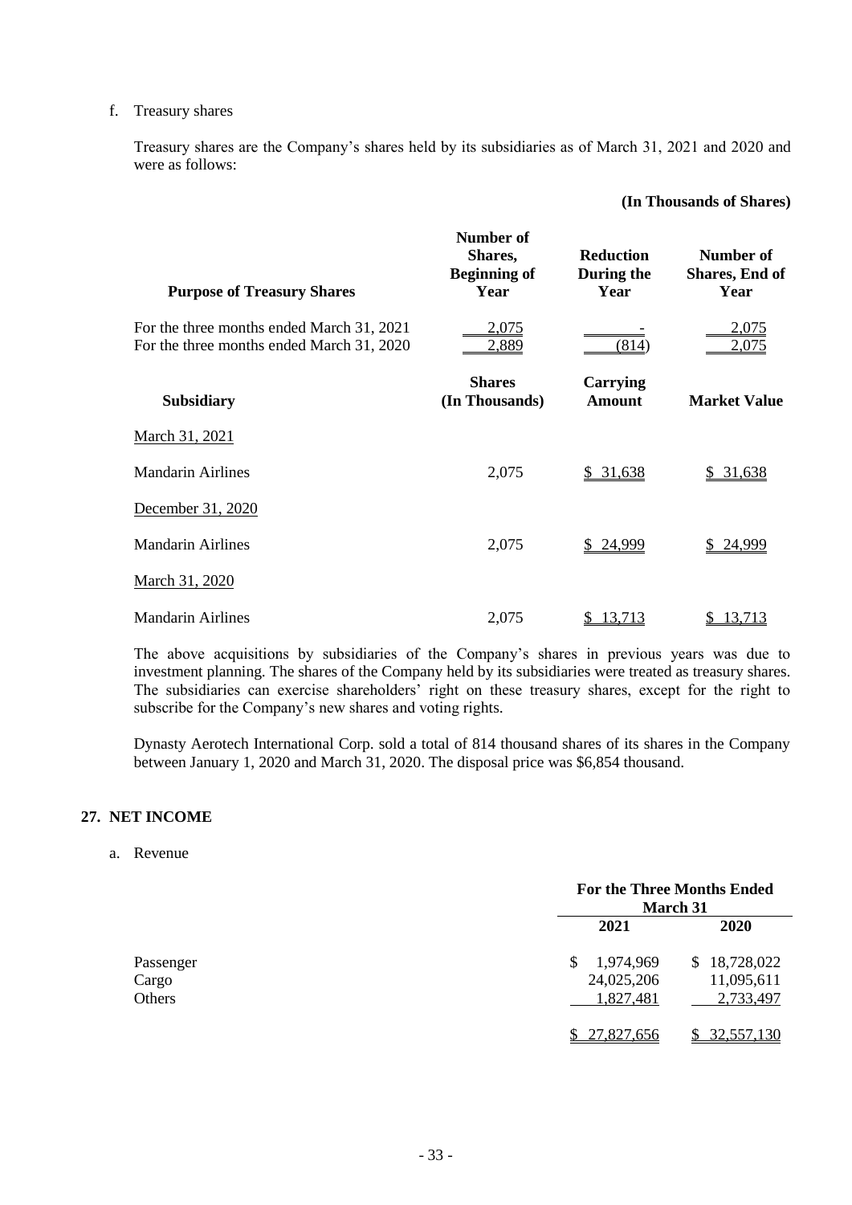f. Treasury shares

Treasury shares are the Company's shares held by its subsidiaries as of March 31, 2021 and 2020 and were as follows:

**(In Thousands of Shares)**

| Purpose of Treasury Shares | Number of Shares, Beginning of Year | Reduction During the Year | Number of Shares, End of Year |
|---|---|---|---|
| For the three months ended March 31, 2021 | 2,075 | - | 2,075 |
| For the three months ended March 31, 2020 | 2,889 | (814) | 2,075 |

| Subsidiary | Shares (In Thousands) | Carrying Amount | Market Value |
|---|---|---|---|
| March 31, 2021 | | | |
| Mandarin Airlines | 2,075 | $ 31,638 | $ 31,638 |
| December 31, 2020 | | | |
| Mandarin Airlines | 2,075 | $ 24,999 | $ 24,999 |
| March 31, 2020 | | | |
| Mandarin Airlines | 2,075 | $ 13,713 | $ 13,713 |

The above acquisitions by subsidiaries of the Company's shares in previous years was due to investment planning. The shares of the Company held by its subsidiaries were treated as treasury shares. The subsidiaries can exercise shareholders' right on these treasury shares, except for the right to subscribe for the Company's new shares and voting rights.

Dynasty Aerotech International Corp. sold a total of 814 thousand shares of its shares in the Company between January 1, 2020 and March 31, 2020. The disposal price was $6,854 thousand.

## 27. NET INCOME

a. Revenue

| | For the Three Months Ended March 31 | |
|---|---|---|
| | 2021 | 2020 |
| Passenger | $ 1,974,969 | $ 18,728,022 |
| Cargo | 24,025,206 | 11,095,611 |
| Others | 1,827,481 | 2,733,497 |
| | $ 27,827,656 | $ 32,557,130 |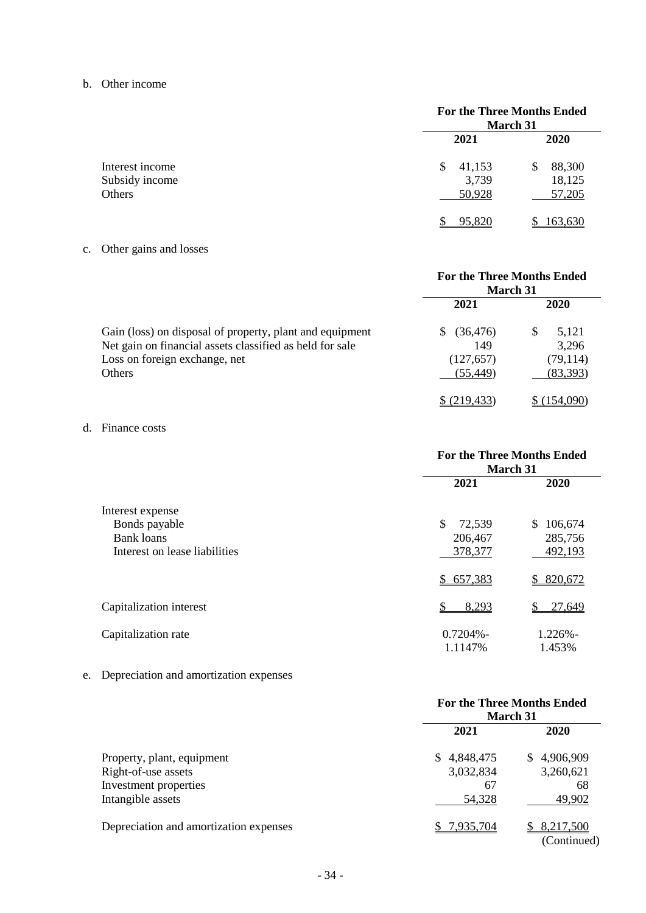b. Other income

| | For the Three Months Ended March 31 | |
|---|---|---|
| | 2021 | 2020 |
| Interest income | $ 41,153 | $ 88,300 |
| Subsidy income | 3,739 | 18,125 |
| Others | 50,928 | 57,205 |
| | $ 95,820 | $ 163,630 |

c. Other gains and losses

| | For the Three Months Ended March 31 | |
|---|---|---|
| | 2021 | 2020 |
| Gain (loss) on disposal of property, plant and equipment | $ (36,476) | $ 5,121 |
| Net gain on financial assets classified as held for sale | 149 | 3,296 |
| Loss on foreign exchange, net | (127,657) | (79,114) |
| Others | (55,449) | (83,393) |
| | $ (219,433) | $ (154,090) |

d. Finance costs

| | For the Three Months Ended March 31 | |
|---|---|---|
| | 2021 | 2020 |
| Interest expense | | |
| Bonds payable | $ 72,539 | $ 106,674 |
| Bank loans | 206,467 | 285,756 |
| Interest on lease liabilities | 378,377 | 492,193 |
| | $ 657,383 | $ 820,672 |
| Capitalization interest | $ 8,293 | $ 27,649 |
| Capitalization rate | 0.7204%-1.1147% | 1.226%-1.453% |

e. Depreciation and amortization expenses

| | For the Three Months Ended March 31 | |
|---|---|---|
| | 2021 | 2020 |
| Property, plant, equipment | $ 4,848,475 | $ 4,906,909 |
| Right-of-use assets | 3,032,834 | 3,260,621 |
| Investment properties | 67 | 68 |
| Intangible assets | 54,328 | 49,902 |
| Depreciation and amortization expenses | $ 7,935,704 | $ 8,217,500 |

(Continued)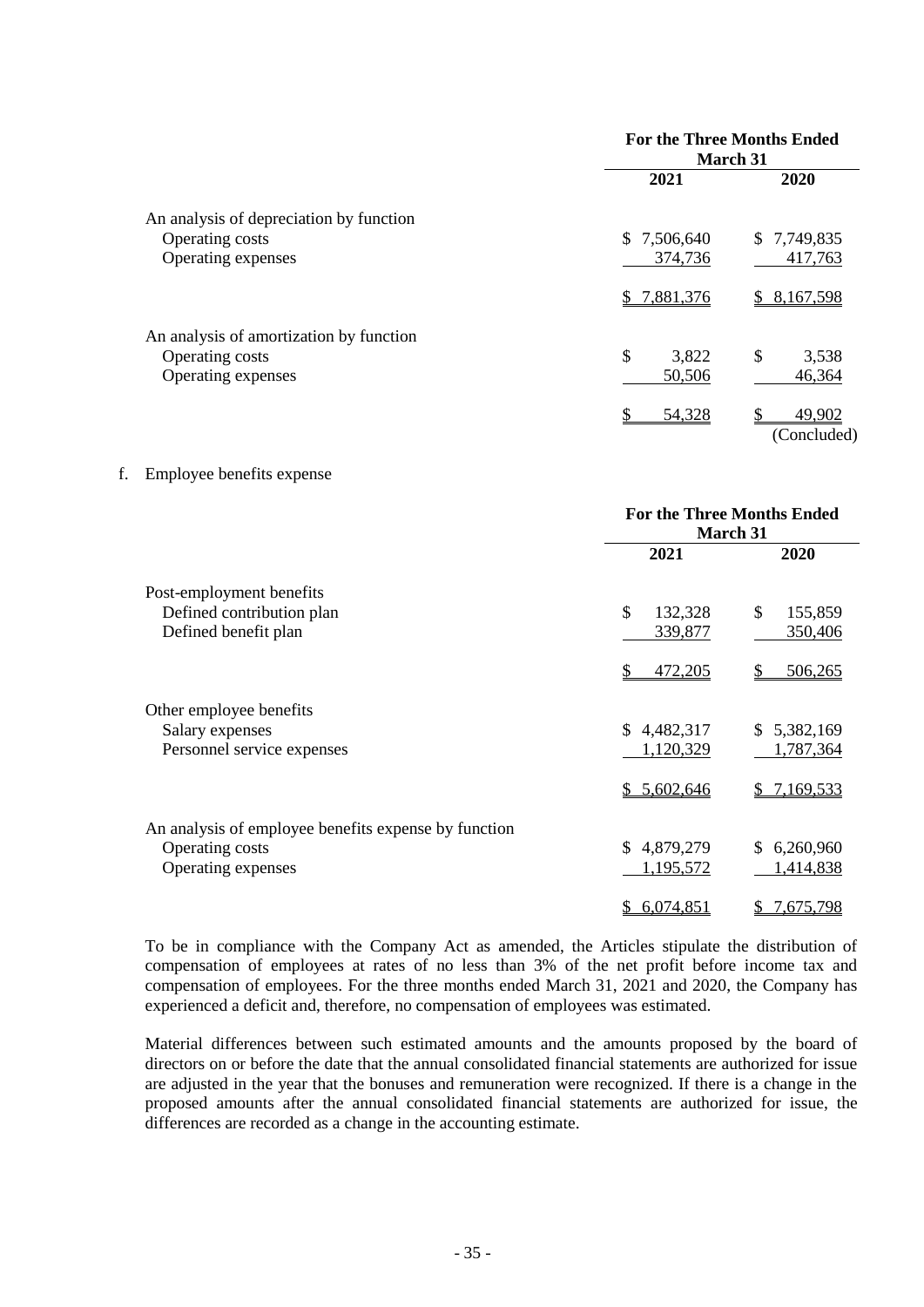| | For the Three Months Ended March 31 | |
|---|---|---|
| | 2021 | 2020 |
| An analysis of depreciation by function | | |
| Operating costs | $ 7,506,640 | $ 7,749,835 |
| Operating expenses | 374,736 | 417,763 |
| | $ 7,881,376 | $ 8,167,598 |
| An analysis of amortization by function | | |
| Operating costs | $ 3,822 | $ 3,538 |
| Operating expenses | 50,506 | 46,364 |
| | $ 54,328 | $ 49,902 |

(Concluded)

f. Employee benefits expense

| | For the Three Months Ended March 31 | |
|---|---|---|
| | 2021 | 2020 |
| Post-employment benefits | | |
| Defined contribution plan | $ 132,328 | $ 155,859 |
| Defined benefit plan | 339,877 | 350,406 |
| | $ 472,205 | $ 506,265 |
| Other employee benefits | | |
| Salary expenses | $ 4,482,317 | $ 5,382,169 |
| Personnel service expenses | 1,120,329 | 1,787,364 |
| | $ 5,602,646 | $ 7,169,533 |
| An analysis of employee benefits expense by function | | |
| Operating costs | $ 4,879,279 | $ 6,260,960 |
| Operating expenses | 1,195,572 | 1,414,838 |
| | $ 6,074,851 | $ 7,675,798 |

To be in compliance with the Company Act as amended, the Articles stipulate the distribution of compensation of employees at rates of no less than 3% of the net profit before income tax and compensation of employees. For the three months ended March 31, 2021 and 2020, the Company has experienced a deficit and, therefore, no compensation of employees was estimated.

Material differences between such estimated amounts and the amounts proposed by the board of directors on or before the date that the annual consolidated financial statements are authorized for issue are adjusted in the year that the bonuses and remuneration were recognized. If there is a change in the proposed amounts after the annual consolidated financial statements are authorized for issue, the differences are recorded as a change in the accounting estimate.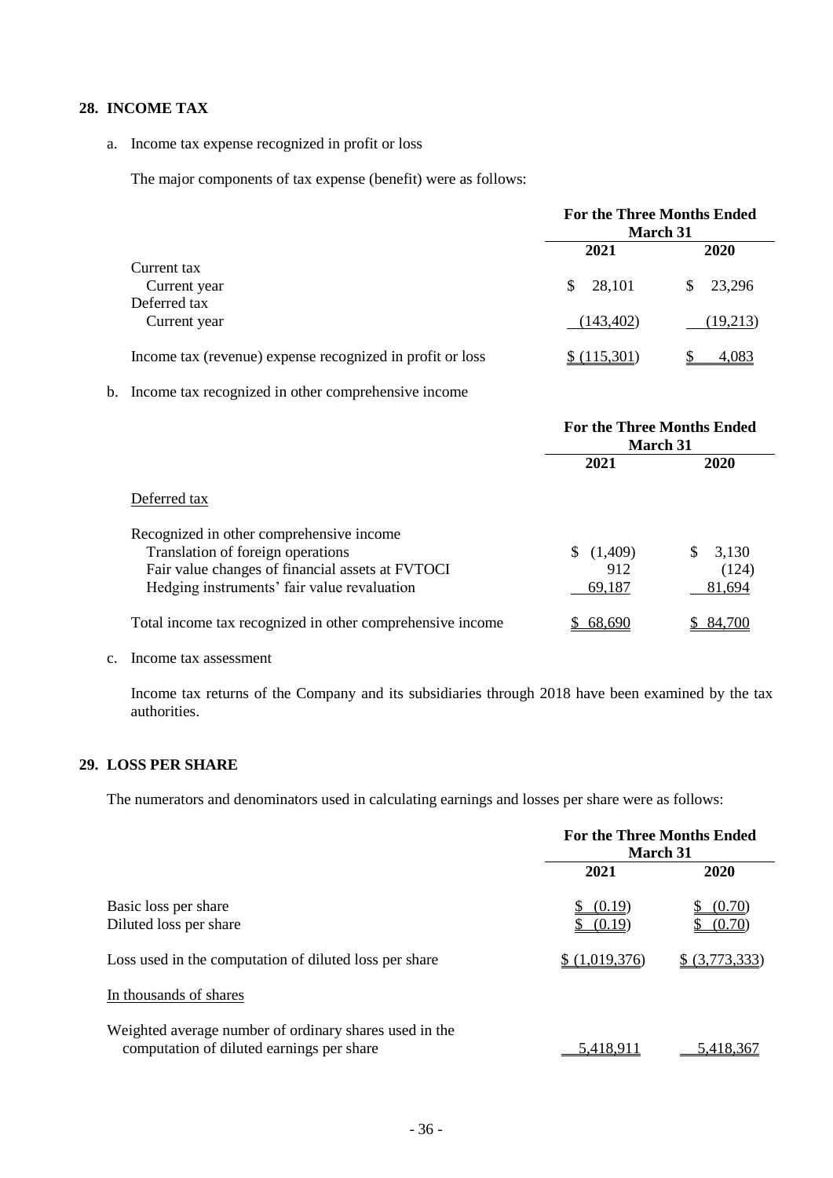## 28. INCOME TAX

a. Income tax expense recognized in profit or loss

The major components of tax expense (benefit) were as follows:

| | For the Three Months Ended March 31 | |
|---|---|---|
| | 2021 | 2020 |
| Current tax | | |
| Current year | $ 28,101 | $ 23,296 |
| Deferred tax | | |
| Current year | (143,402) | (19,213) |
| Income tax (revenue) expense recognized in profit or loss | $ (115,301) | $ 4,083 |

b. Income tax recognized in other comprehensive income

| | For the Three Months Ended March 31 | |
|---|---|---|
| | 2021 | 2020 |
| Deferred tax | | |
| Recognized in other comprehensive income | | |
| Translation of foreign operations | $ (1,409) | $ 3,130 |
| Fair value changes of financial assets at FVTOCI | 912 | (124) |
| Hedging instruments' fair value revaluation | 69,187 | 81,694 |
| Total income tax recognized in other comprehensive income | $ 68,690 | $ 84,700 |

c. Income tax assessment

Income tax returns of the Company and its subsidiaries through 2018 have been examined by the tax authorities.

## 29. LOSS PER SHARE

The numerators and denominators used in calculating earnings and losses per share were as follows:

| | For the Three Months Ended March 31 | |
|---|---|---|
| | 2021 | 2020 |
| Basic loss per share | $ (0.19) | $ (0.70) |
| Diluted loss per share | $ (0.19) | $ (0.70) |
| Loss used in the computation of diluted loss per share | $ (1,019,376) | $ (3,773,333) |
| In thousands of shares | | |
| Weighted average number of ordinary shares used in the computation of diluted earnings per share | 5,418,911 | 5,418,367 |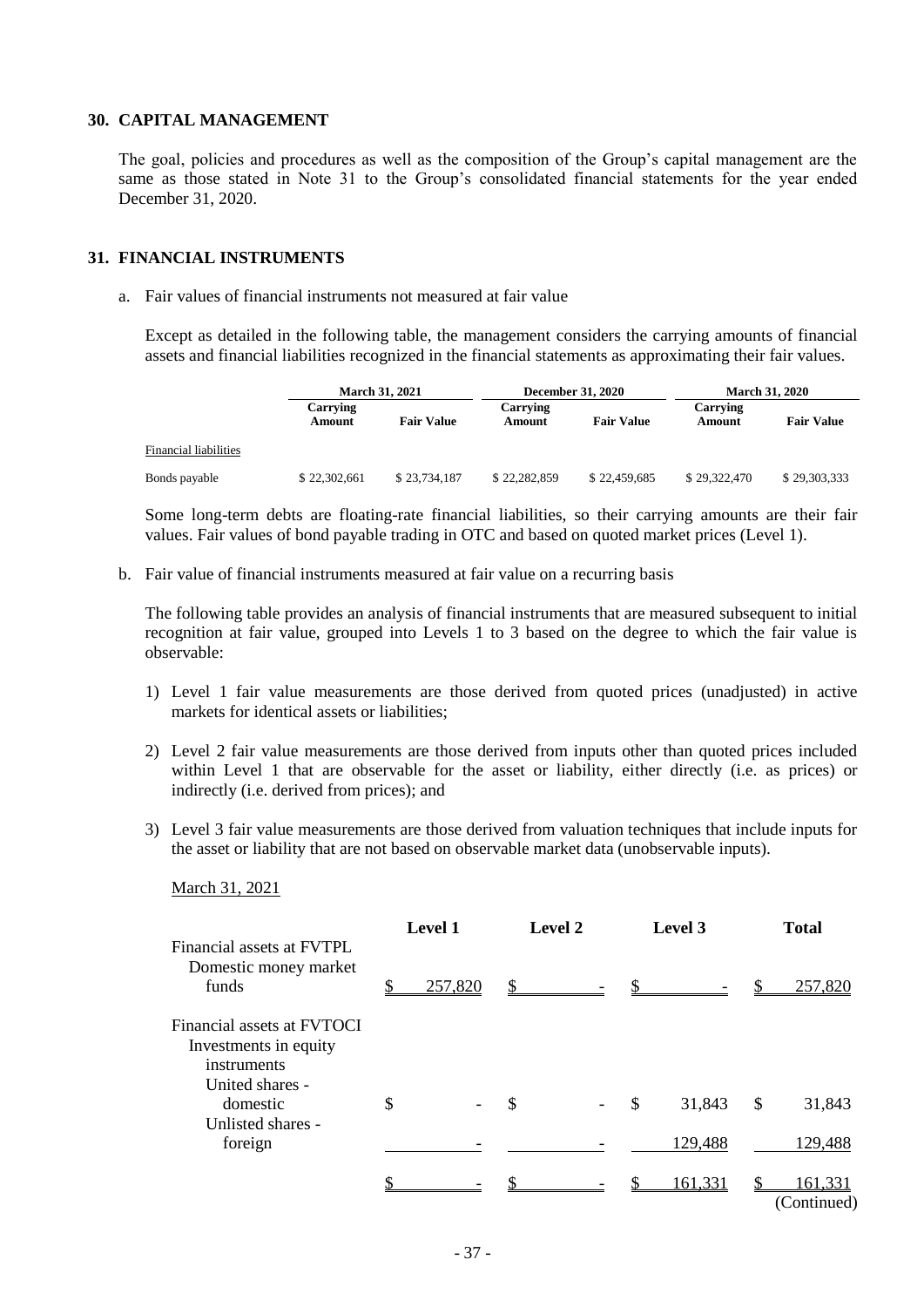## 30. CAPITAL MANAGEMENT

The goal, policies and procedures as well as the composition of the Group's capital management are the same as those stated in Note 31 to the Group's consolidated financial statements for the year ended December 31, 2020.

## 31. FINANCIAL INSTRUMENTS

a. Fair values of financial instruments not measured at fair value

Except as detailed in the following table, the management considers the carrying amounts of financial assets and financial liabilities recognized in the financial statements as approximating their fair values.

| | March 31, 2021 | | December 31, 2020 | | March 31, 2020 | |
|---|---|---|---|---|---|---|
| | Carrying Amount | Fair Value | Carrying Amount | Fair Value | Carrying Amount | Fair Value |
| Financial liabilities | | | | | | |
| Bonds payable | $ 22,302,661 | $ 23,734,187 | $ 22,282,859 | $ 22,459,685 | $ 29,322,470 | $ 29,303,333 |

Some long-term debts are floating-rate financial liabilities, so their carrying amounts are their fair values. Fair values of bond payable trading in OTC and based on quoted market prices (Level 1).

b. Fair value of financial instruments measured at fair value on a recurring basis

The following table provides an analysis of financial instruments that are measured subsequent to initial recognition at fair value, grouped into Levels 1 to 3 based on the degree to which the fair value is observable:

1) Level 1 fair value measurements are those derived from quoted prices (unadjusted) in active markets for identical assets or liabilities;

2) Level 2 fair value measurements are those derived from inputs other than quoted prices included within Level 1 that are observable for the asset or liability, either directly (i.e. as prices) or indirectly (i.e. derived from prices); and

3) Level 3 fair value measurements are those derived from valuation techniques that include inputs for the asset or liability that are not based on observable market data (unobservable inputs).

March 31, 2021

| | Level 1 | Level 2 | Level 3 | Total |
|---|---|---|---|---|
| Financial assets at FVTPL | | | | |
| Domestic money market funds | $ 257,820 | $ - | $ - | $ 257,820 |
| Financial assets at FVTOCI | | | | |
| Investments in equity instruments | | | | |
| United shares - domestic | $ - | $ - | $ 31,843 | $ 31,843 |
| Unlisted shares - foreign | - | - | 129,488 | 129,488 |
| | $ - | $ - | $ 161,331 | $ 161,331 |

(Continued)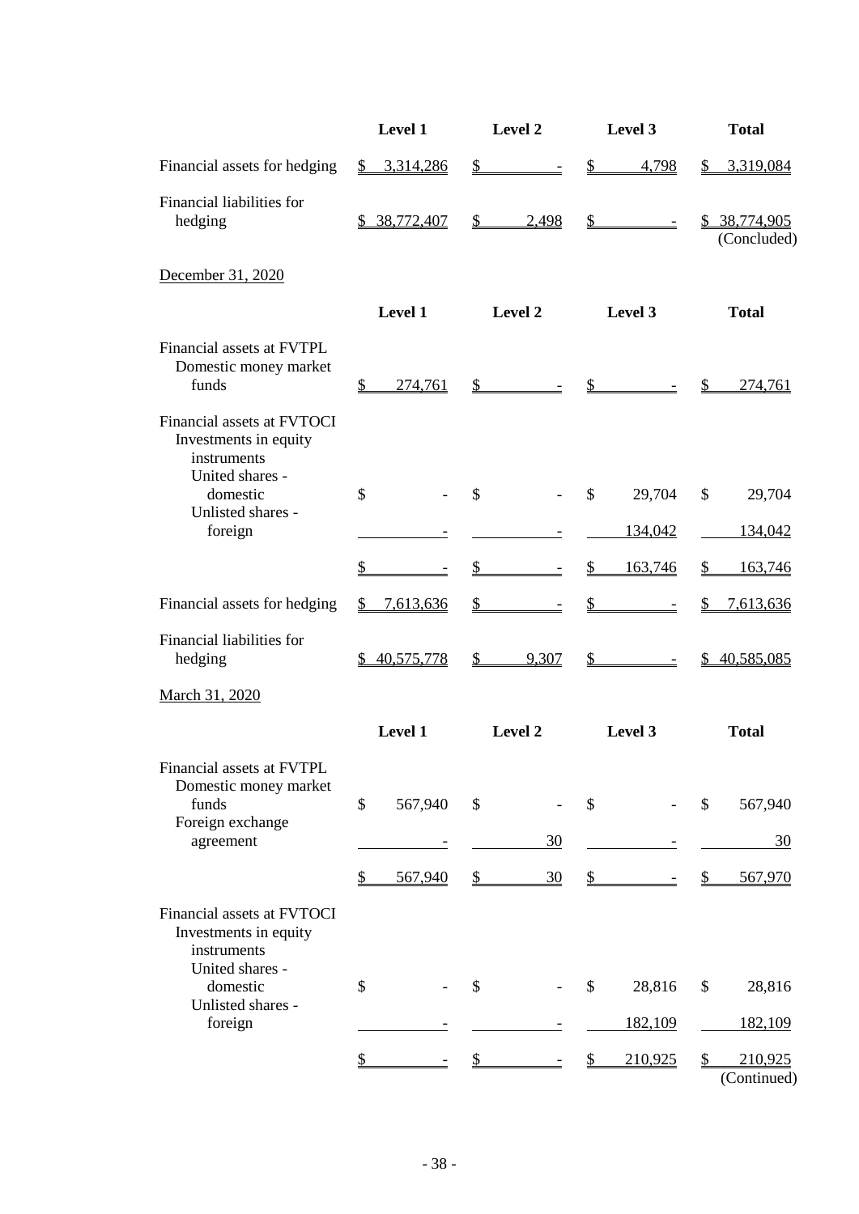|  | Level 1 | Level 2 | Level 3 | Total |
|---|---|---|---|---|
| Financial assets for hedging | $ 3,314,286 | $ - | $ 4,798 | $ 3,319,084 |
| Financial liabilities for hedging | $ 38,772,407 | $ 2,498 | $ - | $ 38,774,905 |

(Concluded)

December 31, 2020

|  | Level 1 | Level 2 | Level 3 | Total |
|---|---|---|---|---|
| Financial assets at FVTPL |  |  |  |  |
| Domestic money market funds | $ 274,761 | $ - | $ - | $ 274,761 |
| Financial assets at FVTOCI |  |  |  |  |
| Investments in equity instruments |  |  |  |  |
| United shares - domestic | $ - | $ - | $ 29,704 | $ 29,704 |
| Unlisted shares - foreign | - | - | 134,042 | 134,042 |
|  | $ - | $ - | $ 163,746 | $ 163,746 |
| Financial assets for hedging | $ 7,613,636 | $ - | $ - | $ 7,613,636 |
| Financial liabilities for hedging | $ 40,575,778 | $ 9,307 | $ - | $ 40,585,085 |

March 31, 2020

|  | Level 1 | Level 2 | Level 3 | Total |
|---|---|---|---|---|
| Financial assets at FVTPL |  |  |  |  |
| Domestic money market funds | $ 567,940 | $ - | $ - | $ 567,940 |
| Foreign exchange agreement | - | 30 | - | 30 |
|  | $ 567,940 | $ 30 | $ - | $ 567,970 |
| Financial assets at FVTOCI |  |  |  |  |
| Investments in equity instruments |  |  |  |  |
| United shares - domestic | $ - | $ - | $ 28,816 | $ 28,816 |
| Unlisted shares - foreign | - | - | 182,109 | 182,109 |
|  | $ - | $ - | $ 210,925 | $ 210,925 |

(Continued)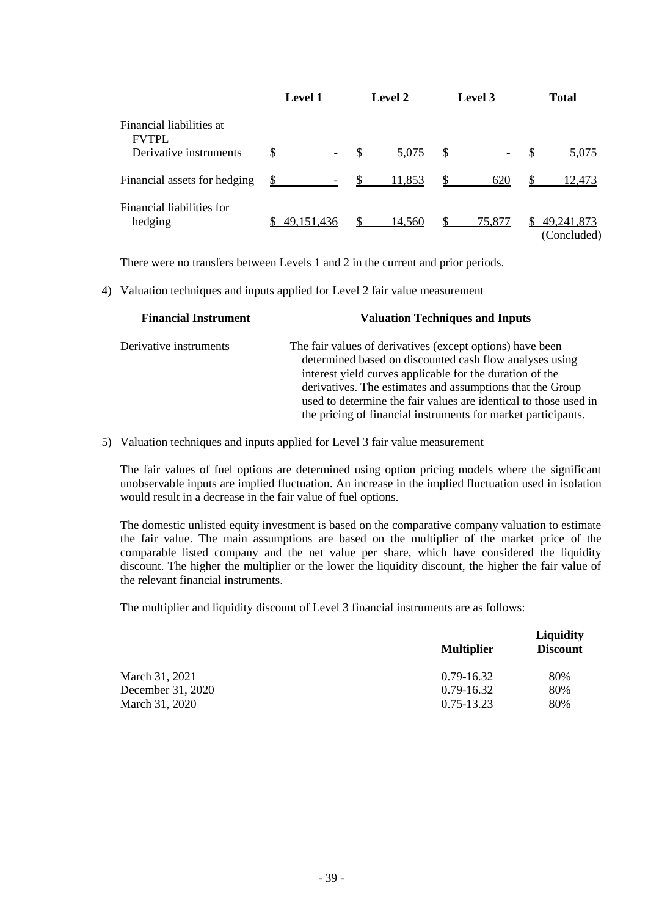| | Level 1 | Level 2 | Level 3 | Total |
|---|---|---|---|---|
| Financial liabilities at FVTPL | | | | |
| Derivative instruments | $ - | $ 5,075 | $ - | $ 5,075 |
| Financial assets for hedging | $ - | $ 11,853 | $ 620 | $ 12,473 |
| Financial liabilities for hedging | $ 49,151,436 | $ 14,560 | $ 75,877 | $ 49,241,873 |
| | | | | (Concluded) |

There were no transfers between Levels 1 and 2 in the current and prior periods.

4) Valuation techniques and inputs applied for Level 2 fair value measurement

| Financial Instrument | Valuation Techniques and Inputs |
|---|---|
| Derivative instruments | The fair values of derivatives (except options) have been determined based on discounted cash flow analyses using interest yield curves applicable for the duration of the derivatives. The estimates and assumptions that the Group used to determine the fair values are identical to those used in the pricing of financial instruments for market participants. |

5) Valuation techniques and inputs applied for Level 3 fair value measurement

The fair values of fuel options are determined using option pricing models where the significant unobservable inputs are implied fluctuation. An increase in the implied fluctuation used in isolation would result in a decrease in the fair value of fuel options.

The domestic unlisted equity investment is based on the comparative company valuation to estimate the fair value. The main assumptions are based on the multiplier of the market price of the comparable listed company and the net value per share, which have considered the liquidity discount. The higher the multiplier or the lower the liquidity discount, the higher the fair value of the relevant financial instruments.

The multiplier and liquidity discount of Level 3 financial instruments are as follows:

| | Multiplier | Liquidity Discount |
|---|---|---|
| March 31, 2021 | 0.79-16.32 | 80% |
| December 31, 2020 | 0.79-16.32 | 80% |
| March 31, 2020 | 0.75-13.23 | 80% |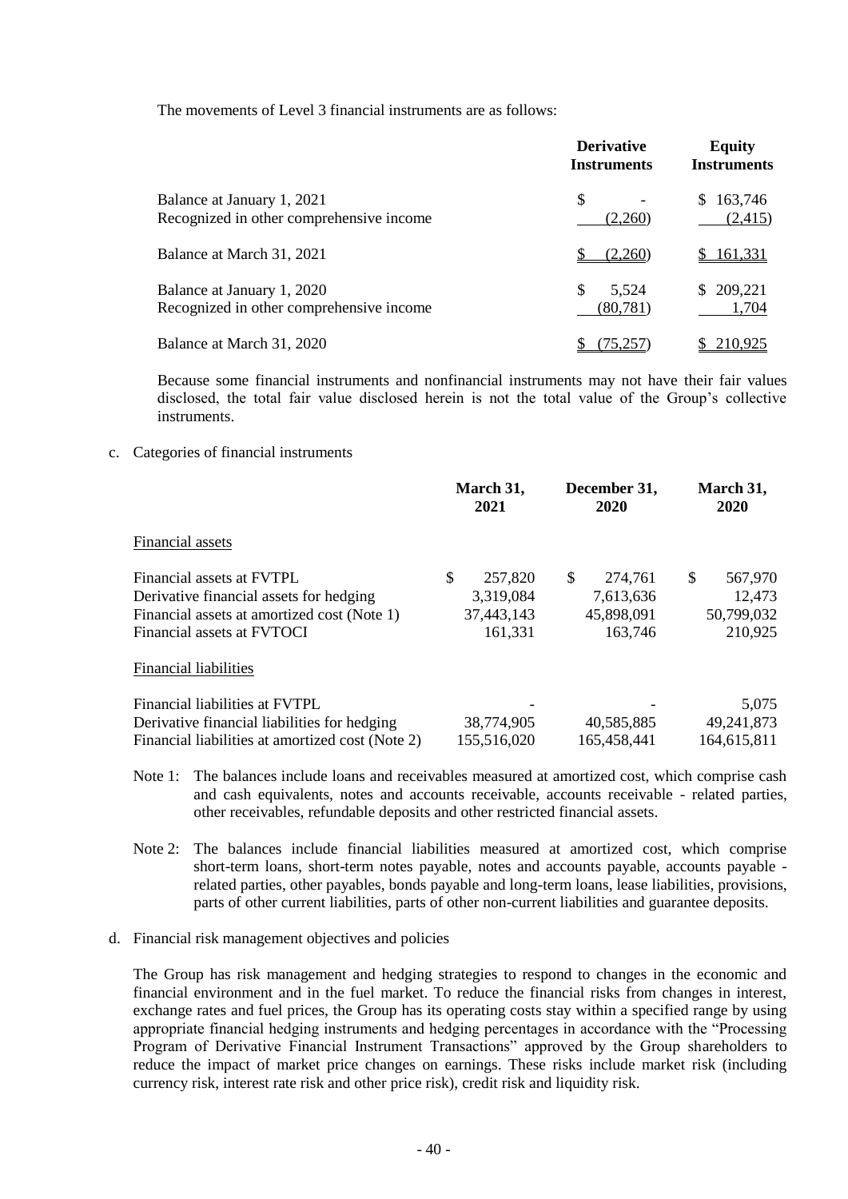The movements of Level 3 financial instruments are as follows:

| | Derivative Instruments | Equity Instruments |
|---|---|---|
| Balance at January 1, 2021 | $ - | $ 163,746 |
| Recognized in other comprehensive income | (2,260) | (2,415) |
| Balance at March 31, 2021 | $ (2,260) | $ 161,331 |
| Balance at January 1, 2020 | $ 5,524 | $ 209,221 |
| Recognized in other comprehensive income | (80,781) | 1,704 |
| Balance at March 31, 2020 | $ (75,257) | $ 210,925 |

Because some financial instruments and nonfinancial instruments may not have their fair values disclosed, the total fair value disclosed herein is not the total value of the Group's collective instruments.

c. Categories of financial instruments

| | March 31, 2021 | December 31, 2020 | March 31, 2020 |
|---|---|---|---|
| Financial assets | | | |
| Financial assets at FVTPL | $ 257,820 | $ 274,761 | $ 567,970 |
| Derivative financial assets for hedging | 3,319,084 | 7,613,636 | 12,473 |
| Financial assets at amortized cost (Note 1) | 37,443,143 | 45,898,091 | 50,799,032 |
| Financial assets at FVTOCI | 161,331 | 163,746 | 210,925 |
| Financial liabilities | | | |
| Financial liabilities at FVTPL | - | - | 5,075 |
| Derivative financial liabilities for hedging | 38,774,905 | 40,585,885 | 49,241,873 |
| Financial liabilities at amortized cost (Note 2) | 155,516,020 | 165,458,441 | 164,615,811 |

Note 1: The balances include loans and receivables measured at amortized cost, which comprise cash and cash equivalents, notes and accounts receivable, accounts receivable - related parties, other receivables, refundable deposits and other restricted financial assets.

Note 2: The balances include financial liabilities measured at amortized cost, which comprise short-term loans, short-term notes payable, notes and accounts payable, accounts payable - related parties, other payables, bonds payable and long-term loans, lease liabilities, provisions, parts of other current liabilities, parts of other non-current liabilities and guarantee deposits.

d. Financial risk management objectives and policies

The Group has risk management and hedging strategies to respond to changes in the economic and financial environment and in the fuel market. To reduce the financial risks from changes in interest, exchange rates and fuel prices, the Group has its operating costs stay within a specified range by using appropriate financial hedging instruments and hedging percentages in accordance with the "Processing Program of Derivative Financial Instrument Transactions" approved by the Group shareholders to reduce the impact of market price changes on earnings. These risks include market risk (including currency risk, interest rate risk and other price risk), credit risk and liquidity risk.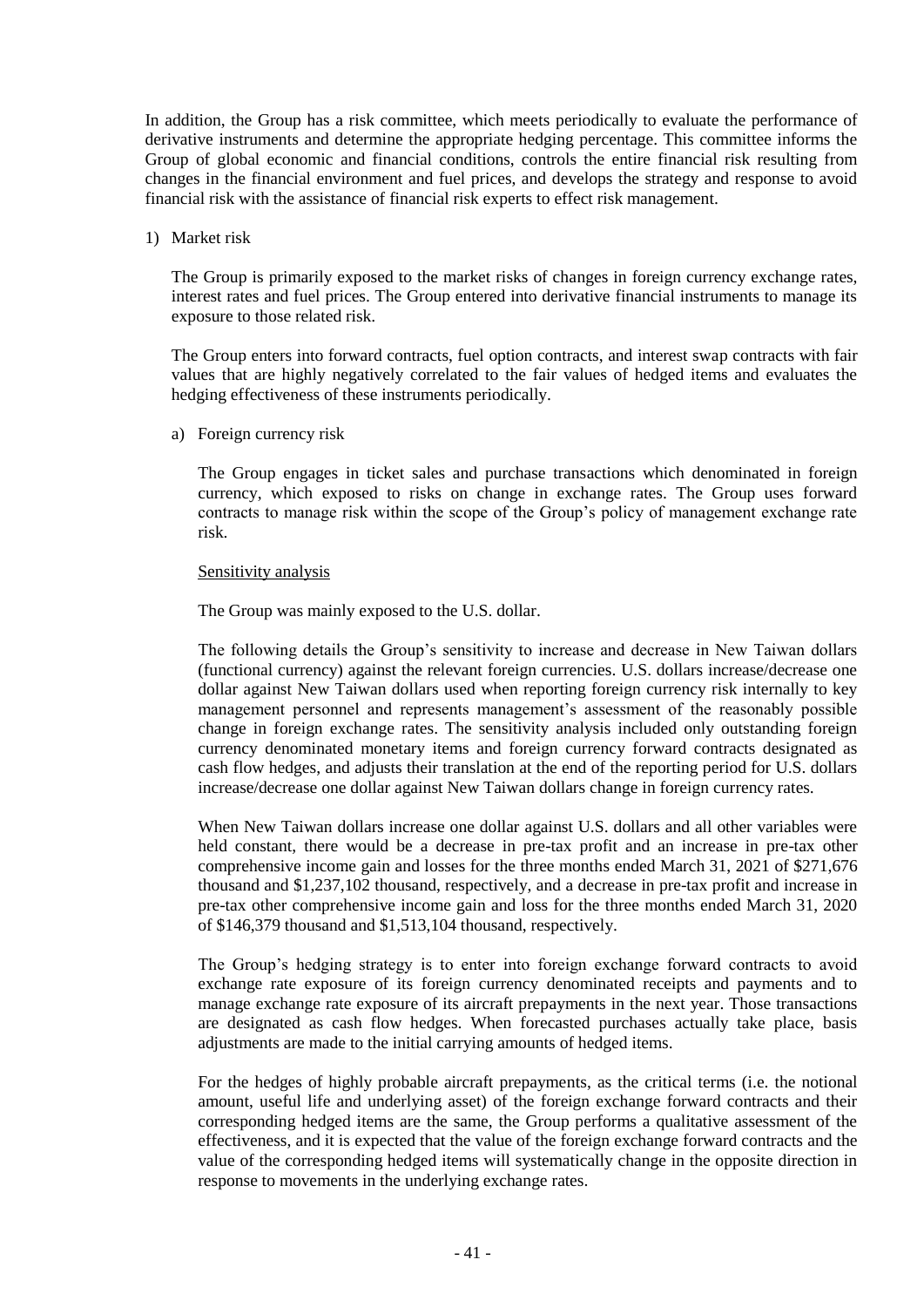In addition, the Group has a risk committee, which meets periodically to evaluate the performance of derivative instruments and determine the appropriate hedging percentage. This committee informs the Group of global economic and financial conditions, controls the entire financial risk resulting from changes in the financial environment and fuel prices, and develops the strategy and response to avoid financial risk with the assistance of financial risk experts to effect risk management.

1) Market risk

The Group is primarily exposed to the market risks of changes in foreign currency exchange rates, interest rates and fuel prices. The Group entered into derivative financial instruments to manage its exposure to those related risk.

The Group enters into forward contracts, fuel option contracts, and interest swap contracts with fair values that are highly negatively correlated to the fair values of hedged items and evaluates the hedging effectiveness of these instruments periodically.

a) Foreign currency risk

The Group engages in ticket sales and purchase transactions which denominated in foreign currency, which exposed to risks on change in exchange rates. The Group uses forward contracts to manage risk within the scope of the Group's policy of management exchange rate risk.

Sensitivity analysis

The Group was mainly exposed to the U.S. dollar.

The following details the Group's sensitivity to increase and decrease in New Taiwan dollars (functional currency) against the relevant foreign currencies. U.S. dollars increase/decrease one dollar against New Taiwan dollars used when reporting foreign currency risk internally to key management personnel and represents management's assessment of the reasonably possible change in foreign exchange rates. The sensitivity analysis included only outstanding foreign currency denominated monetary items and foreign currency forward contracts designated as cash flow hedges, and adjusts their translation at the end of the reporting period for U.S. dollars increase/decrease one dollar against New Taiwan dollars change in foreign currency rates.

When New Taiwan dollars increase one dollar against U.S. dollars and all other variables were held constant, there would be a decrease in pre-tax profit and an increase in pre-tax other comprehensive income gain and losses for the three months ended March 31, 2021 of $271,676 thousand and $1,237,102 thousand, respectively, and a decrease in pre-tax profit and increase in pre-tax other comprehensive income gain and loss for the three months ended March 31, 2020 of $146,379 thousand and $1,513,104 thousand, respectively.

The Group's hedging strategy is to enter into foreign exchange forward contracts to avoid exchange rate exposure of its foreign currency denominated receipts and payments and to manage exchange rate exposure of its aircraft prepayments in the next year. Those transactions are designated as cash flow hedges. When forecasted purchases actually take place, basis adjustments are made to the initial carrying amounts of hedged items.

For the hedges of highly probable aircraft prepayments, as the critical terms (i.e. the notional amount, useful life and underlying asset) of the foreign exchange forward contracts and their corresponding hedged items are the same, the Group performs a qualitative assessment of the effectiveness, and it is expected that the value of the foreign exchange forward contracts and the value of the corresponding hedged items will systematically change in the opposite direction in response to movements in the underlying exchange rates.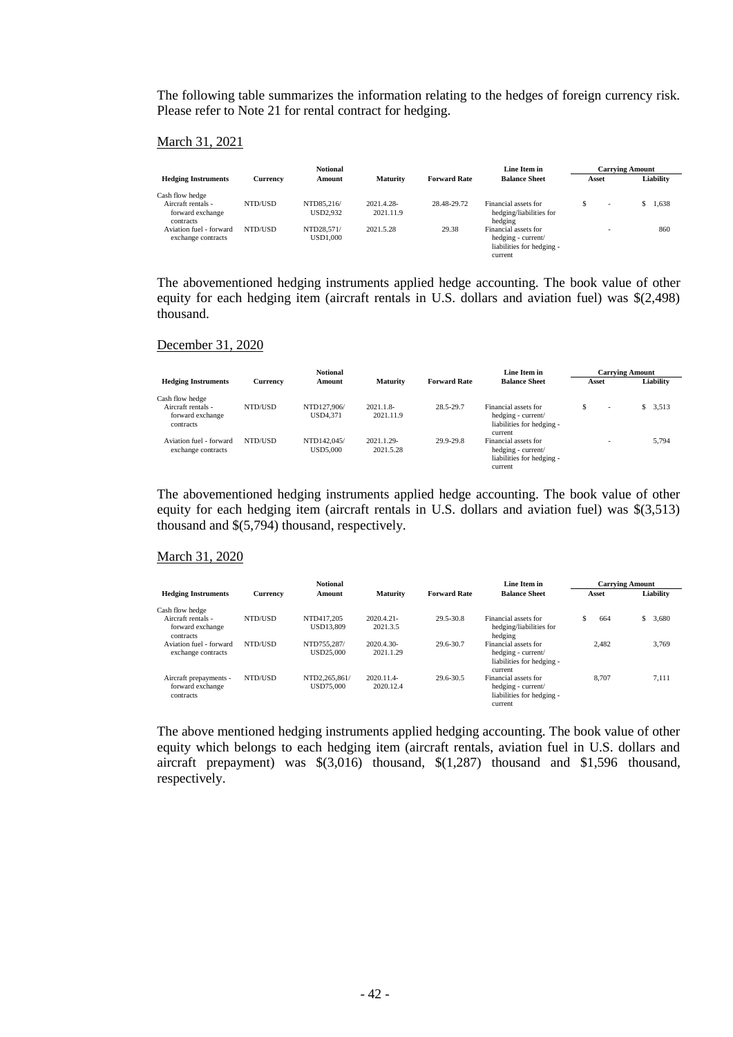The following table summarizes the information relating to the hedges of foreign currency risk. Please refer to Note 21 for rental contract for hedging.

March 31, 2021

| Hedging Instruments | Currency | Notional Amount | Maturity | Forward Rate | Line Item in Balance Sheet | Carrying Amount Asset | Carrying Amount Liability |
|---|---|---|---|---|---|---|---|
| Cash flow hedge | | | | | | | |
| Aircraft rentals - forward exchange contracts | NTD/USD | NTD85,216/ USD2,932 | 2021.4.28- 2021.11.9 | 28.48-29.72 | Financial assets for hedging/liabilities for hedging | $ - | $ 1,638 |
| Aviation fuel - forward exchange contracts | NTD/USD | NTD28,571/ USD1,000 | 2021.5.28 | 29.38 | Financial assets for hedging - current/ liabilities for hedging - current | - | 860 |

The abovementioned hedging instruments applied hedge accounting. The book value of other equity for each hedging item (aircraft rentals in U.S. dollars and aviation fuel) was $(2,498) thousand.

December 31, 2020

| Hedging Instruments | Currency | Notional Amount | Maturity | Forward Rate | Line Item in Balance Sheet | Carrying Amount Asset | Carrying Amount Liability |
|---|---|---|---|---|---|---|---|
| Cash flow hedge | | | | | | | |
| Aircraft rentals - forward exchange contracts | NTD/USD | NTD127,906/ USD4,371 | 2021.1.8- 2021.11.9 | 28.5-29.7 | Financial assets for hedging - current/ liabilities for hedging - current | $ - | $ 3,513 |
| Aviation fuel - forward exchange contracts | NTD/USD | NTD142,045/ USD5,000 | 2021.1.29- 2021.5.28 | 29.9-29.8 | Financial assets for hedging - current/ liabilities for hedging - current | - | 5,794 |

The abovementioned hedging instruments applied hedge accounting. The book value of other equity for each hedging item (aircraft rentals in U.S. dollars and aviation fuel) was $(3,513) thousand and $(5,794) thousand, respectively.

March 31, 2020

| Hedging Instruments | Currency | Notional Amount | Maturity | Forward Rate | Line Item in Balance Sheet | Carrying Amount Asset | Carrying Amount Liability |
|---|---|---|---|---|---|---|---|
| Cash flow hedge | | | | | | | |
| Aircraft rentals - forward exchange contracts | NTD/USD | NTD417,205 USD13,809 | 2020.4.21- 2021.3.5 | 29.5-30.8 | Financial assets for hedging/liabilities for hedging | $ 664 | $ 3,680 |
| Aviation fuel - forward exchange contracts | NTD/USD | NTD755,287/ USD25,000 | 2020.4.30- 2021.1.29 | 29.6-30.7 | Financial assets for hedging - current/ liabilities for hedging - current | 2,482 | 3,769 |
| Aircraft prepayments - forward exchange contracts | NTD/USD | NTD2,265,861/ USD75,000 | 2020.11.4- 2020.12.4 | 29.6-30.5 | Financial assets for hedging - current/ liabilities for hedging - current | 8,707 | 7,111 |

The above mentioned hedging instruments applied hedging accounting. The book value of other equity which belongs to each hedging item (aircraft rentals, aviation fuel in U.S. dollars and aircraft prepayment) was $(3,016) thousand, $(1,287) thousand and $1,596 thousand, respectively.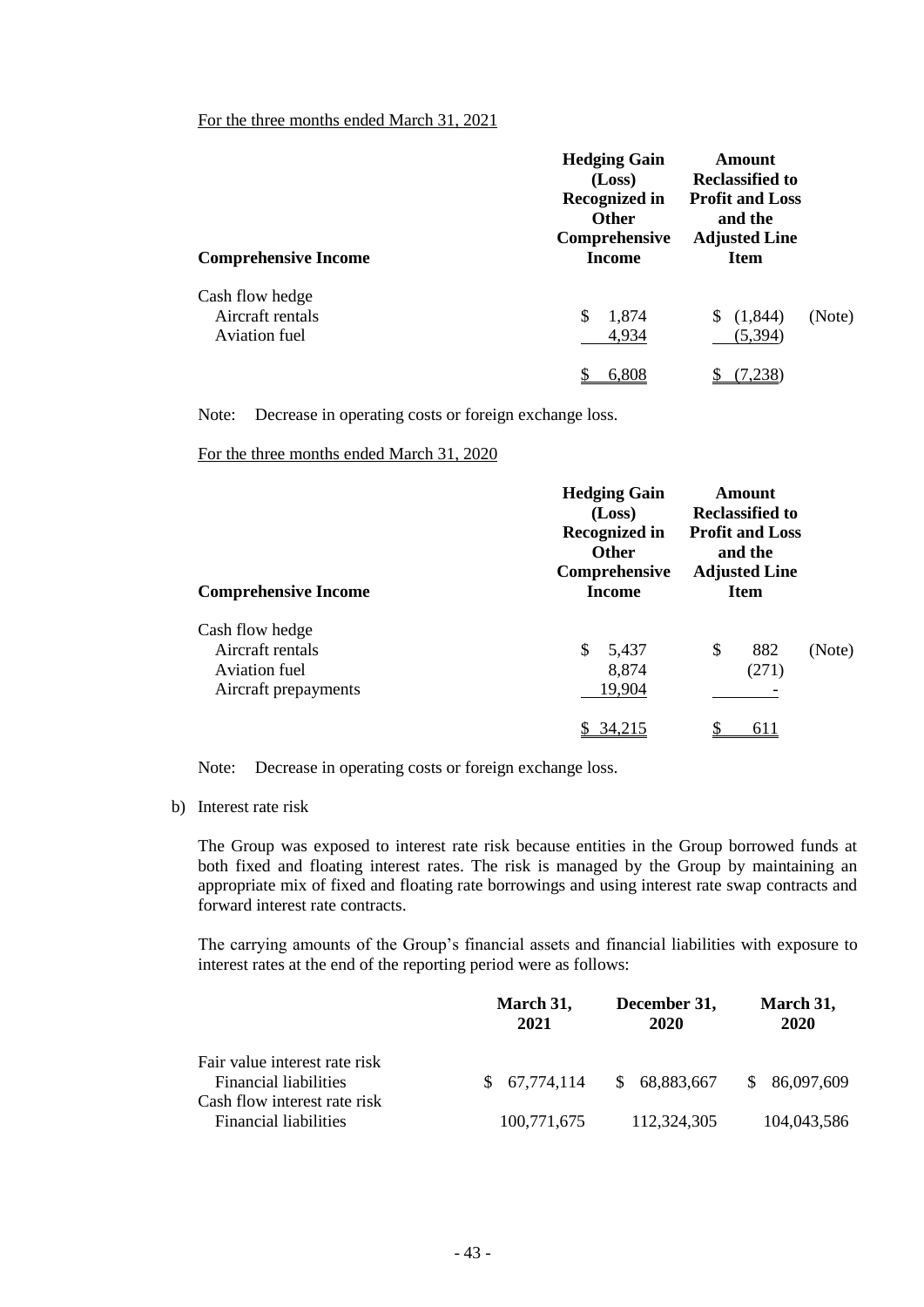For the three months ended March 31, 2021

| Comprehensive Income | Hedging Gain (Loss) Recognized in Other Comprehensive Income | Amount Reclassified to Profit and Loss and the Adjusted Line Item | |
|---|---|---|---|
| Cash flow hedge | | | |
| Aircraft rentals | $ 1,874 | $ (1,844) | (Note) |
| Aviation fuel | 4,934 | (5,394) | |
| | $ 6,808 | $ (7,238) | |

Note: Decrease in operating costs or foreign exchange loss.

For the three months ended March 31, 2020

| Comprehensive Income | Hedging Gain (Loss) Recognized in Other Comprehensive Income | Amount Reclassified to Profit and Loss and the Adjusted Line Item | |
|---|---|---|---|
| Cash flow hedge | | | |
| Aircraft rentals | $ 5,437 | $ 882 | (Note) |
| Aviation fuel | 8,874 | (271) | |
| Aircraft prepayments | 19,904 | - | |
| | $ 34,215 | $ 611 | |

Note: Decrease in operating costs or foreign exchange loss.

b) Interest rate risk

The Group was exposed to interest rate risk because entities in the Group borrowed funds at both fixed and floating interest rates. The risk is managed by the Group by maintaining an appropriate mix of fixed and floating rate borrowings and using interest rate swap contracts and forward interest rate contracts.

The carrying amounts of the Group's financial assets and financial liabilities with exposure to interest rates at the end of the reporting period were as follows:

| | March 31, 2021 | December 31, 2020 | March 31, 2020 |
|---|---|---|---|
| Fair value interest rate risk | | | |
| Financial liabilities | $ 67,774,114 | $ 68,883,667 | $ 86,097,609 |
| Cash flow interest rate risk | | | |
| Financial liabilities | 100,771,675 | 112,324,305 | 104,043,586 |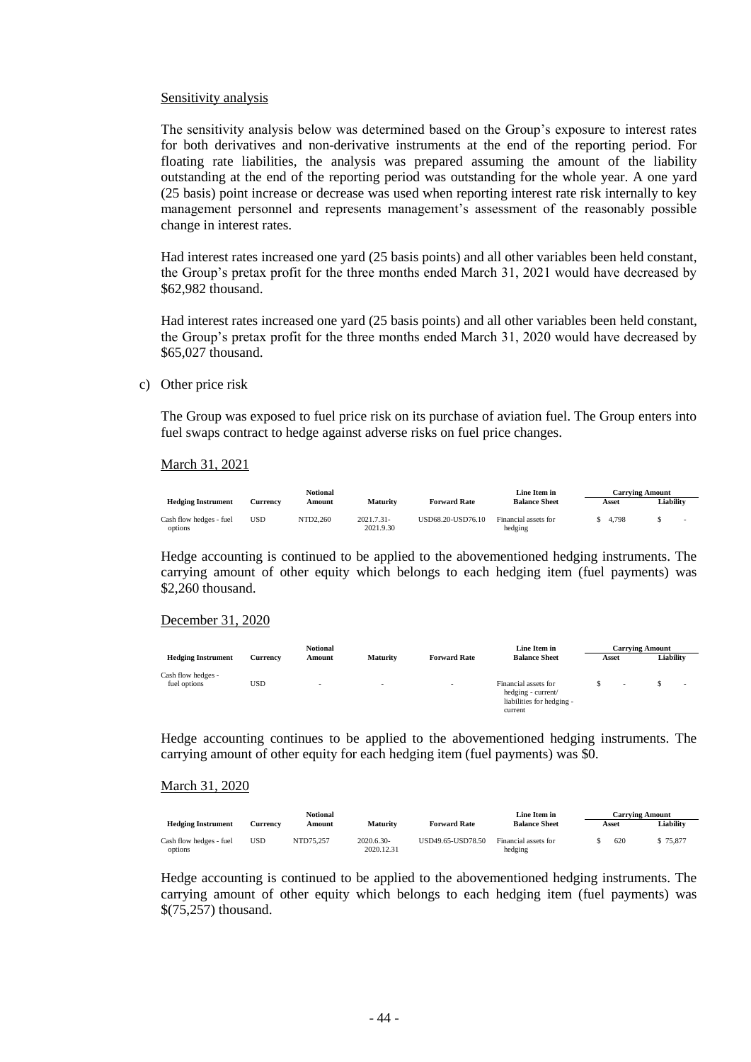Sensitivity analysis

The sensitivity analysis below was determined based on the Group's exposure to interest rates for both derivatives and non-derivative instruments at the end of the reporting period. For floating rate liabilities, the analysis was prepared assuming the amount of the liability outstanding at the end of the reporting period was outstanding for the whole year. A one yard (25 basis) point increase or decrease was used when reporting interest rate risk internally to key management personnel and represents management's assessment of the reasonably possible change in interest rates.

Had interest rates increased one yard (25 basis points) and all other variables been held constant, the Group's pretax profit for the three months ended March 31, 2021 would have decreased by $62,982 thousand.

Had interest rates increased one yard (25 basis points) and all other variables been held constant, the Group's pretax profit for the three months ended March 31, 2020 would have decreased by $65,027 thousand.

c) Other price risk

The Group was exposed to fuel price risk on its purchase of aviation fuel. The Group enters into fuel swaps contract to hedge against adverse risks on fuel price changes.

March 31, 2021

| Hedging Instrument | Currency | Notional Amount | Maturity | Forward Rate | Line Item in Balance Sheet | Carrying Amount | |
|---|---|---|---|---|---|---|---|
| | | | | | | Asset | Liability |
| Cash flow hedges - fuel options | USD | NTD2,260 | 2021.7.31-2021.9.30 | USD68.20-USD76.10 | Financial assets for hedging | $ 4,798 | $ - |

Hedge accounting is continued to be applied to the abovementioned hedging instruments. The carrying amount of other equity which belongs to each hedging item (fuel payments) was $2,260 thousand.

December 31, 2020

| Hedging Instrument | Currency | Notional Amount | Maturity | Forward Rate | Line Item in Balance Sheet | Carrying Amount | |
|---|---|---|---|---|---|---|---|
| | | | | | | Asset | Liability |
| Cash flow hedges - fuel options | USD | - | - | - | Financial assets for hedging - current/ liabilities for hedging - current | $ - | $ - |

Hedge accounting continues to be applied to the abovementioned hedging instruments. The carrying amount of other equity for each hedging item (fuel payments) was $0.

March 31, 2020

| Hedging Instrument | Currency | Notional Amount | Maturity | Forward Rate | Line Item in Balance Sheet | Carrying Amount | |
|---|---|---|---|---|---|---|---|
| | | | | | | Asset | Liability |
| Cash flow hedges - fuel options | USD | NTD75,257 | 2020.6.30-2020.12.31 | USD49.65-USD78.50 | Financial assets for hedging | $ 620 | $ 75,877 |

Hedge accounting is continued to be applied to the abovementioned hedging instruments. The carrying amount of other equity which belongs to each hedging item (fuel payments) was $(75,257) thousand.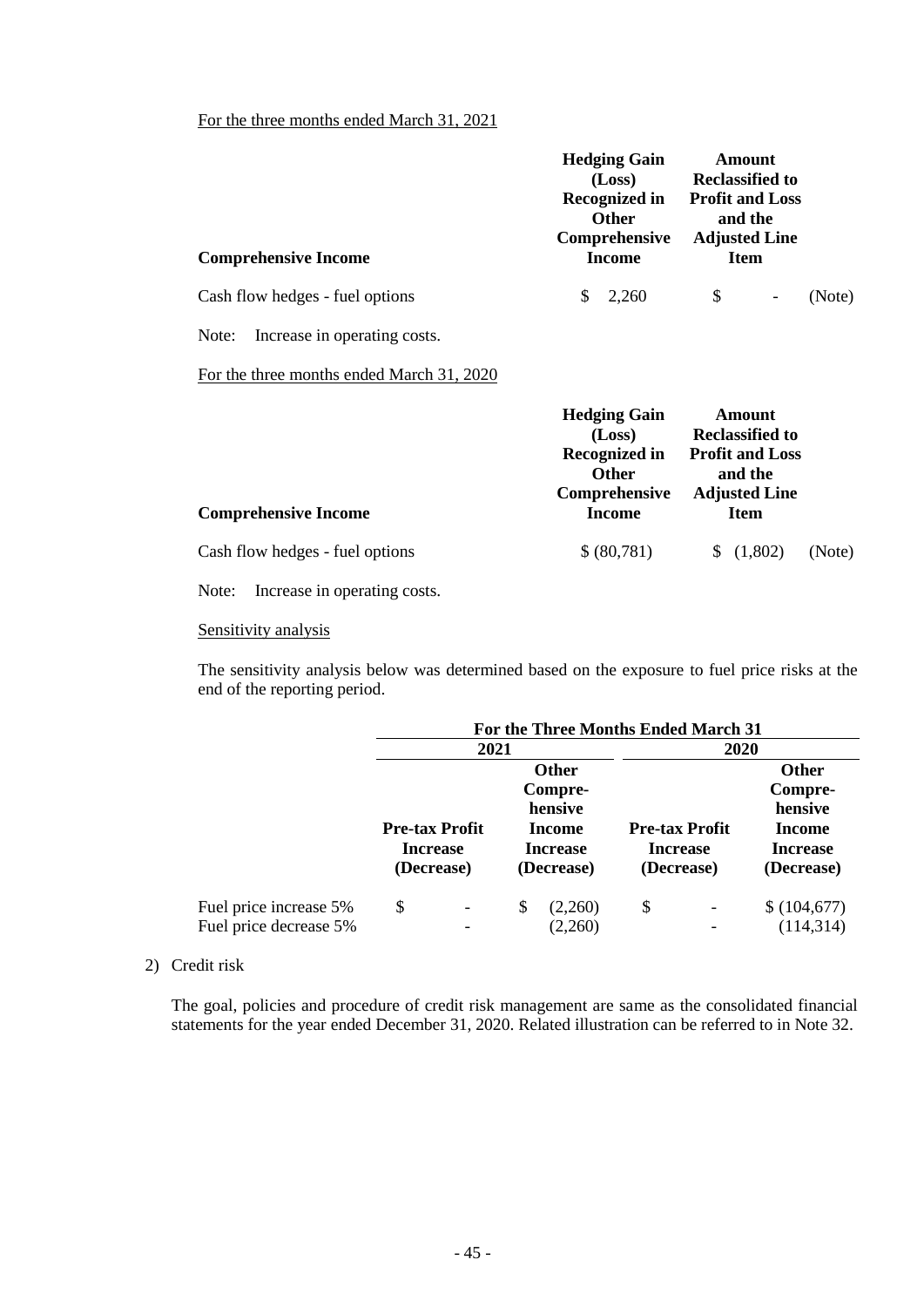For the three months ended March 31, 2021

| Comprehensive Income | Hedging Gain (Loss) Recognized in Other Comprehensive Income | Amount Reclassified to Profit and Loss and the Adjusted Line Item | |
|---|---|---|---|
| Cash flow hedges - fuel options | $ 2,260 | $ - | (Note) |

Note: Increase in operating costs.

For the three months ended March 31, 2020

| Comprehensive Income | Hedging Gain (Loss) Recognized in Other Comprehensive Income | Amount Reclassified to Profit and Loss and the Adjusted Line Item | |
|---|---|---|---|
| Cash flow hedges - fuel options | $ (80,781) | $ (1,802) | (Note) |

Note: Increase in operating costs.

Sensitivity analysis

The sensitivity analysis below was determined based on the exposure to fuel price risks at the end of the reporting period.

| | For the Three Months Ended March 31 | | | |
|---|---|---|---|---|
| | 2021 | | 2020 | |
| | Pre-tax Profit Increase (Decrease) | Other Compre-hensive Income Increase (Decrease) | Pre-tax Profit Increase (Decrease) | Other Compre-hensive Income Increase (Decrease) |
| Fuel price increase 5% | $ - | $ (2,260) | $ - | $ (104,677) |
| Fuel price decrease 5% | - | (2,260) | - | (114,314) |

2) Credit risk

The goal, policies and procedure of credit risk management are same as the consolidated financial statements for the year ended December 31, 2020. Related illustration can be referred to in Note 32.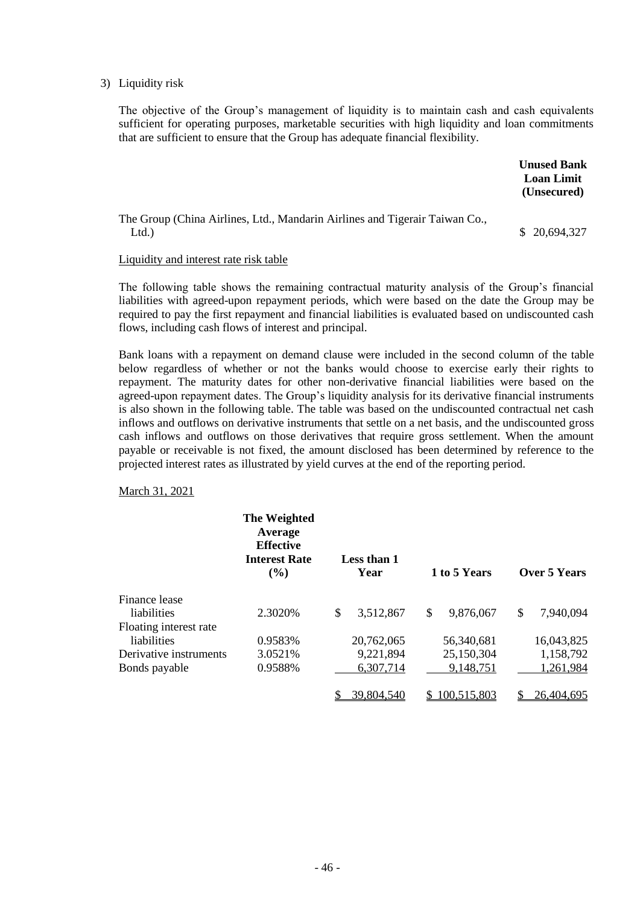3) Liquidity risk

The objective of the Group's management of liquidity is to maintain cash and cash equivalents sufficient for operating purposes, marketable securities with high liquidity and loan commitments that are sufficient to ensure that the Group has adequate financial flexibility.

| | Unused Bank Loan Limit (Unsecured) |
|---|---|
| The Group (China Airlines, Ltd., Mandarin Airlines and Tigerair Taiwan Co., Ltd.) | $ 20,694,327 |

Liquidity and interest rate risk table

The following table shows the remaining contractual maturity analysis of the Group's financial liabilities with agreed-upon repayment periods, which were based on the date the Group may be required to pay the first repayment and financial liabilities is evaluated based on undiscounted cash flows, including cash flows of interest and principal.

Bank loans with a repayment on demand clause were included in the second column of the table below regardless of whether or not the banks would choose to exercise early their rights to repayment. The maturity dates for other non-derivative financial liabilities were based on the agreed-upon repayment dates. The Group's liquidity analysis for its derivative financial instruments is also shown in the following table. The table was based on the undiscounted contractual net cash inflows and outflows on derivative instruments that settle on a net basis, and the undiscounted gross cash inflows and outflows on those derivatives that require gross settlement. When the amount payable or receivable is not fixed, the amount disclosed has been determined by reference to the projected interest rates as illustrated by yield curves at the end of the reporting period.

March 31, 2021

| | The Weighted Average Effective Interest Rate (%) | Less than 1 Year | 1 to 5 Years | Over 5 Years |
|---|---|---|---|---|
| Finance lease liabilities | 2.3020% | $ 3,512,867 | $ 9,876,067 | $ 7,940,094 |
| Floating interest rate liabilities | 0.9583% | 20,762,065 | 56,340,681 | 16,043,825 |
| Derivative instruments | 3.0521% | 9,221,894 | 25,150,304 | 1,158,792 |
| Bonds payable | 0.9588% | 6,307,714 | 9,148,751 | 1,261,984 |
| | | $ 39,804,540 | $ 100,515,803 | $ 26,404,695 |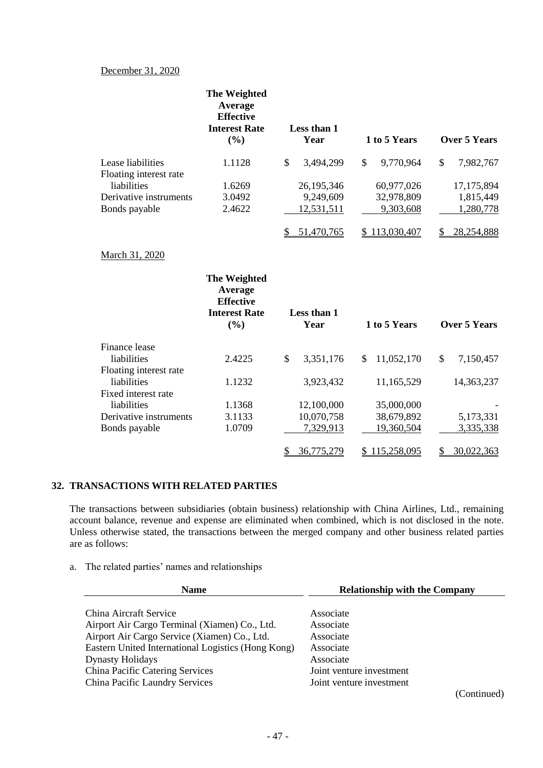December 31, 2020

| | The Weighted Average Effective Interest Rate (%) | Less than 1 Year | 1 to 5 Years | Over 5 Years |
|---|---|---|---|---|
| Lease liabilities | 1.1128 | $ 3,494,299 | $ 9,770,964 | $ 7,982,767 |
| Floating interest rate liabilities | 1.6269 | 26,195,346 | 60,977,026 | 17,175,894 |
| Derivative instruments | 3.0492 | 9,249,609 | 32,978,809 | 1,815,449 |
| Bonds payable | 2.4622 | 12,531,511 | 9,303,608 | 1,280,778 |
| | | $ 51,470,765 | $ 113,030,407 | $ 28,254,888 |

March 31, 2020

| | The Weighted Average Effective Interest Rate (%) | Less than 1 Year | 1 to 5 Years | Over 5 Years |
|---|---|---|---|---|
| Finance lease liabilities | 2.4225 | $ 3,351,176 | $ 11,052,170 | $ 7,150,457 |
| Floating interest rate liabilities | 1.1232 | 3,923,432 | 11,165,529 | 14,363,237 |
| Fixed interest rate liabilities | 1.1368 | 12,100,000 | 35,000,000 | - |
| Derivative instruments | 3.1133 | 10,070,758 | 38,679,892 | 5,173,331 |
| Bonds payable | 1.0709 | 7,329,913 | 19,360,504 | 3,335,338 |
| | | $ 36,775,279 | $ 115,258,095 | $ 30,022,363 |

## 32. TRANSACTIONS WITH RELATED PARTIES

The transactions between subsidiaries (obtain business) relationship with China Airlines, Ltd., remaining account balance, revenue and expense are eliminated when combined, which is not disclosed in the note. Unless otherwise stated, the transactions between the merged company and other business related parties are as follows:

a. The related parties' names and relationships

| Name | Relationship with the Company |
|---|---|
| China Aircraft Service | Associate |
| Airport Air Cargo Terminal (Xiamen) Co., Ltd. | Associate |
| Airport Air Cargo Service (Xiamen) Co., Ltd. | Associate |
| Eastern United International Logistics (Hong Kong) | Associate |
| Dynasty Holidays | Associate |
| China Pacific Catering Services | Joint venture investment |
| China Pacific Laundry Services | Joint venture investment |

(Continued)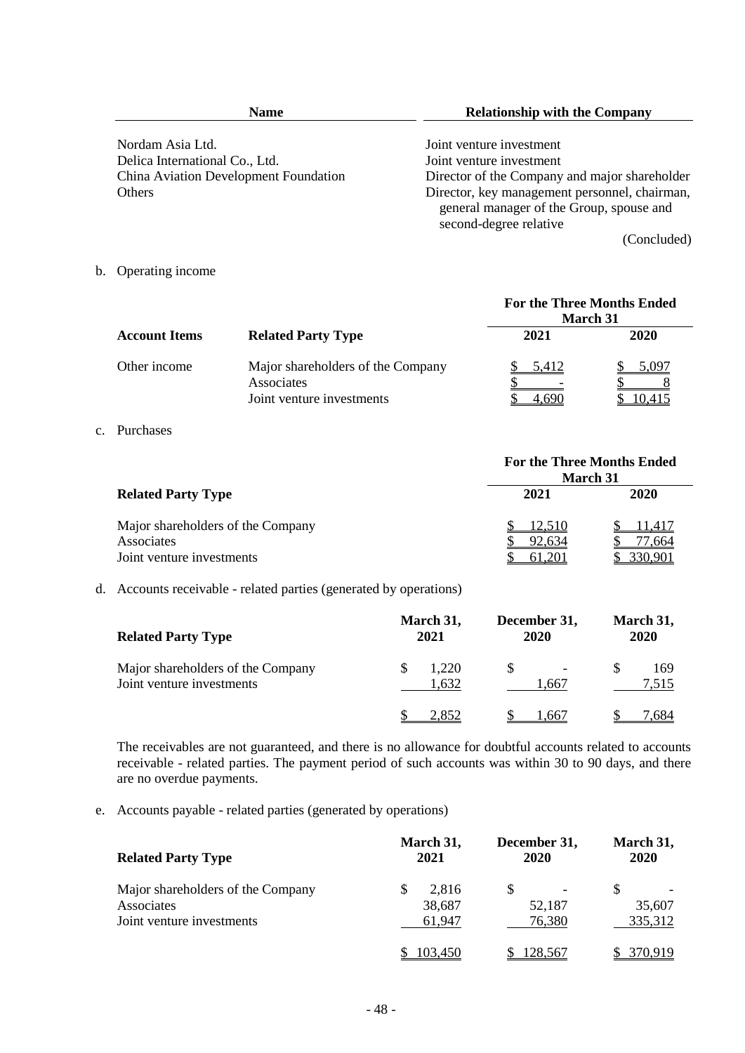| Name | Relationship with the Company |
|---|---|
| Nordam Asia Ltd. | Joint venture investment |
| Delica International Co., Ltd. | Joint venture investment |
| China Aviation Development Foundation | Director of the Company and major shareholder |
| Others | Director, key management personnel, chairman, general manager of the Group, spouse and second-degree relative |

(Concluded)

b. Operating income

| Account Items | Related Party Type | For the Three Months Ended March 31 2021 | 2020 |
|---|---|---|---|
| Other income | Major shareholders of the Company | $ 5,412 | $ 5,097 |
| | Associates | $ - | $ 8 |
| | Joint venture investments | $ 4,690 | $ 10,415 |

c. Purchases

| Related Party Type | For the Three Months Ended March 31 2021 | 2020 |
|---|---|---|
| Major shareholders of the Company | $ 12,510 | $ 11,417 |
| Associates | $ 92,634 | $ 77,664 |
| Joint venture investments | $ 61,201 | $ 330,901 |

d. Accounts receivable - related parties (generated by operations)

| Related Party Type | March 31, 2021 | December 31, 2020 | March 31, 2020 |
|---|---|---|---|
| Major shareholders of the Company | $ 1,220 | $ - | $ 169 |
| Joint venture investments | 1,632 | 1,667 | 7,515 |
| | $ 2,852 | $ 1,667 | $ 7,684 |

The receivables are not guaranteed, and there is no allowance for doubtful accounts related to accounts receivable - related parties. The payment period of such accounts was within 30 to 90 days, and there are no overdue payments.

e. Accounts payable - related parties (generated by operations)

| Related Party Type | March 31, 2021 | December 31, 2020 | March 31, 2020 |
|---|---|---|---|
| Major shareholders of the Company | $ 2,816 | $ - | $ - |
| Associates | 38,687 | 52,187 | 35,607 |
| Joint venture investments | 61,947 | 76,380 | 335,312 |
| | $ 103,450 | $ 128,567 | $ 370,919 |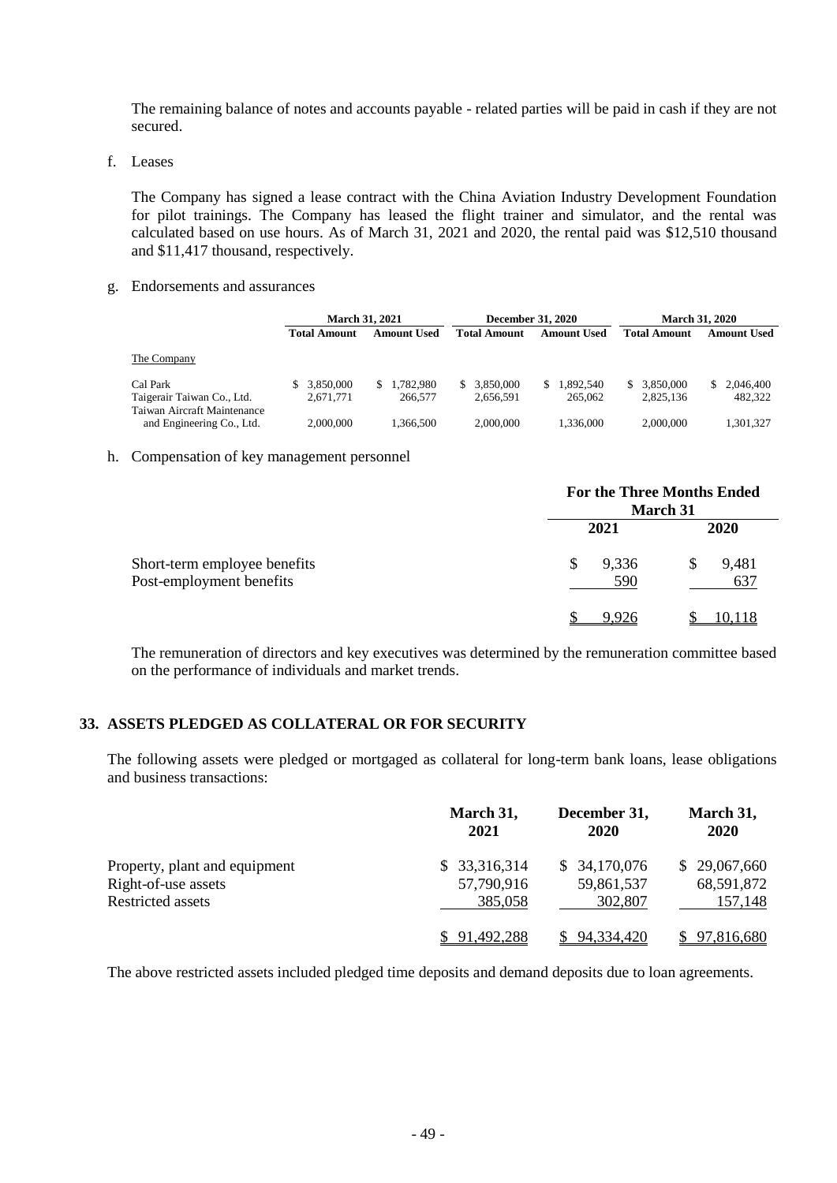The remaining balance of notes and accounts payable - related parties will be paid in cash if they are not secured.

f. Leases

The Company has signed a lease contract with the China Aviation Industry Development Foundation for pilot trainings. The Company has leased the flight trainer and simulator, and the rental was calculated based on use hours. As of March 31, 2021 and 2020, the rental paid was $12,510 thousand and $11,417 thousand, respectively.

g. Endorsements and assurances

| | March 31, 2021 | | December 31, 2020 | | March 31, 2020 | |
|---|---|---|---|---|---|---|
| | Total Amount | Amount Used | Total Amount | Amount Used | Total Amount | Amount Used |
| The Company | | | | | | |
| Cal Park | $ 3,850,000 | $ 1,782,980 | $ 3,850,000 | $ 1,892,540 | $ 3,850,000 | $ 2,046,400 |
| Taigerair Taiwan Co., Ltd. | 2,671,771 | 266,577 | 2,656,591 | 265,062 | 2,825,136 | 482,322 |
| Taiwan Aircraft Maintenance and Engineering Co., Ltd. | 2,000,000 | 1,366,500 | 2,000,000 | 1,336,000 | 2,000,000 | 1,301,327 |

h. Compensation of key management personnel

| | For the Three Months Ended March 31 | |
|---|---|---|
| | 2021 | 2020 |
| Short-term employee benefits | $ 9,336 | $ 9,481 |
| Post-employment benefits | 590 | 637 |
| | $ 9,926 | $ 10,118 |

The remuneration of directors and key executives was determined by the remuneration committee based on the performance of individuals and market trends.

## 33. ASSETS PLEDGED AS COLLATERAL OR FOR SECURITY

The following assets were pledged or mortgaged as collateral for long-term bank loans, lease obligations and business transactions:

| | March 31, 2021 | December 31, 2020 | March 31, 2020 |
|---|---|---|---|
| Property, plant and equipment | $ 33,316,314 | $ 34,170,076 | $ 29,067,660 |
| Right-of-use assets | 57,790,916 | 59,861,537 | 68,591,872 |
| Restricted assets | 385,058 | 302,807 | 157,148 |
| | $ 91,492,288 | $ 94,334,420 | $ 97,816,680 |

The above restricted assets included pledged time deposits and demand deposits due to loan agreements.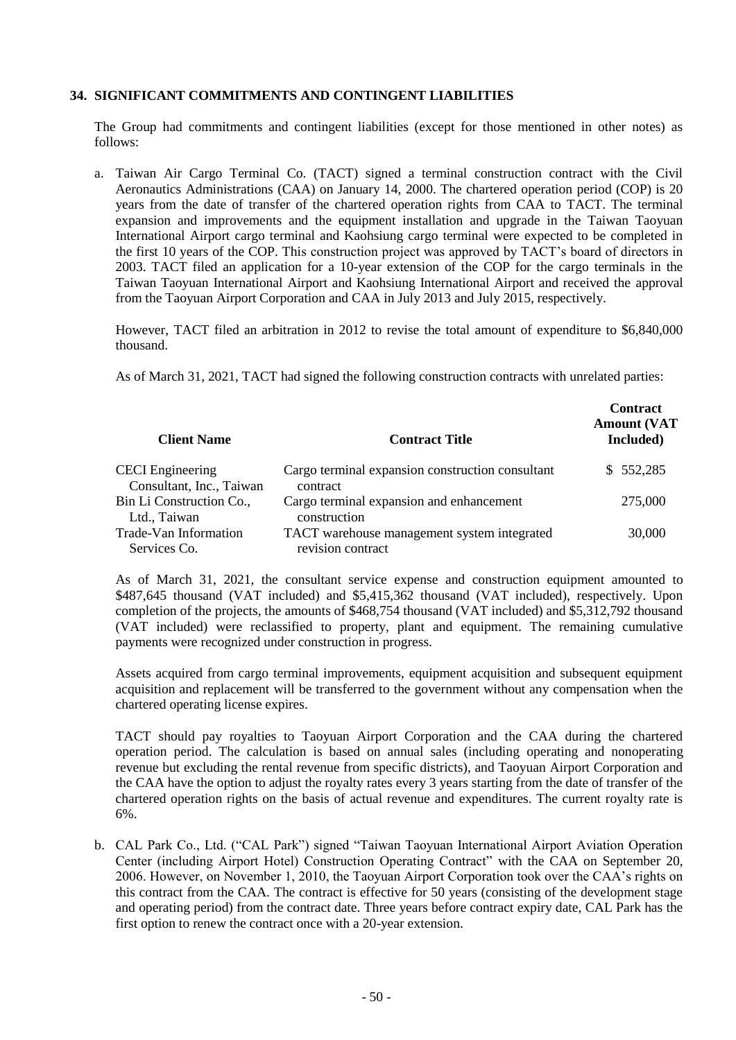## 34. SIGNIFICANT COMMITMENTS AND CONTINGENT LIABILITIES

The Group had commitments and contingent liabilities (except for those mentioned in other notes) as follows:

a. Taiwan Air Cargo Terminal Co. (TACT) signed a terminal construction contract with the Civil Aeronautics Administrations (CAA) on January 14, 2000. The chartered operation period (COP) is 20 years from the date of transfer of the chartered operation rights from CAA to TACT. The terminal expansion and improvements and the equipment installation and upgrade in the Taiwan Taoyuan International Airport cargo terminal and Kaohsiung cargo terminal were expected to be completed in the first 10 years of the COP. This construction project was approved by TACT's board of directors in 2003. TACT filed an application for a 10-year extension of the COP for the cargo terminals in the Taiwan Taoyuan International Airport and Kaohsiung International Airport and received the approval from the Taoyuan Airport Corporation and CAA in July 2013 and July 2015, respectively.

   However, TACT filed an arbitration in 2012 to revise the total amount of expenditure to $6,840,000 thousand.

   As of March 31, 2021, TACT had signed the following construction contracts with unrelated parties:

| Client Name | Contract Title | Contract Amount (VAT Included) |
|---|---|---|
| CECI Engineering Consultant, Inc., Taiwan | Cargo terminal expansion construction consultant contract | $ 552,285 |
| Bin Li Construction Co., Ltd., Taiwan | Cargo terminal expansion and enhancement construction | 275,000 |
| Trade-Van Information Services Co. | TACT warehouse management system integrated revision contract | 30,000 |

   As of March 31, 2021, the consultant service expense and construction equipment amounted to $487,645 thousand (VAT included) and $5,415,362 thousand (VAT included), respectively. Upon completion of the projects, the amounts of $468,754 thousand (VAT included) and $5,312,792 thousand (VAT included) were reclassified to property, plant and equipment. The remaining cumulative payments were recognized under construction in progress.

   Assets acquired from cargo terminal improvements, equipment acquisition and subsequent equipment acquisition and replacement will be transferred to the government without any compensation when the chartered operating license expires.

   TACT should pay royalties to Taoyuan Airport Corporation and the CAA during the chartered operation period. The calculation is based on annual sales (including operating and nonoperating revenue but excluding the rental revenue from specific districts), and Taoyuan Airport Corporation and the CAA have the option to adjust the royalty rates every 3 years starting from the date of transfer of the chartered operation rights on the basis of actual revenue and expenditures. The current royalty rate is 6%.

b. CAL Park Co., Ltd. ("CAL Park") signed "Taiwan Taoyuan International Airport Aviation Operation Center (including Airport Hotel) Construction Operating Contract" with the CAA on September 20, 2006. However, on November 1, 2010, the Taoyuan Airport Corporation took over the CAA's rights on this contract from the CAA. The contract is effective for 50 years (consisting of the development stage and operating period) from the contract date. Three years before contract expiry date, CAL Park has the first option to renew the contract once with a 20-year extension.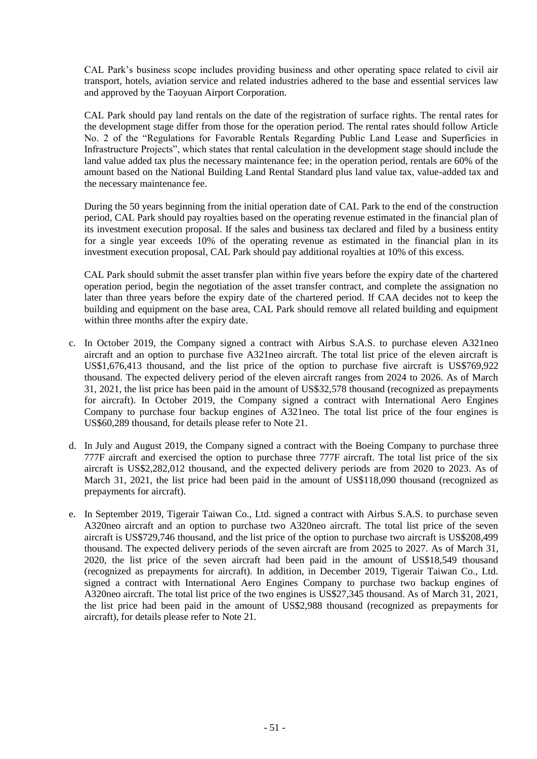CAL Park's business scope includes providing business and other operating space related to civil air transport, hotels, aviation service and related industries adhered to the base and essential services law and approved by the Taoyuan Airport Corporation.

CAL Park should pay land rentals on the date of the registration of surface rights. The rental rates for the development stage differ from those for the operation period. The rental rates should follow Article No. 2 of the "Regulations for Favorable Rentals Regarding Public Land Lease and Superficies in Infrastructure Projects", which states that rental calculation in the development stage should include the land value added tax plus the necessary maintenance fee; in the operation period, rentals are 60% of the amount based on the National Building Land Rental Standard plus land value tax, value-added tax and the necessary maintenance fee.

During the 50 years beginning from the initial operation date of CAL Park to the end of the construction period, CAL Park should pay royalties based on the operating revenue estimated in the financial plan of its investment execution proposal. If the sales and business tax declared and filed by a business entity for a single year exceeds 10% of the operating revenue as estimated in the financial plan in its investment execution proposal, CAL Park should pay additional royalties at 10% of this excess.

CAL Park should submit the asset transfer plan within five years before the expiry date of the chartered operation period, begin the negotiation of the asset transfer contract, and complete the assignation no later than three years before the expiry date of the chartered period. If CAA decides not to keep the building and equipment on the base area, CAL Park should remove all related building and equipment within three months after the expiry date.

c. In October 2019, the Company signed a contract with Airbus S.A.S. to purchase eleven A321neo aircraft and an option to purchase five A321neo aircraft. The total list price of the eleven aircraft is US$1,676,413 thousand, and the list price of the option to purchase five aircraft is US$769,922 thousand. The expected delivery period of the eleven aircraft ranges from 2024 to 2026. As of March 31, 2021, the list price has been paid in the amount of US$32,578 thousand (recognized as prepayments for aircraft). In October 2019, the Company signed a contract with International Aero Engines Company to purchase four backup engines of A321neo. The total list price of the four engines is US$60,289 thousand, for details please refer to Note 21.

d. In July and August 2019, the Company signed a contract with the Boeing Company to purchase three 777F aircraft and exercised the option to purchase three 777F aircraft. The total list price of the six aircraft is US$2,282,012 thousand, and the expected delivery periods are from 2020 to 2023. As of March 31, 2021, the list price had been paid in the amount of US$118,090 thousand (recognized as prepayments for aircraft).

e. In September 2019, Tigerair Taiwan Co., Ltd. signed a contract with Airbus S.A.S. to purchase seven A320neo aircraft and an option to purchase two A320neo aircraft. The total list price of the seven aircraft is US$729,746 thousand, and the list price of the option to purchase two aircraft is US$208,499 thousand. The expected delivery periods of the seven aircraft are from 2025 to 2027. As of March 31, 2020, the list price of the seven aircraft had been paid in the amount of US$18,549 thousand (recognized as prepayments for aircraft). In addition, in December 2019, Tigerair Taiwan Co., Ltd. signed a contract with International Aero Engines Company to purchase two backup engines of A320neo aircraft. The total list price of the two engines is US$27,345 thousand. As of March 31, 2021, the list price had been paid in the amount of US$2,988 thousand (recognized as prepayments for aircraft), for details please refer to Note 21.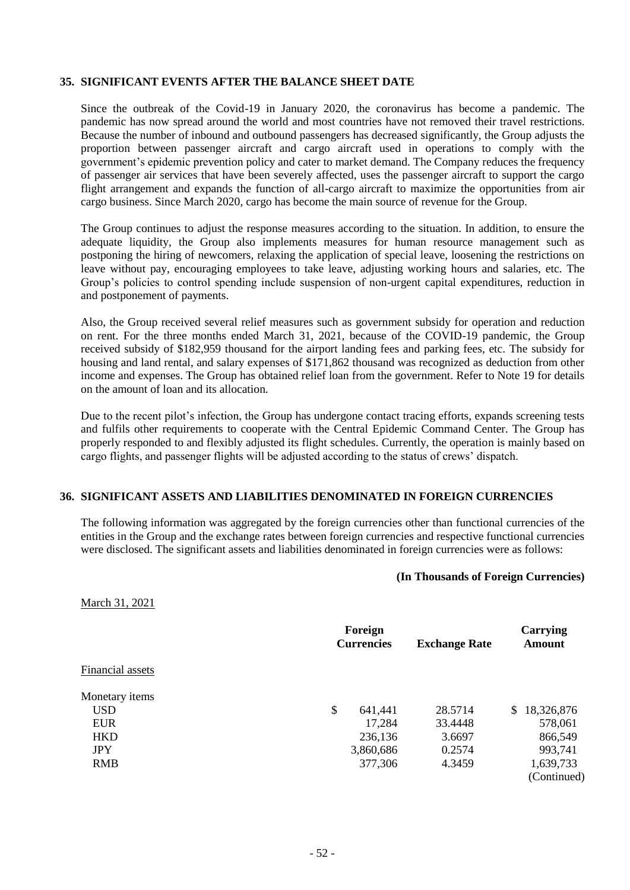## 35. SIGNIFICANT EVENTS AFTER THE BALANCE SHEET DATE

Since the outbreak of the Covid-19 in January 2020, the coronavirus has become a pandemic. The pandemic has now spread around the world and most countries have not removed their travel restrictions. Because the number of inbound and outbound passengers has decreased significantly, the Group adjusts the proportion between passenger aircraft and cargo aircraft used in operations to comply with the government's epidemic prevention policy and cater to market demand. The Company reduces the frequency of passenger air services that have been severely affected, uses the passenger aircraft to support the cargo flight arrangement and expands the function of all-cargo aircraft to maximize the opportunities from air cargo business. Since March 2020, cargo has become the main source of revenue for the Group.

The Group continues to adjust the response measures according to the situation. In addition, to ensure the adequate liquidity, the Group also implements measures for human resource management such as postponing the hiring of newcomers, relaxing the application of special leave, loosening the restrictions on leave without pay, encouraging employees to take leave, adjusting working hours and salaries, etc. The Group's policies to control spending include suspension of non-urgent capital expenditures, reduction in and postponement of payments.

Also, the Group received several relief measures such as government subsidy for operation and reduction on rent. For the three months ended March 31, 2021, because of the COVID-19 pandemic, the Group received subsidy of $182,959 thousand for the airport landing fees and parking fees, etc. The subsidy for housing and land rental, and salary expenses of $171,862 thousand was recognized as deduction from other income and expenses. The Group has obtained relief loan from the government. Refer to Note 19 for details on the amount of loan and its allocation.

Due to the recent pilot's infection, the Group has undergone contact tracing efforts, expands screening tests and fulfils other requirements to cooperate with the Central Epidemic Command Center. The Group has properly responded to and flexibly adjusted its flight schedules. Currently, the operation is mainly based on cargo flights, and passenger flights will be adjusted according to the status of crews' dispatch.

## 36. SIGNIFICANT ASSETS AND LIABILITIES DENOMINATED IN FOREIGN CURRENCIES

The following information was aggregated by the foreign currencies other than functional currencies of the entities in the Group and the exchange rates between foreign currencies and respective functional currencies were disclosed. The significant assets and liabilities denominated in foreign currencies were as follows:

**(In Thousands of Foreign Currencies)**

March 31, 2021

| | Foreign Currencies | Exchange Rate | Carrying Amount |
|---|---|---|---|
| Financial assets | | | |
| Monetary items | | | |
| USD | $ 641,441 | 28.5714 | $ 18,326,876 |
| EUR | 17,284 | 33.4448 | 578,061 |
| HKD | 236,136 | 3.6697 | 866,549 |
| JPY | 3,860,686 | 0.2574 | 993,741 |
| RMB | 377,306 | 4.3459 | 1,639,733 |

(Continued)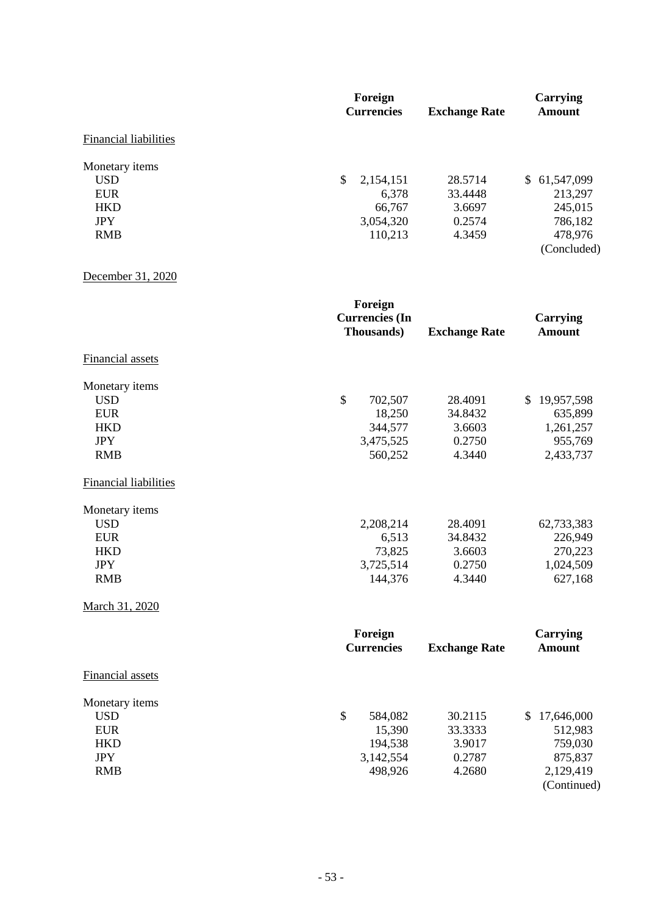| | Foreign Currencies | Exchange Rate | Carrying Amount |
|---|---|---|---|
| Financial liabilities | | | |
| Monetary items | | | |
| USD | $ 2,154,151 | 28.5714 | $ 61,547,099 |
| EUR | 6,378 | 33.4448 | 213,297 |
| HKD | 66,767 | 3.6697 | 245,015 |
| JPY | 3,054,320 | 0.2574 | 786,182 |
| RMB | 110,213 | 4.3459 | 478,976 |
| | | | (Concluded) |

December 31, 2020

| | Foreign Currencies (In Thousands) | Exchange Rate | Carrying Amount |
|---|---|---|---|
| Financial assets | | | |
| Monetary items | | | |
| USD | $ 702,507 | 28.4091 | $ 19,957,598 |
| EUR | 18,250 | 34.8432 | 635,899 |
| HKD | 344,577 | 3.6603 | 1,261,257 |
| JPY | 3,475,525 | 0.2750 | 955,769 |
| RMB | 560,252 | 4.3440 | 2,433,737 |
| Financial liabilities | | | |
| Monetary items | | | |
| USD | 2,208,214 | 28.4091 | 62,733,383 |
| EUR | 6,513 | 34.8432 | 226,949 |
| HKD | 73,825 | 3.6603 | 270,223 |
| JPY | 3,725,514 | 0.2750 | 1,024,509 |
| RMB | 144,376 | 4.3440 | 627,168 |

March 31, 2020

| | Foreign Currencies | Exchange Rate | Carrying Amount |
|---|---|---|---|
| Financial assets | | | |
| Monetary items | | | |
| USD | $ 584,082 | 30.2115 | $ 17,646,000 |
| EUR | 15,390 | 33.3333 | 512,983 |
| HKD | 194,538 | 3.9017 | 759,030 |
| JPY | 3,142,554 | 0.2787 | 875,837 |
| RMB | 498,926 | 4.2680 | 2,129,419 |
| | | | (Continued) |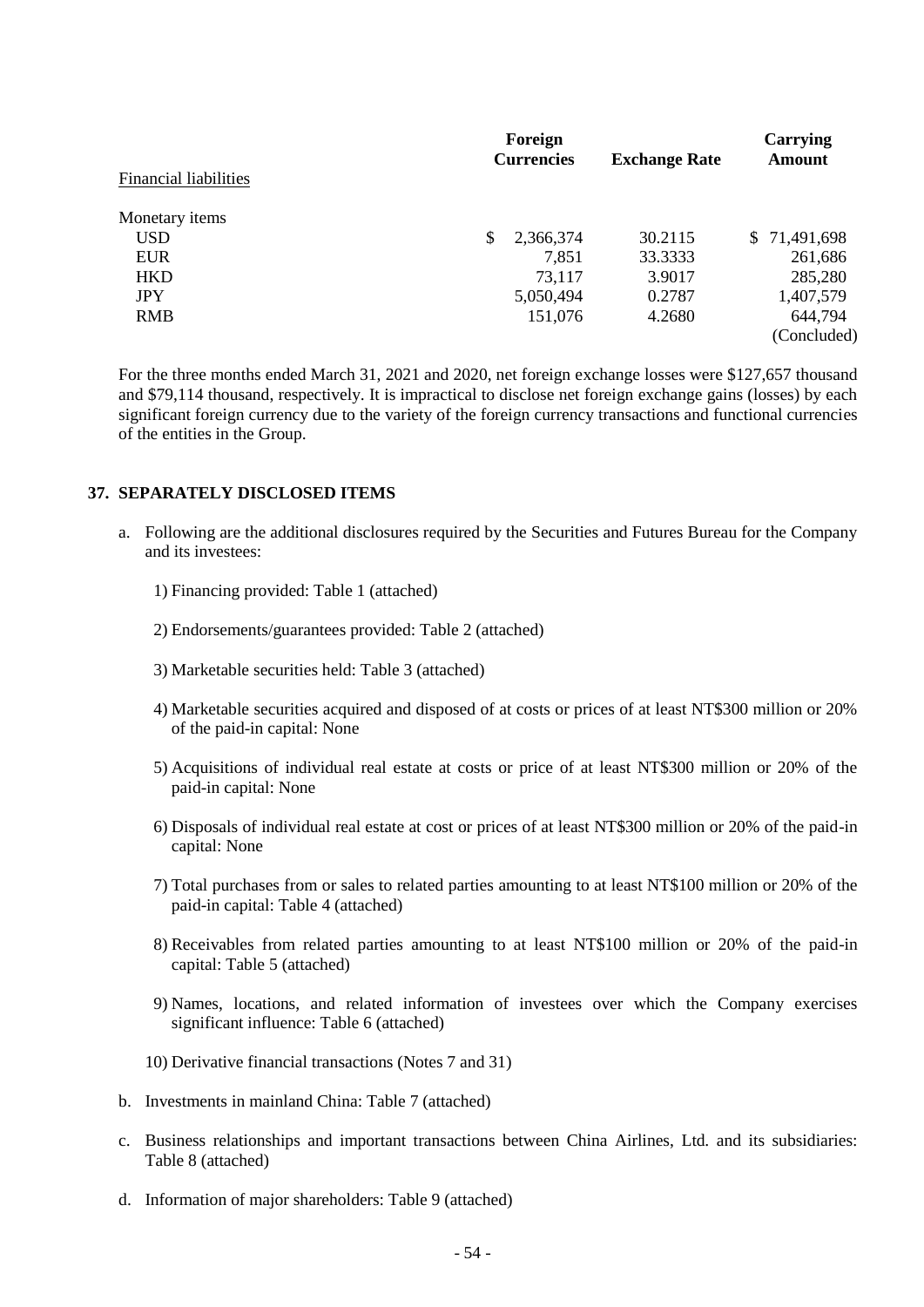| Financial liabilities | Foreign Currencies | Exchange Rate | Carrying Amount |
|---|---|---|---|
| Monetary items | | | |
| USD | $ 2,366,374 | 30.2115 | $ 71,491,698 |
| EUR | 7,851 | 33.3333 | 261,686 |
| HKD | 73,117 | 3.9017 | 285,280 |
| JPY | 5,050,494 | 0.2787 | 1,407,579 |
| RMB | 151,076 | 4.2680 | 644,794 |
| | | | (Concluded) |

For the three months ended March 31, 2021 and 2020, net foreign exchange losses were $127,657 thousand and $79,114 thousand, respectively. It is impractical to disclose net foreign exchange gains (losses) by each significant foreign currency due to the variety of the foreign currency transactions and functional currencies of the entities in the Group.

## 37. SEPARATELY DISCLOSED ITEMS

a. Following are the additional disclosures required by the Securities and Futures Bureau for the Company and its investees:

   1) Financing provided: Table 1 (attached)

   2) Endorsements/guarantees provided: Table 2 (attached)

   3) Marketable securities held: Table 3 (attached)

   4) Marketable securities acquired and disposed of at costs or prices of at least NT$300 million or 20% of the paid-in capital: None

   5) Acquisitions of individual real estate at costs or price of at least NT$300 million or 20% of the paid-in capital: None

   6) Disposals of individual real estate at cost or prices of at least NT$300 million or 20% of the paid-in capital: None

   7) Total purchases from or sales to related parties amounting to at least NT$100 million or 20% of the paid-in capital: Table 4 (attached)

   8) Receivables from related parties amounting to at least NT$100 million or 20% of the paid-in capital: Table 5 (attached)

   9) Names, locations, and related information of investees over which the Company exercises significant influence: Table 6 (attached)

   10) Derivative financial transactions (Notes 7 and 31)

b. Investments in mainland China: Table 7 (attached)

c. Business relationships and important transactions between China Airlines, Ltd. and its subsidiaries: Table 8 (attached)

d. Information of major shareholders: Table 9 (attached)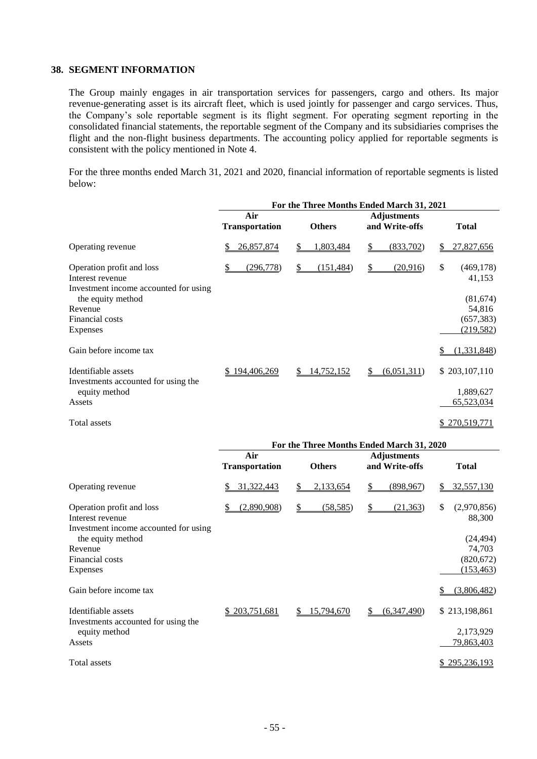## 38. SEGMENT INFORMATION

The Group mainly engages in air transportation services for passengers, cargo and others. Its major revenue-generating asset is its aircraft fleet, which is used jointly for passenger and cargo services. Thus, the Company's sole reportable segment is its flight segment. For operating segment reporting in the consolidated financial statements, the reportable segment of the Company and its subsidiaries comprises the flight and the non-flight business departments. The accounting policy applied for reportable segments is consistent with the policy mentioned in Note 4.

For the three months ended March 31, 2021 and 2020, financial information of reportable segments is listed below:

| | For the Three Months Ended March 31, 2021 | | | |
|---|---|---|---|---|
| | Air Transportation | Others | Adjustments and Write-offs | Total |
| Operating revenue | $ 26,857,874 | $ 1,803,484 | $ (833,702) | $ 27,827,656 |
| Operation profit and loss | $ (296,778) | $ (151,484) | $ (20,916) | $ (469,178) |
| Interest revenue | | | | 41,153 |
| Investment income accounted for using the equity method | | | | (81,674) |
| Revenue | | | | 54,816 |
| Financial costs | | | | (657,383) |
| Expenses | | | | (219,582) |
| Gain before income tax | | | | $ (1,331,848) |
| Identifiable assets | $ 194,406,269 | $ 14,752,152 | $ (6,051,311) | $ 203,107,110 |
| Investments accounted for using the equity method | | | | 1,889,627 |
| Assets | | | | 65,523,034 |
| Total assets | | | | $ 270,519,771 |

| | For the Three Months Ended March 31, 2020 | | | |
|---|---|---|---|---|
| | Air Transportation | Others | Adjustments and Write-offs | Total |
| Operating revenue | $ 31,322,443 | $ 2,133,654 | $ (898,967) | $ 32,557,130 |
| Operation profit and loss | $ (2,890,908) | $ (58,585) | $ (21,363) | $ (2,970,856) |
| Interest revenue | | | | 88,300 |
| Investment income accounted for using the equity method | | | | (24,494) |
| Revenue | | | | 74,703 |
| Financial costs | | | | (820,672) |
| Expenses | | | | (153,463) |
| Gain before income tax | | | | $ (3,806,482) |
| Identifiable assets | $ 203,751,681 | $ 15,794,670 | $ (6,347,490) | $ 213,198,861 |
| Investments accounted for using the equity method | | | | 2,173,929 |
| Assets | | | | 79,863,403 |
| Total assets | | | | $ 295,236,193 |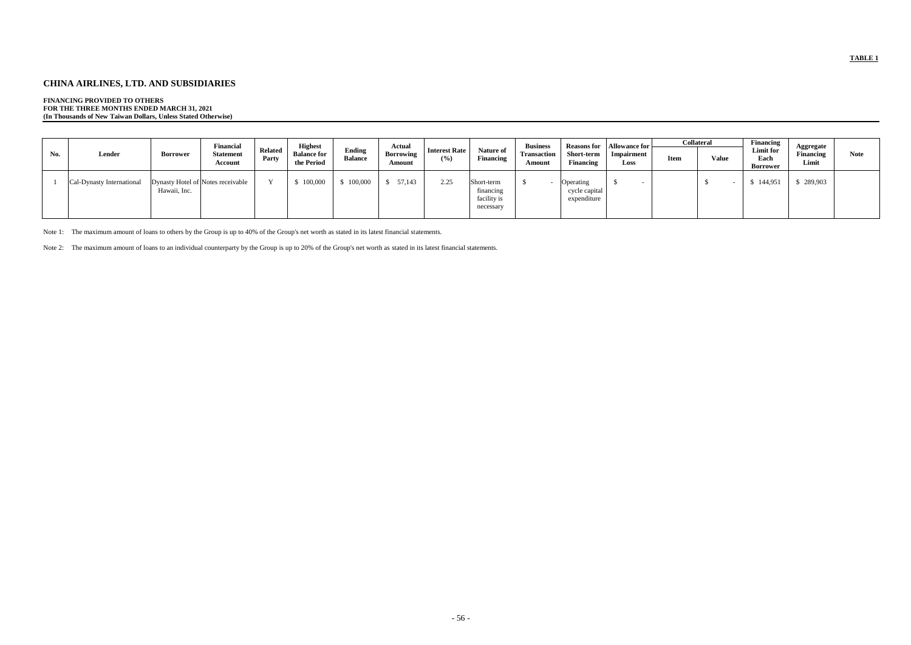**TABLE 1**

# CHINA AIRLINES, LTD. AND SUBSIDIARIES

**FINANCING PROVIDED TO OTHERS**
**FOR THE THREE MONTHS ENDED MARCH 31, 2021**
**(In Thousands of New Taiwan Dollars, Unless Stated Otherwise)**

| No. | Lender | Borrower | Financial Statement Account | Related Party | Highest Balance for the Period | Ending Balance | Actual Borrowing Amount | Interest Rate (%) | Nature of Financing | Business Transaction Amount | Reasons for Short-term Financing | Allowance for Impairment Loss | Collateral | | Financing Limit for Each Borrower | Aggregate Financing Limit | Note |
|---|---|---|---|---|---|---|---|---|---|---|---|---|---|---|---|---|---|
| | | | | | | | | | | | | | Item | Value | | | |
| 1 | Cal-Dynasty International | Dynasty Hotel of Hawaii, Inc. | Notes receivable | Y | $ 100,000 | $ 100,000 | $ 57,143 | 2.25 | Short-term financing facility is necessary | $ - | Operating cycle capital expenditure | $ - | | $ - | $ 144,951 | $ 289,903 | |

Note 1: The maximum amount of loans to others by the Group is up to 40% of the Group's net worth as stated in its latest financial statements.

Note 2: The maximum amount of loans to an individual counterparty by the Group is up to 20% of the Group's net worth as stated in its latest financial statements.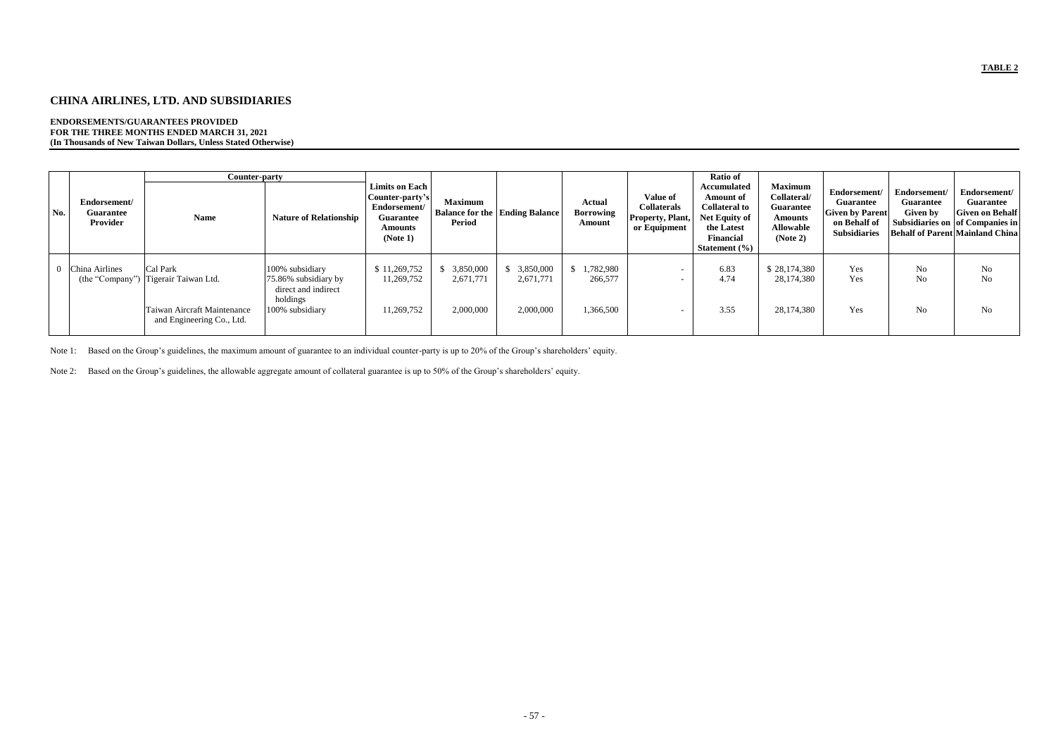**TABLE 2**

# CHINA AIRLINES, LTD. AND SUBSIDIARIES

**ENDORSEMENTS/GUARANTEES PROVIDED**
**FOR THE THREE MONTHS ENDED MARCH 31, 2021**
**(In Thousands of New Taiwan Dollars, Unless Stated Otherwise)**

| No. | Endorsement/ Guarantee Provider | Counter-party | | Limits on Each Counter-party's Endorsement/ Guarantee Amounts (Note 1) | Maximum Balance for the Period | Ending Balance | Actual Borrowing Amount | Value of Collaterals Property, Plant, or Equipment | Ratio of Accumulated Amount of Collateral to Net Equity of the Latest Financial Statement (%) | Maximum Collateral/ Guarantee Amounts Allowable (Note 2) | Endorsement/ Guarantee Given by Parent on Behalf of Subsidiaries | Endorsement/ Guarantee Given by Subsidiaries on Behalf of Parent | Endorsement/ Guarantee Given on Behalf of Companies in Mainland China |
|---|---|---|---|---|---|---|---|---|---|---|---|---|---|
| | | Name | Nature of Relationship | | | | | | | | | | |
| 0 | China Airlines (the "Company") | Cal Park | 100% subsidiary | $ 11,269,752 | $ 3,850,000 | $ 3,850,000 | $ 1,782,980 | - | 6.83 | $ 28,174,380 | Yes | No | No |
| | | Tigerair Taiwan Ltd. | 75.86% subsidiary by direct and indirect holdings | 11,269,752 | 2,671,771 | 2,671,771 | 266,577 | - | 4.74 | 28,174,380 | Yes | No | No |
| | | Taiwan Aircraft Maintenance and Engineering Co., Ltd. | 100% subsidiary | 11,269,752 | 2,000,000 | 2,000,000 | 1,366,500 | - | 3.55 | 28,174,380 | Yes | No | No |

Note 1: Based on the Group's guidelines, the maximum amount of guarantee to an individual counter-party is up to 20% of the Group's shareholders' equity.

Note 2: Based on the Group's guidelines, the allowable aggregate amount of collateral guarantee is up to 50% of the Group's shareholders' equity.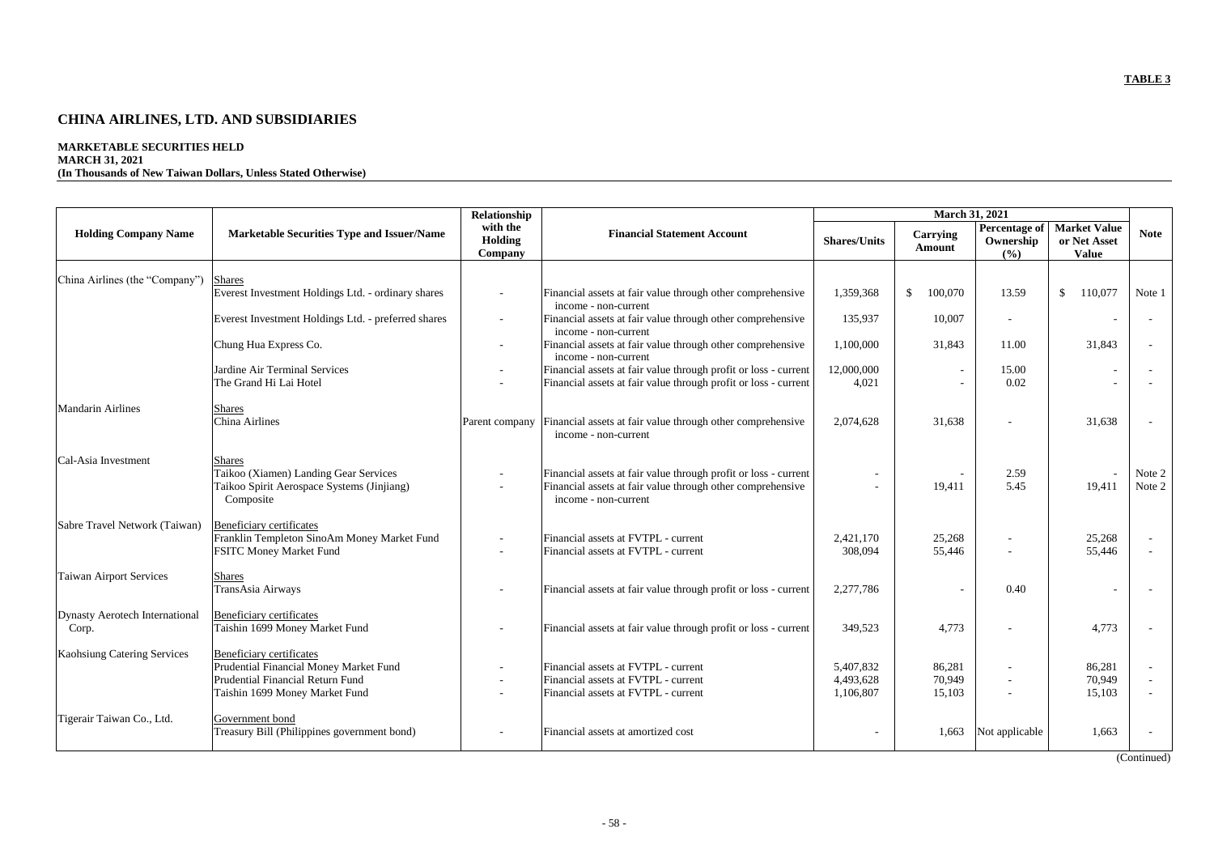**TABLE 3**

# CHINA AIRLINES, LTD. AND SUBSIDIARIES

**MARKETABLE SECURITIES HELD**
**MARCH 31, 2021**
**(In Thousands of New Taiwan Dollars, Unless Stated Otherwise)**

| Holding Company Name | Marketable Securities Type and Issuer/Name | Relationship with the Holding Company | Financial Statement Account | March 31, 2021 | | | | Note |
|---|---|---|---|---|---|---|---|---|
| | | | | Shares/Units | Carrying Amount | Percentage of Ownership (%) | Market Value or Net Asset Value | |
| China Airlines (the "Company") | Shares | | | | | | | |
| | Everest Investment Holdings Ltd. - ordinary shares | - | Financial assets at fair value through other comprehensive income - non-current | 1,359,368 | $ 100,070 | 13.59 | $ 110,077 | Note 1 |
| | Everest Investment Holdings Ltd. - preferred shares | - | Financial assets at fair value through other comprehensive income - non-current | 135,937 | 10,007 | - | - | - |
| | Chung Hua Express Co. | - | Financial assets at fair value through other comprehensive income - non-current | 1,100,000 | 31,843 | 11.00 | 31,843 | - |
| | Jardine Air Terminal Services | - | Financial assets at fair value through profit or loss - current | 12,000,000 | - | 15.00 | - | - |
| | The Grand Hi Lai Hotel | - | Financial assets at fair value through profit or loss - current | 4,021 | - | 0.02 | - | - |
| Mandarin Airlines | Shares | | | | | | | |
| | China Airlines | Parent company | Financial assets at fair value through other comprehensive income - non-current | 2,074,628 | 31,638 | - | 31,638 | - |
| Cal-Asia Investment | Shares | | | | | | | |
| | Taikoo (Xiamen) Landing Gear Services | - | Financial assets at fair value through profit or loss - current | - | - | 2.59 | - | Note 2 |
| | Taikoo Spirit Aerospace Systems (Jinjiang) Composite | - | Financial assets at fair value through other comprehensive income - non-current | - | 19,411 | 5.45 | 19,411 | Note 2 |
| Sabre Travel Network (Taiwan) | Beneficiary certificates | | | | | | | |
| | Franklin Templeton SinoAm Money Market Fund | - | Financial assets at FVTPL - current | 2,421,170 | 25,268 | - | 25,268 | - |
| | FSITC Money Market Fund | - | Financial assets at FVTPL - current | 308,094 | 55,446 | - | 55,446 | - |
| Taiwan Airport Services | Shares | | | | | | | |
| | TransAsia Airways | - | Financial assets at fair value through profit or loss - current | 2,277,786 | - | 0.40 | - | - |
| Dynasty Aerotech International Corp. | Beneficiary certificates | | | | | | | |
| | Taishin 1699 Money Market Fund | - | Financial assets at fair value through profit or loss - current | 349,523 | 4,773 | - | 4,773 | - |
| Kaohsiung Catering Services | Beneficiary certificates | | | | | | | |
| | Prudential Financial Money Market Fund | - | Financial assets at FVTPL - current | 5,407,832 | 86,281 | - | 86,281 | - |
| | Prudential Financial Return Fund | - | Financial assets at FVTPL - current | 4,493,628 | 70,949 | - | 70,949 | - |
| | Taishin 1699 Money Market Fund | - | Financial assets at FVTPL - current | 1,106,807 | 15,103 | - | 15,103 | - |
| Tigerair Taiwan Co., Ltd. | Government bond | | | | | | | |
| | Treasury Bill (Philippines government bond) | - | Financial assets at amortized cost | - | 1,663 | Not applicable | 1,663 | - |

(Continued)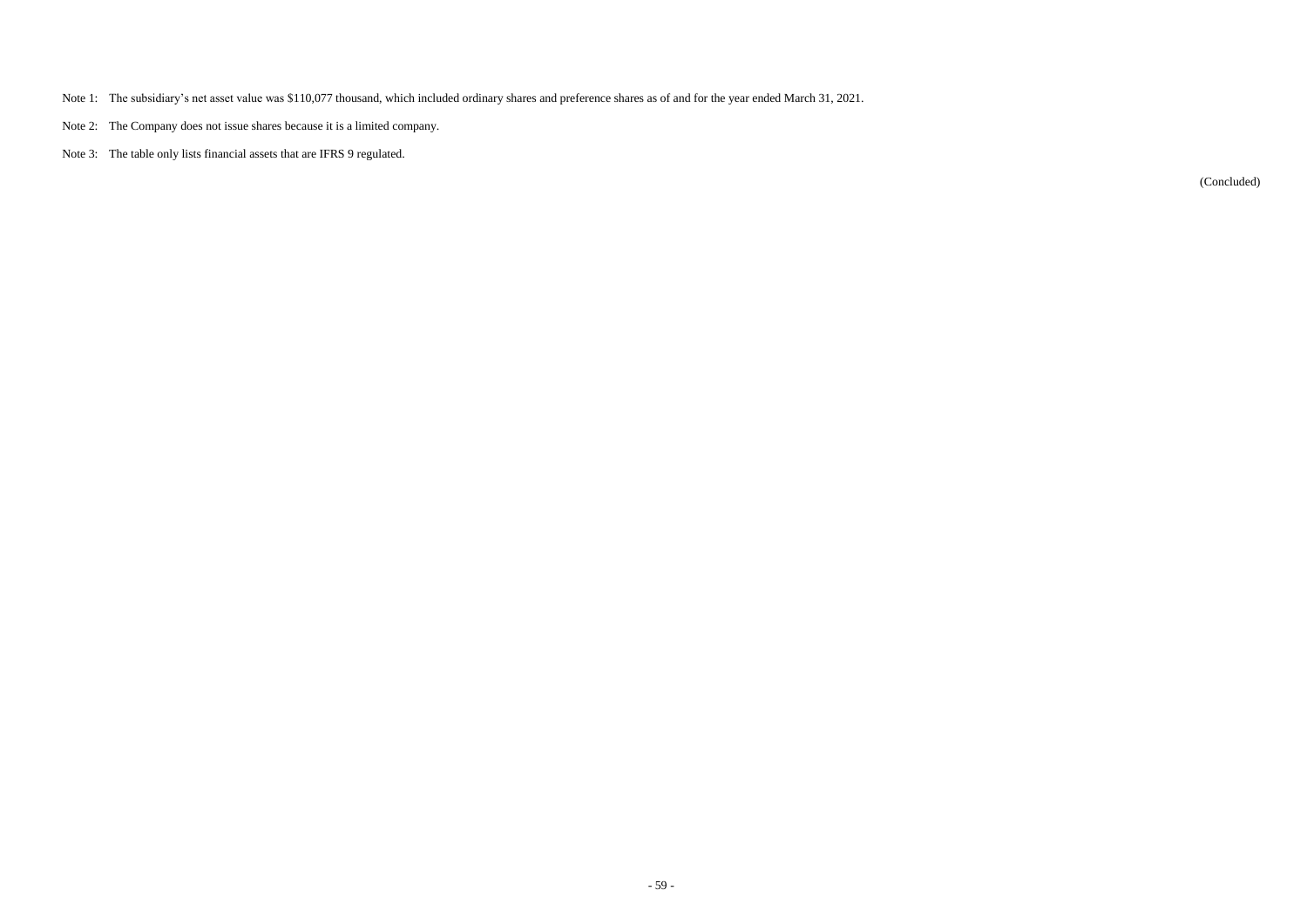Note 1: The subsidiary's net asset value was $110,077 thousand, which included ordinary shares and preference shares as of and for the year ended March 31, 2021.

Note 2: The Company does not issue shares because it is a limited company.

Note 3: The table only lists financial assets that are IFRS 9 regulated.

(Concluded)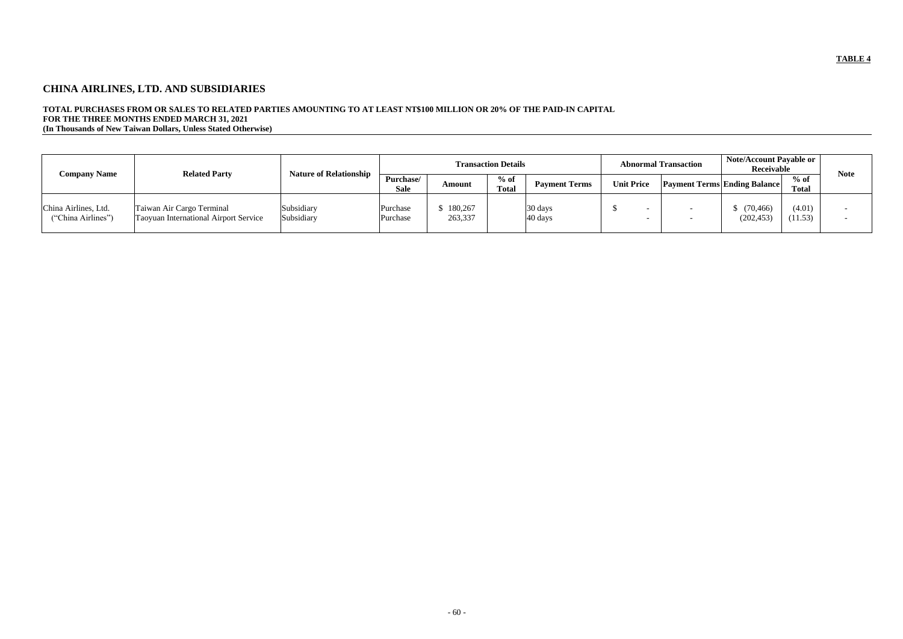**TABLE 4**

## CHINA AIRLINES, LTD. AND SUBSIDIARIES

**TOTAL PURCHASES FROM OR SALES TO RELATED PARTIES AMOUNTING TO AT LEAST NT$100 MILLION OR 20% OF THE PAID-IN CAPITAL**
**FOR THE THREE MONTHS ENDED MARCH 31, 2021**
**(In Thousands of New Taiwan Dollars, Unless Stated Otherwise)**

| Company Name | Related Party | Nature of Relationship | Transaction Details | | | | Abnormal Transaction | | Note/Account Payable or Receivable | | Note |
|---|---|---|---|---|---|---|---|---|---|---|---|
| | | | Purchase/ Sale | Amount | % of Total | Payment Terms | Unit Price | Payment Terms | Ending Balance | % of Total | |
| China Airlines, Ltd. ("China Airlines") | Taiwan Air Cargo Terminal | Subsidiary | Purchase | $ 180,267 | | 30 days | $ - | - | $ (70,466) | (4.01) | - |
| | Taoyuan International Airport Service | Subsidiary | Purchase | 263,337 | | 40 days | - | - | (202,453) | (11.53) | - |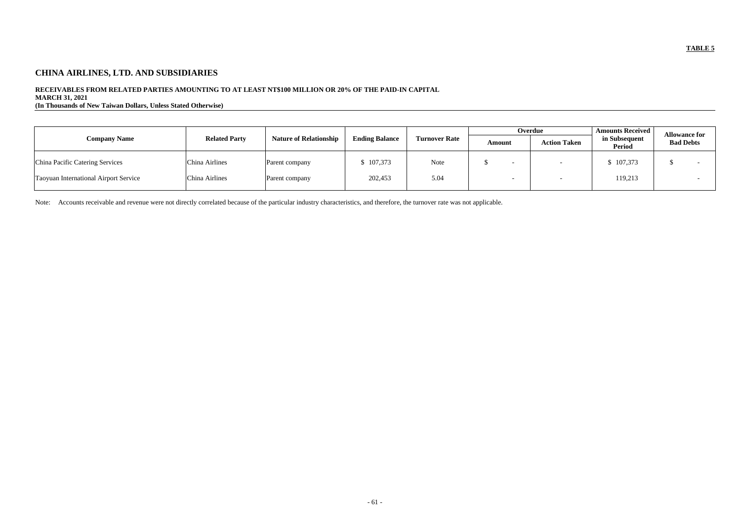**TABLE 5**

# CHINA AIRLINES, LTD. AND SUBSIDIARIES

**RECEIVABLES FROM RELATED PARTIES AMOUNTING TO AT LEAST NT$100 MILLION OR 20% OF THE PAID-IN CAPITAL**
**MARCH 31, 2021**
**(In Thousands of New Taiwan Dollars, Unless Stated Otherwise)**

| Company Name | Related Party | Nature of Relationship | Ending Balance | Turnover Rate | Overdue | | Amounts Received in Subsequent Period | Allowance for Bad Debts |
|---|---|---|---|---|---|---|---|---|
| | | | | | Amount | Action Taken | | |
| China Pacific Catering Services | China Airlines | Parent company | $ 107,373 | Note | $ - | - | $ 107,373 | $ - |
| Taoyuan International Airport Service | China Airlines | Parent company | 202,453 | 5.04 | - | - | 119,213 | - |

Note: Accounts receivable and revenue were not directly correlated because of the particular industry characteristics, and therefore, the turnover rate was not applicable.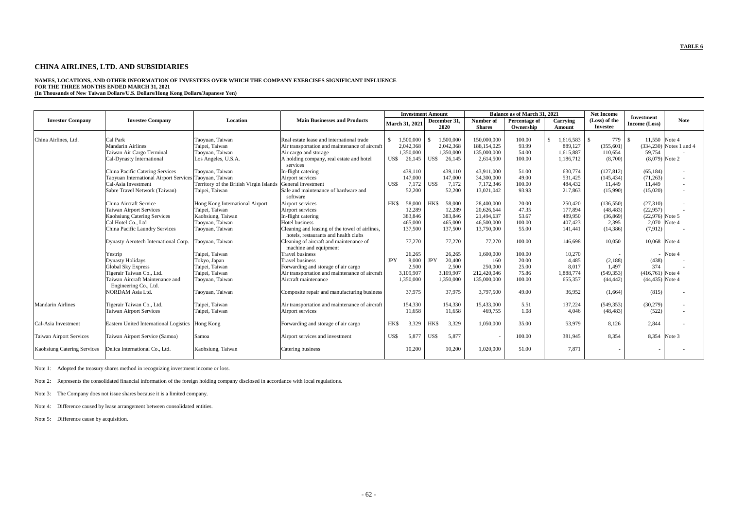**TABLE 6**

# CHINA AIRLINES, LTD. AND SUBSIDIARIES

**NAMES, LOCATIONS, AND OTHER INFORMATION OF INVESTEES OVER WHICH THE COMPANY EXERCISES SIGNIFICANT INFLUENCE**
**FOR THE THREE MONTHS ENDED MARCH 31, 2021**
**(In Thousands of New Taiwan Dollars/U.S. Dollars/Hong Kong Dollars/Japanese Yen)**

| Investor Company | Investee Company | Location | Main Businesses and Products | Investment Amount | | Balance as of March 31, 2021 | | | Net Income (Loss) of the Investee | Investment Income (Loss) | Note |
|---|---|---|---|---|---|---|---|---|---|---|---|
| | | | | March 31, 2021 | December 31, 2020 | Number of Shares | Percentage of Ownership | Carrying Amount | | | |
| China Airlines, Ltd. | Cal Park | Taoyuan, Taiwan | Real estate lease and international trade | $ 1,500,000 | $ 1,500,000 | 150,000,000 | 100.00 | $ 1,616,583 | $ 779 | $ 11,550 | Note 4 |
| | Mandarin Airlines | Taipei, Taiwan | Air transportation and maintenance of aircraft | 2,042,368 | 2,042,368 | 188,154,025 | 93.99 | 889,127 | (355,601) | (334,230) | Notes 1 and 4 |
| | Taiwan Air Cargo Terminal | Taoyuan, Taiwan | Air cargo and storage | 1,350,000 | 1,350,000 | 135,000,000 | 54.00 | 1,615,887 | 110,654 | 59,754 | - |
| | Cal-Dynasty International | Los Angeles, U.S.A. | A holding company, real estate and hotel services | US$ 26,145 | US$ 26,145 | 2,614,500 | 100.00 | 1,186,712 | (8,700) | (8,079) | Note 2 |
| | China Pacific Catering Services | Taoyuan, Taiwan | In-flight catering | 439,110 | 439,110 | 43,911,000 | 51.00 | 630,774 | (127,812) | (65,184) | - |
| | Taoyuan International Airport Services | Taoyuan, Taiwan | Airport services | 147,000 | 147,000 | 34,300,000 | 49.00 | 531,425 | (145,434) | (71,263) | - |
| | Cal-Asia Investment | Territory of the British Virgin Islands | General investment | US$ 7,172 | US$ 7,172 | 7,172,346 | 100.00 | 484,432 | 11,449 | 11,449 | - |
| | Sabre Travel Network (Taiwan) | Taipei, Taiwan | Sale and maintenance of hardware and software | 52,200 | 52,200 | 13,021,042 | 93.93 | 217,863 | (15,990) | (15,020) | - |
| | China Aircraft Service | Hong Kong International Airport | Airport services | HK$ 58,000 | HK$ 58,000 | 28,400,000 | 20.00 | 250,420 | (136,550) | (27,310) | - |
| | Taiwan Airport Services | Taipei, Taiwan | Airport services | 12,289 | 12,289 | 20,626,644 | 47.35 | 177,894 | (48,483) | (22,957) | - |
| | Kaohsiung Catering Services | Kaohsiung, Taiwan | In-flight catering | 383,846 | 383,846 | 21,494,637 | 53.67 | 489,950 | (36,869) | (22,976) | Note 5 |
| | Cal Hotel Co., Ltd | Taoyuan, Taiwan | Hotel business | 465,000 | 465,000 | 46,500,000 | 100.00 | 407,423 | 2,395 | 2,070 | Note 4 |
| | China Pacific Laundry Services | Taoyuan, Taiwan | Cleaning and leasing of the towel of airlines, hotels, restaurants and health clubs | 137,500 | 137,500 | 13,750,000 | 55.00 | 141,441 | (14,386) | (7,912) | - |
| | Dynasty Aerotech International Corp. | Taoyuan, Taiwan | Cleaning of aircraft and maintenance of machine and equipment | 77,270 | 77,270 | 77,270 | 100.00 | 146,698 | 10,050 | 10,068 | Note 4 |
| | Yestrip | Taipei, Taiwan | Travel business | 26,265 | 26,265 | 1,600,000 | 100.00 | 10,270 | - | - | Note 4 |
| | Dynasty Holidays | Tokyo, Japan | Travel business | JPY 8,000 | JPY 20,400 | 160 | 20.00 | 4,485 | (2,188) | (438) | - |
| | Global Sky Express | Taipei, Taiwan | Forwarding and storage of air cargo | 2,500 | 2,500 | 250,000 | 25.00 | 8,017 | 1,497 | 374 | - |
| | Tigerair Taiwan Co., Ltd. | Taipei, Taiwan | Air transportation and maintenance of aircraft | 3,109,907 | 3,109,907 | 212,420,046 | 75.86 | 1,888,774 | (549,353) | (416,761) | Note 4 |
| | Taiwan Aircraft Maintenance and Engineering Co., Ltd. | Taoyuan, Taiwan | Aircraft maintenance | 1,350,000 | 1,350,000 | 135,000,000 | 100.00 | 655,357 | (44,442) | (44,435) | Note 4 |
| | NORDAM Asia Ltd. | Taoyuan, Taiwan | Composite repair and manufacturing business | 37,975 | 37,975 | 3,797,500 | 49.00 | 36,952 | (1,664) | (815) | - |
| Mandarin Airlines | Tigerair Taiwan Co., Ltd. | Taipei, Taiwan | Air transportation and maintenance of aircraft | 154,330 | 154,330 | 15,433,000 | 5.51 | 137,224 | (549,353) | (30,279) | - |
| | Taiwan Airport Services | Taipei, Taiwan | Airport services | 11,658 | 11,658 | 469,755 | 1.08 | 4,046 | (48,483) | (522) | - |
| Cal-Asia Investment | Eastern United International Logistics | Hong Kong | Forwarding and storage of air cargo | HK$ 3,329 | HK$ 3,329 | 1,050,000 | 35.00 | 53,979 | 8,126 | 2,844 | - |
| Taiwan Airport Services | Taiwan Airport Service (Samoa) | Samoa | Airport services and investment | US$ 5,877 | US$ 5,877 | - | 100.00 | 381,945 | 8,354 | 8,354 | Note 3 |
| Kaohsiung Catering Services | Delica International Co., Ltd. | Kaohsiung, Taiwan | Catering business | 10,200 | 10,200 | 1,020,000 | 51.00 | 7,871 | - | - | - |

Note 1: Adopted the treasury shares method in recognizing investment income or loss.

Note 2: Represents the consolidated financial information of the foreign holding company disclosed in accordance with local regulations.

Note 3: The Company does not issue shares because it is a limited company.

Note 4: Difference caused by lease arrangement between consolidated entities.

Note 5: Difference cause by acquisition.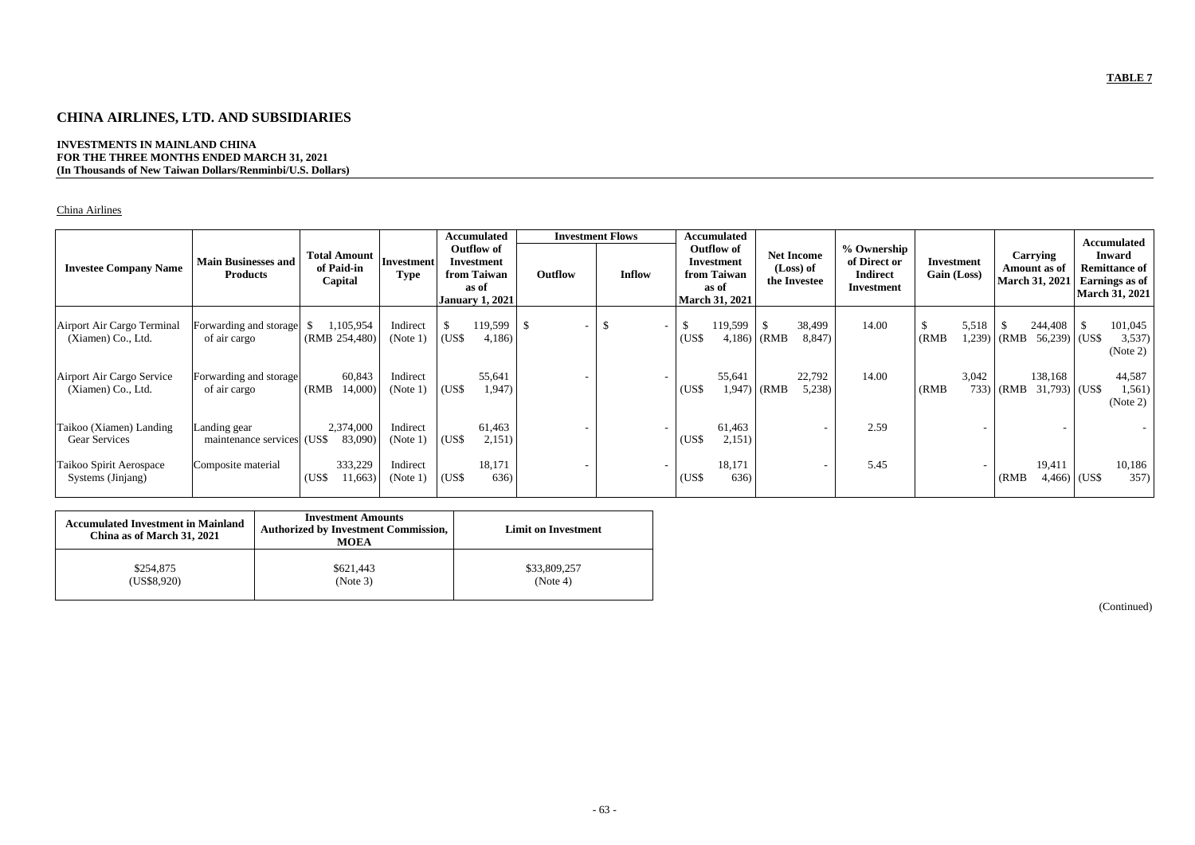**TABLE 7**

# CHINA AIRLINES, LTD. AND SUBSIDIARIES

**INVESTMENTS IN MAINLAND CHINA**
**FOR THE THREE MONTHS ENDED MARCH 31, 2021**
**(In Thousands of New Taiwan Dollars/Renminbi/U.S. Dollars)**

China Airlines

| Investee Company Name | Main Businesses and Products | Total Amount of Paid-in Capital | Investment Type | Accumulated Outflow of Investment from Taiwan as of January 1, 2021 | Investment Flows | | Accumulated Outflow of Investment from Taiwan as of March 31, 2021 | Net Income (Loss) of the Investee | % Ownership of Direct or Indirect Investment | Investment Gain (Loss) | Carrying Amount as of March 31, 2021 | Accumulated Inward Remittance of Earnings as of March 31, 2021 |
|---|---|---|---|---|---|---|---|---|---|---|---|---|
| | | | | | Outflow | Inflow | | | | | | |
| Airport Air Cargo Terminal (Xiamen) Co., Ltd. | Forwarding and storage of air cargo | $ 1,105,954 (RMB 254,480) | Indirect (Note 1) | $ 119,599 (US$ 4,186) | $ - | $ - | $ 119,599 (US$ 4,186) | $ 38,499 (RMB 8,847) | 14.00 | $ 5,518 (RMB 1,239) | $ 244,408 (RMB 56,239) | $ 101,045 (US$ 3,537) (Note 2) |
| Airport Air Cargo Service (Xiamen) Co., Ltd. | Forwarding and storage of air cargo | 60,843 (RMB 14,000) | Indirect (Note 1) | 55,641 (US$ 1,947) | - | - | 55,641 (US$ 1,947) | 22,792 (RMB 5,238) | 14.00 | 3,042 (RMB 733) | 138,168 (RMB 31,793) | 44,587 (US$ 1,561) (Note 2) |
| Taikoo (Xiamen) Landing Gear Services | Landing gear maintenance services | 2,374,000 (US$ 83,090) | Indirect (Note 1) | 61,463 (US$ 2,151) | - | - | 61,463 (US$ 2,151) | - | 2.59 | - | - | - |
| Taikoo Spirit Aerospace Systems (Jinjang) | Composite material | 333,229 (US$ 11,663) | Indirect (Note 1) | 18,171 (US$ 636) | - | - | 18,171 (US$ 636) | - | 5.45 | - | 19,411 (RMB 4,466) | 10,186 (US$ 357) |

| Accumulated Investment in Mainland China as of March 31, 2021 | Investment Amounts Authorized by Investment Commission, MOEA | Limit on Investment |
|---|---|---|
| $254,875 (US$8,920) | $621,443 (Note 3) | $33,809,257 (Note 4) |

(Continued)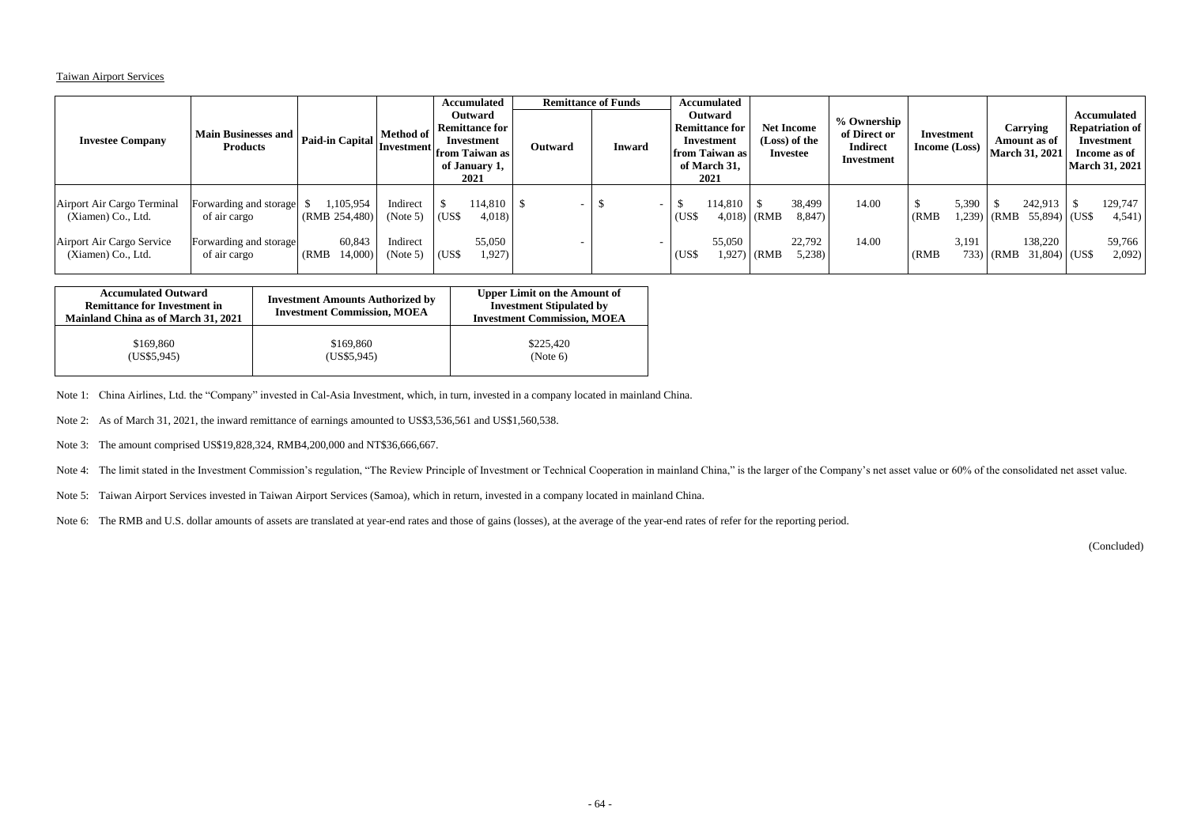Taiwan Airport Services

| Investee Company | Main Businesses and Products | Paid-in Capital | Method of Investment | Accumulated Outward Remittance for Investment from Taiwan as of January 1, 2021 | Remittance of Funds | | Accumulated Outward Remittance for Investment from Taiwan as of March 31, 2021 | Net Income (Loss) of the Investee | % Ownership of Direct or Indirect Investment | Investment Income (Loss) | Carrying Amount as of March 31, 2021 | Accumulated Repatriation of Investment Income as of March 31, 2021 |
|---|---|---|---|---|---|---|---|---|---|---|---|---|
| | | | | | Outward | Inward | | | | | | |
| Airport Air Cargo Terminal (Xiamen) Co., Ltd. | Forwarding and storage of air cargo | $ 1,105,954 (RMB 254,480) | Indirect (Note 5) | $ 114,810 (US$ 4,018) | $ - | $ - | $ 114,810 (US$ 4,018) | $ 38,499 (RMB 8,847) | 14.00 | $ 5,390 (RMB 1,239) | $ 242,913 (RMB 55,894) | $ 129,747 (US$ 4,541) |
| Airport Air Cargo Service (Xiamen) Co., Ltd. | Forwarding and storage of air cargo | 60,843 (RMB 14,000) | Indirect (Note 5) | 55,050 (US$ 1,927) | - | - | 55,050 (US$ 1,927) | 22,792 (RMB 5,238) | 14.00 | 3,191 (RMB 733) | 138,220 (RMB 31,804) | 59,766 (US$ 2,092) |

| Accumulated Outward Remittance for Investment in Mainland China as of March 31, 2021 | Investment Amounts Authorized by Investment Commission, MOEA | Upper Limit on the Amount of Investment Stipulated by Investment Commission, MOEA |
|---|---|---|
| $169,860 (US$5,945) | $169,860 (US$5,945) | $225,420 (Note 6) |

Note 1: China Airlines, Ltd. the "Company" invested in Cal-Asia Investment, which, in turn, invested in a company located in mainland China.

Note 2: As of March 31, 2021, the inward remittance of earnings amounted to US$3,536,561 and US$1,560,538.

Note 3: The amount comprised US$19,828,324, RMB4,200,000 and NT$36,666,667.

Note 4: The limit stated in the Investment Commission's regulation, "The Review Principle of Investment or Technical Cooperation in mainland China," is the larger of the Company's net asset value or 60% of the consolidated net asset value.

Note 5: Taiwan Airport Services invested in Taiwan Airport Services (Samoa), which in return, invested in a company located in mainland China.

Note 6: The RMB and U.S. dollar amounts of assets are translated at year-end rates and those of gains (losses), at the average of the year-end rates of refer for the reporting period.

(Concluded)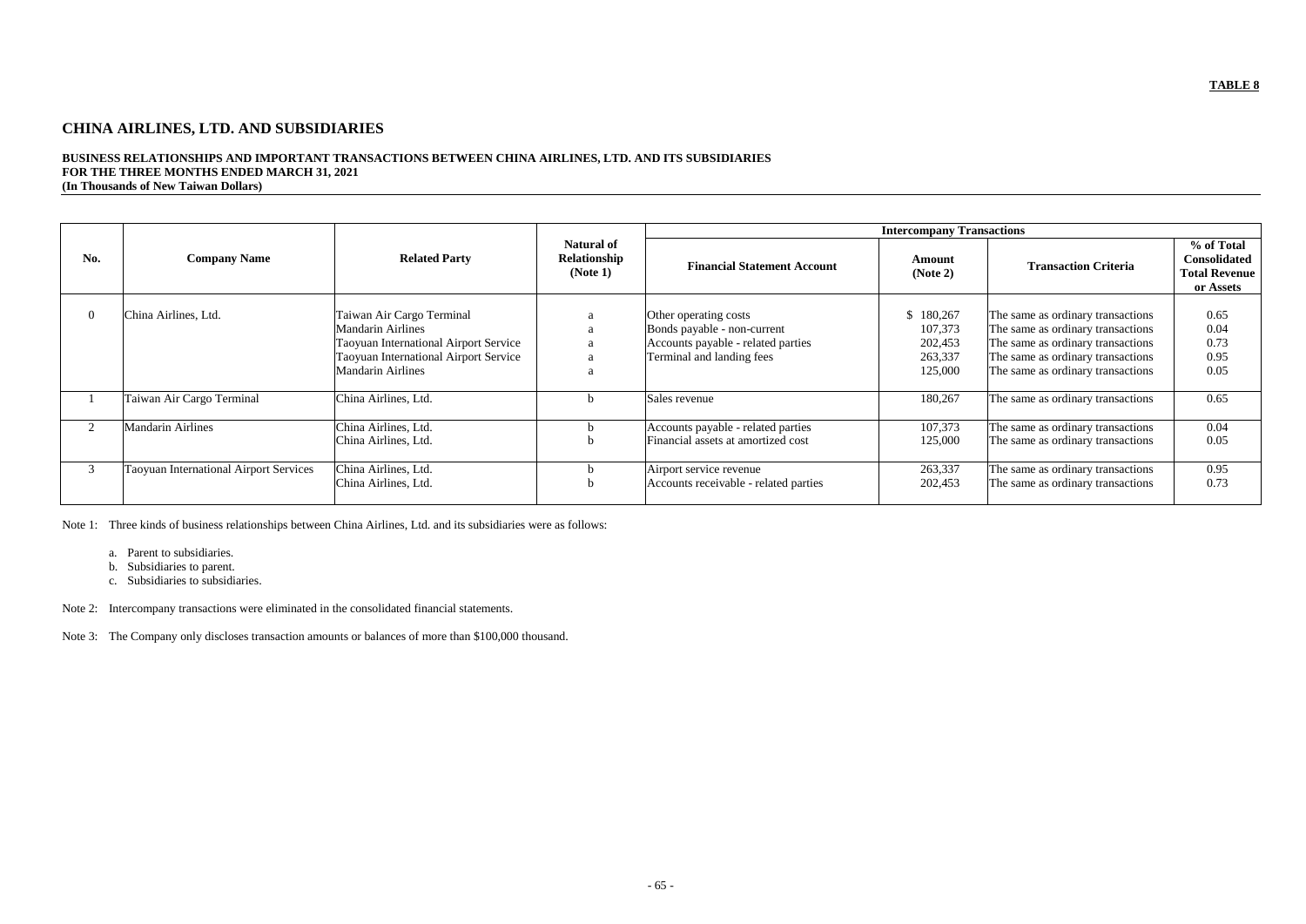**TABLE 8**

## CHINA AIRLINES, LTD. AND SUBSIDIARIES

**BUSINESS RELATIONSHIPS AND IMPORTANT TRANSACTIONS BETWEEN CHINA AIRLINES, LTD. AND ITS SUBSIDIARIES**
**FOR THE THREE MONTHS ENDED MARCH 31, 2021**
**(In Thousands of New Taiwan Dollars)**

| No. | Company Name | Related Party | Natural of Relationship (Note 1) | Intercompany Transactions | | | |
|---|---|---|---|---|---|---|---|
| | | | | Financial Statement Account | Amount (Note 2) | Transaction Criteria | % of Total Consolidated Total Revenue or Assets |
| 0 | China Airlines, Ltd. | Taiwan Air Cargo Terminal | a | Other operating costs | $ 180,267 | The same as ordinary transactions | 0.65 |
| | | Mandarin Airlines | a | Bonds payable - non-current | 107,373 | The same as ordinary transactions | 0.04 |
| | | Taoyuan International Airport Service | a | Accounts payable - related parties | 202,453 | The same as ordinary transactions | 0.73 |
| | | Taoyuan International Airport Service | a | Terminal and landing fees | 263,337 | The same as ordinary transactions | 0.95 |
| | | Mandarin Airlines | a | | 125,000 | The same as ordinary transactions | 0.05 |
| 1 | Taiwan Air Cargo Terminal | China Airlines, Ltd. | b | Sales revenue | 180,267 | The same as ordinary transactions | 0.65 |
| 2 | Mandarin Airlines | China Airlines, Ltd. | b | Accounts payable - related parties | 107,373 | The same as ordinary transactions | 0.04 |
| | | China Airlines, Ltd. | b | Financial assets at amortized cost | 125,000 | The same as ordinary transactions | 0.05 |
| 3 | Taoyuan International Airport Services | China Airlines, Ltd. | b | Airport service revenue | 263,337 | The same as ordinary transactions | 0.95 |
| | | China Airlines, Ltd. | b | Accounts receivable - related parties | 202,453 | The same as ordinary transactions | 0.73 |

Note 1: Three kinds of business relationships between China Airlines, Ltd. and its subsidiaries were as follows:

a. Parent to subsidiaries.
b. Subsidiaries to parent.
c. Subsidiaries to subsidiaries.

Note 2: Intercompany transactions were eliminated in the consolidated financial statements.

Note 3: The Company only discloses transaction amounts or balances of more than $100,000 thousand.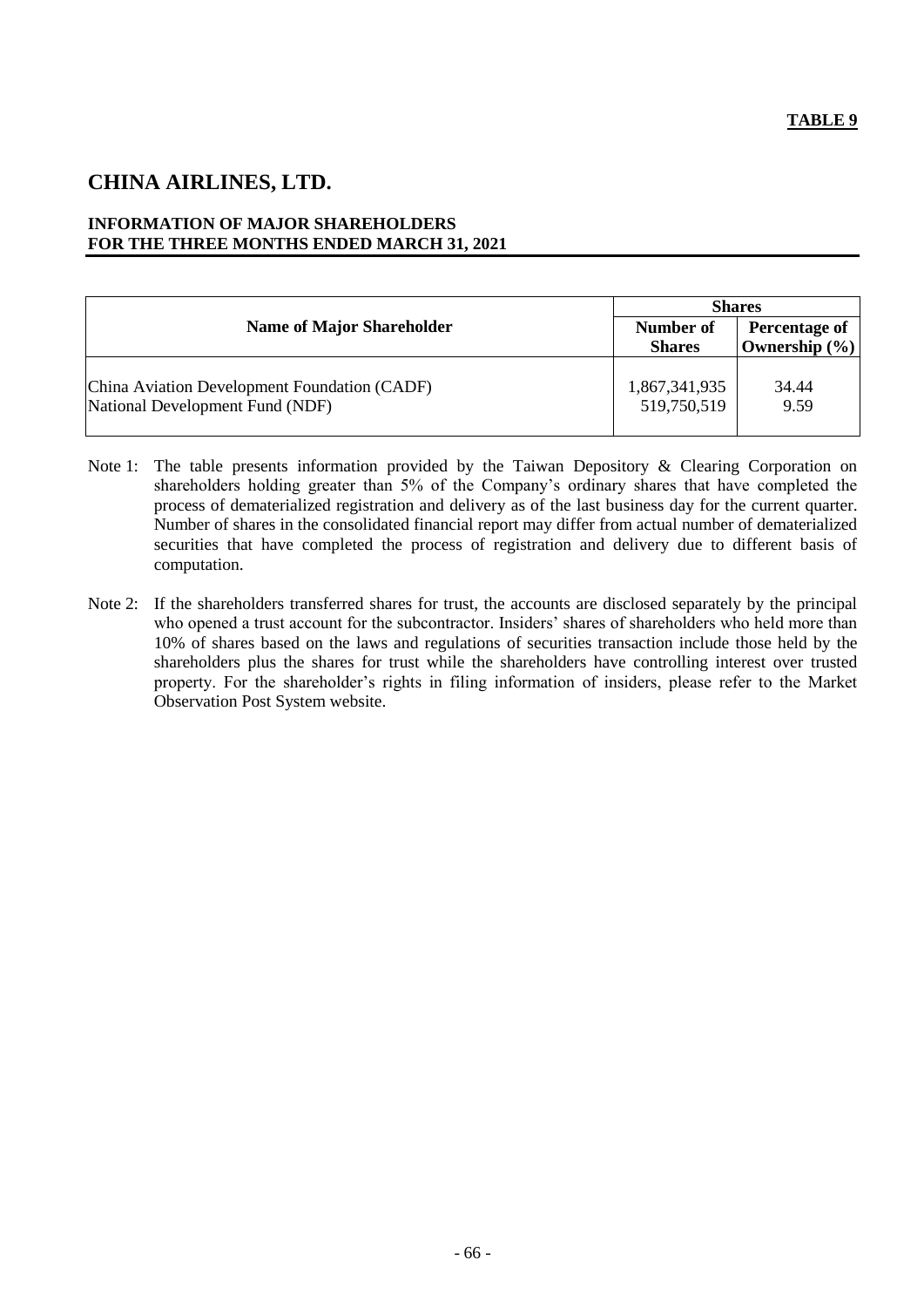**TABLE 9**

# CHINA AIRLINES, LTD.

**INFORMATION OF MAJOR SHAREHOLDERS**
**FOR THE THREE MONTHS ENDED MARCH 31, 2021**

| Name of Major Shareholder | Shares | |
|---|---|---|
| | Number of Shares | Percentage of Ownership (%) |
| China Aviation Development Foundation (CADF) | 1,867,341,935 | 34.44 |
| National Development Fund (NDF) | 519,750,519 | 9.59 |

Note 1: The table presents information provided by the Taiwan Depository & Clearing Corporation on shareholders holding greater than 5% of the Company's ordinary shares that have completed the process of dematerialized registration and delivery as of the last business day for the current quarter. Number of shares in the consolidated financial report may differ from actual number of dematerialized securities that have completed the process of registration and delivery due to different basis of computation.

Note 2: If the shareholders transferred shares for trust, the accounts are disclosed separately by the principal who opened a trust account for the subcontractor. Insiders' shares of shareholders who held more than 10% of shares based on the laws and regulations of securities transaction include those held by the shareholders plus the shares for trust while the shareholders have controlling interest over trusted property. For the shareholder's rights in filing information of insiders, please refer to the Market Observation Post System website.